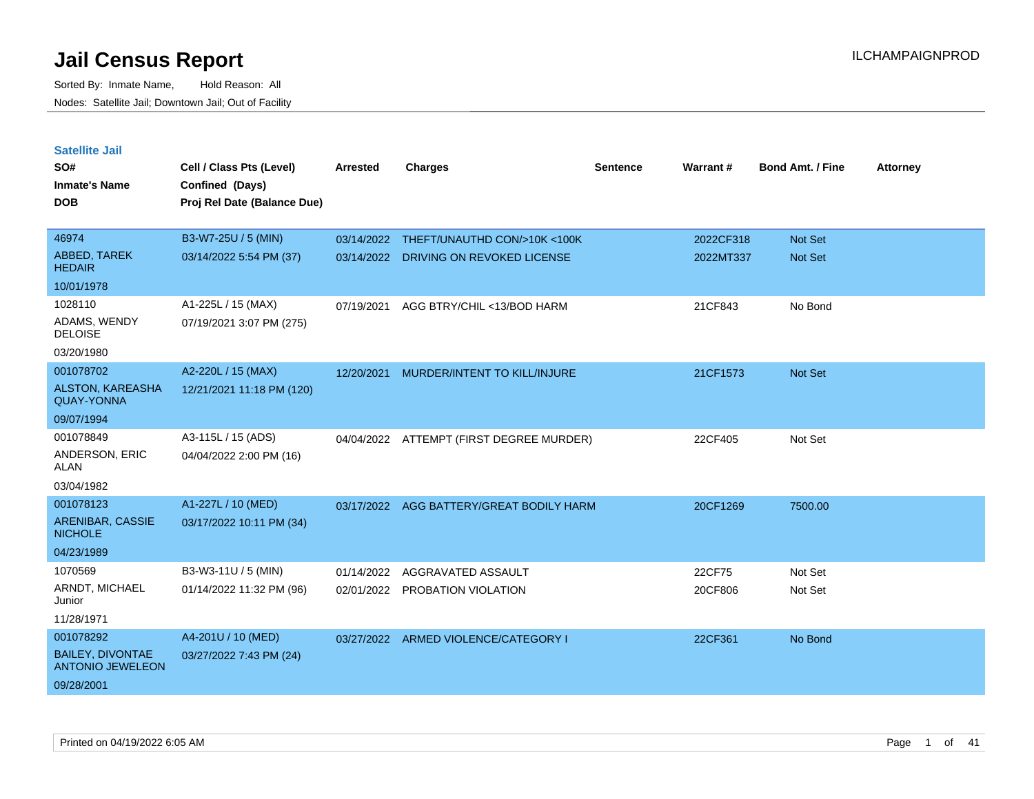# Jail Census Report

Sorted By: Inmate Name, Hold Reason: All

Nodes: Satellite Jail; Downtown Jail; Out of Facility

ILCHAMPAIGNPROD

## Satellite Jail

| SO# / Inmate's Name / DOB | Cell / Class Pts (Level) / Confined (Days) / Proj Rel Date (Balance Due) | Arrested | Charges | Sentence | Warrant # | Bond Amt. / Fine | Attorney |
|---|---|---|---|---|---|---|---|
| 46974<br>ABBED, TAREK HEDAIR<br>10/01/1978 | B3-W7-25U / 5 (MIN)<br>03/14/2022 5:54 PM (37) | 03/14/2022<br>03/14/2022 | THEFT/UNAUTHD CON/>10K <100K<br>DRIVING ON REVOKED LICENSE | | 2022CF318<br>2022MT337 | Not Set<br>Not Set | |
| 1028110<br>ADAMS, WENDY DELOISE<br>03/20/1980 | A1-225L / 15 (MAX)<br>07/19/2021 3:07 PM (275) | 07/19/2021 | AGG BTRY/CHIL <13/BOD HARM | | 21CF843 | No Bond | |
| 001078702<br>ALSTON, KAREASHA QUAY-YONNA<br>09/07/1994 | A2-220L / 15 (MAX)<br>12/21/2021 11:18 PM (120) | 12/20/2021 | MURDER/INTENT TO KILL/INJURE | | 21CF1573 | Not Set | |
| 001078849<br>ANDERSON, ERIC ALAN<br>03/04/1982 | A3-115L / 15 (ADS)<br>04/04/2022 2:00 PM (16) | 04/04/2022 | ATTEMPT (FIRST DEGREE MURDER) | | 22CF405 | Not Set | |
| 001078123<br>ARENIBAR, CASSIE NICHOLE<br>04/23/1989 | A1-227L / 10 (MED)<br>03/17/2022 10:11 PM (34) | 03/17/2022 | AGG BATTERY/GREAT BODILY HARM | | 20CF1269 | 7500.00 | |
| 1070569<br>ARNDT, MICHAEL Junior<br>11/28/1971 | B3-W3-11U / 5 (MIN)<br>01/14/2022 11:32 PM (96) | 01/14/2022<br>02/01/2022 | AGGRAVATED ASSAULT<br>PROBATION VIOLATION | | 22CF75<br>20CF806 | Not Set<br>Not Set | |
| 001078292<br>BAILEY, DIVONTAE ANTONIO JEWELEON<br>09/28/2001 | A4-201U / 10 (MED)<br>03/27/2022 7:43 PM (24) | 03/27/2022 | ARMED VIOLENCE/CATEGORY I | | 22CF361 | No Bond | |

Printed on 04/19/2022 6:05 AM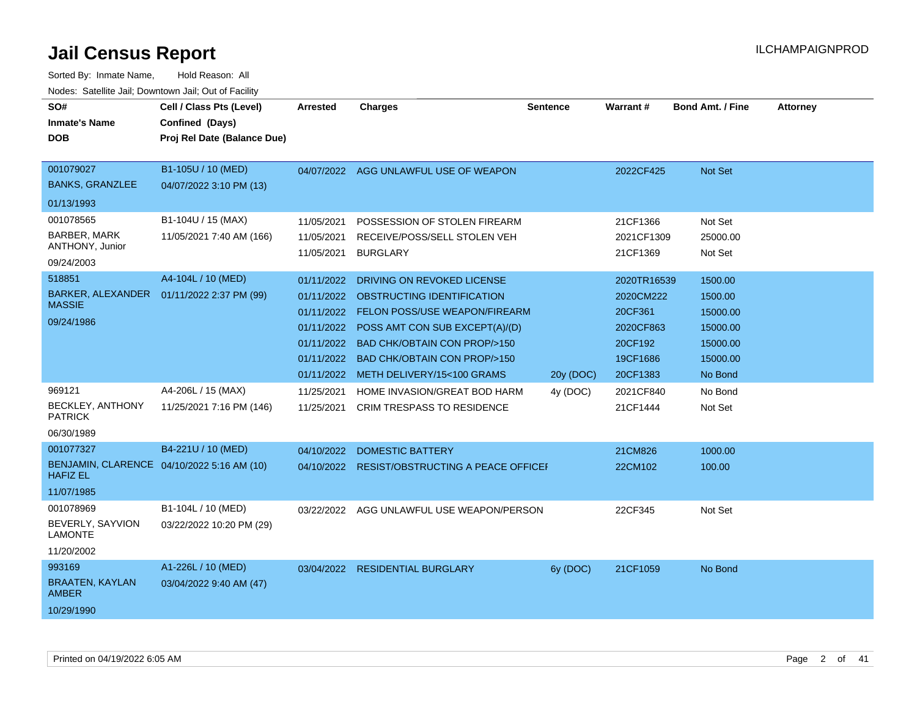# Jail Census Report

Sorted By: Inmate Name, Hold Reason: All

Nodes: Satellite Jail; Downtown Jail; Out of Facility

| SO# / Inmate's Name / DOB | Cell / Class Pts (Level) / Confined (Days) / Proj Rel Date (Balance Due) | Arrested | Charges | Sentence | Warrant # | Bond Amt. / Fine | Attorney |
|---|---|---|---|---|---|---|---|
| 001079027<br>BANKS, GRANZLEE<br>01/13/1993 | B1-105U / 10 (MED)<br>04/07/2022 3:10 PM (13) | 04/07/2022 | AGG UNLAWFUL USE OF WEAPON | | 2022CF425 | Not Set | |
| 001078565<br>BARBER, MARK ANTHONY, Junior<br>09/24/2003 | B1-104U / 15 (MAX)<br>11/05/2021 7:40 AM (166) | 11/05/2021 | POSSESSION OF STOLEN FIREARM | | 21CF1366 | Not Set | |
| | | 11/05/2021 | RECEIVE/POSS/SELL STOLEN VEH | | 2021CF1309 | 25000.00 | |
| | | 11/05/2021 | BURGLARY | | 21CF1369 | Not Set | |
| 518851<br>BARKER, ALEXANDER MASSIE<br>09/24/1986 | A4-104L / 10 (MED)<br>01/11/2022 2:37 PM (99) | 01/11/2022 | DRIVING ON REVOKED LICENSE | | 2020TR16539 | 1500.00 | |
| | | 01/11/2022 | OBSTRUCTING IDENTIFICATION | | 2020CM222 | 1500.00 | |
| | | 01/11/2022 | FELON POSS/USE WEAPON/FIREARM | | 20CF361 | 15000.00 | |
| | | 01/11/2022 | POSS AMT CON SUB EXCEPT(A)/(D) | | 2020CF863 | 15000.00 | |
| | | 01/11/2022 | BAD CHK/OBTAIN CON PROP/>150 | | 20CF192 | 15000.00 | |
| | | 01/11/2022 | BAD CHK/OBTAIN CON PROP/>150 | | 19CF1686 | 15000.00 | |
| | | 01/11/2022 | METH DELIVERY/15<100 GRAMS | 20y (DOC) | 20CF1383 | No Bond | |
| 969121<br>BECKLEY, ANTHONY PATRICK<br>06/30/1989 | A4-206L / 15 (MAX)<br>11/25/2021 7:16 PM (146) | 11/25/2021 | HOME INVASION/GREAT BOD HARM | 4y (DOC) | 2021CF840 | No Bond | |
| | | 11/25/2021 | CRIM TRESPASS TO RESIDENCE | | 21CF1444 | Not Set | |
| 001077327<br>BENJAMIN, CLARENCE HAFIZ EL<br>11/07/1985 | B4-221U / 10 (MED)<br>04/10/2022 5:16 AM (10) | 04/10/2022 | DOMESTIC BATTERY | | 21CM826 | 1000.00 | |
| | | 04/10/2022 | RESIST/OBSTRUCTING A PEACE OFFICEI | | 22CM102 | 100.00 | |
| 001078969<br>BEVERLY, SAYVION LAMONTE<br>11/20/2002 | B1-104L / 10 (MED)<br>03/22/2022 10:20 PM (29) | 03/22/2022 | AGG UNLAWFUL USE WEAPON/PERSON | | 22CF345 | Not Set | |
| 993169<br>BRAATEN, KAYLAN AMBER<br>10/29/1990 | A1-226L / 10 (MED)<br>03/04/2022 9:40 AM (47) | 03/04/2022 | RESIDENTIAL BURGLARY | 6y (DOC) | 21CF1059 | No Bond | |

Printed on 04/19/2022 6:05 AM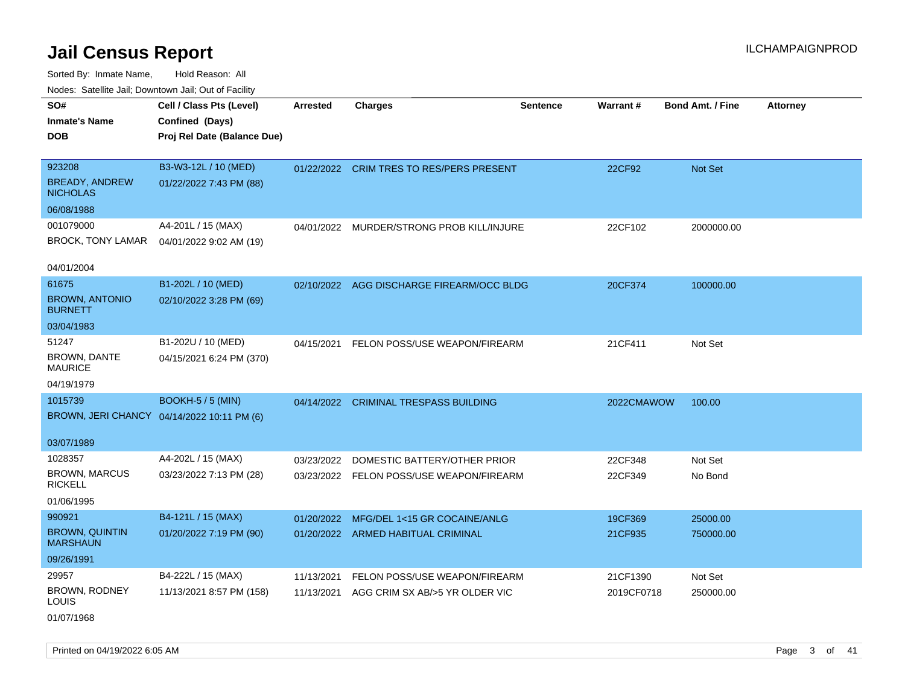# Jail Census Report

ILCHAMPAIGNPROD

Sorted By: Inmate Name, Hold Reason: All

Nodes: Satellite Jail; Downtown Jail; Out of Facility

| SO# / Inmate's Name / DOB | Cell / Class Pts (Level) / Confined (Days) / Proj Rel Date (Balance Due) | Arrested | Charges | Sentence | Warrant # | Bond Amt. / Fine | Attorney |
|---|---|---|---|---|---|---|---|
| 923208<br>BREADY, ANDREW NICHOLAS<br>06/08/1988 | B3-W3-12L / 10 (MED)<br>01/22/2022 7:43 PM (88) | 01/22/2022 | CRIM TRES TO RES/PERS PRESENT | | 22CF92 | Not Set | |
| 001079000<br>BROCK, TONY LAMAR<br>04/01/2004 | A4-201L / 15 (MAX)<br>04/01/2022 9:02 AM (19) | 04/01/2022 | MURDER/STRONG PROB KILL/INJURE | | 22CF102 | 2000000.00 | |
| 61675<br>BROWN, ANTONIO BURNETT<br>03/04/1983 | B1-202L / 10 (MED)<br>02/10/2022 3:28 PM (69) | 02/10/2022 | AGG DISCHARGE FIREARM/OCC BLDG | | 20CF374 | 100000.00 | |
| 51247<br>BROWN, DANTE MAURICE<br>04/19/1979 | B1-202U / 10 (MED)<br>04/15/2021 6:24 PM (370) | 04/15/2021 | FELON POSS/USE WEAPON/FIREARM | | 21CF411 | Not Set | |
| 1015739<br>BROWN, JERI CHANCY<br>03/07/1989 | BOOKH-5 / 5 (MIN)<br>04/14/2022 10:11 PM (6) | 04/14/2022 | CRIMINAL TRESPASS BUILDING | | 2022CMAWOW | 100.00 | |
| 1028357<br>BROWN, MARCUS RICKELL<br>01/06/1995 | A4-202L / 15 (MAX)<br>03/23/2022 7:13 PM (28) | 03/23/2022<br>03/23/2022 | DOMESTIC BATTERY/OTHER PRIOR<br>FELON POSS/USE WEAPON/FIREARM | | 22CF348<br>22CF349 | Not Set<br>No Bond | |
| 990921<br>BROWN, QUINTIN MARSHAUN<br>09/26/1991 | B4-121L / 15 (MAX)<br>01/20/2022 7:19 PM (90) | 01/20/2022<br>01/20/2022 | MFG/DEL 1<15 GR COCAINE/ANLG<br>ARMED HABITUAL CRIMINAL | | 19CF369<br>21CF935 | 25000.00<br>750000.00 | |
| 29957<br>BROWN, RODNEY LOUIS<br>01/07/1968 | B4-222L / 15 (MAX)<br>11/13/2021 8:57 PM (158) | 11/13/2021<br>11/13/2021 | FELON POSS/USE WEAPON/FIREARM<br>AGG CRIM SX AB/>5 YR OLDER VIC | | 21CF1390<br>2019CF0718 | Not Set<br>250000.00 | |

Printed on 04/19/2022 6:05 AM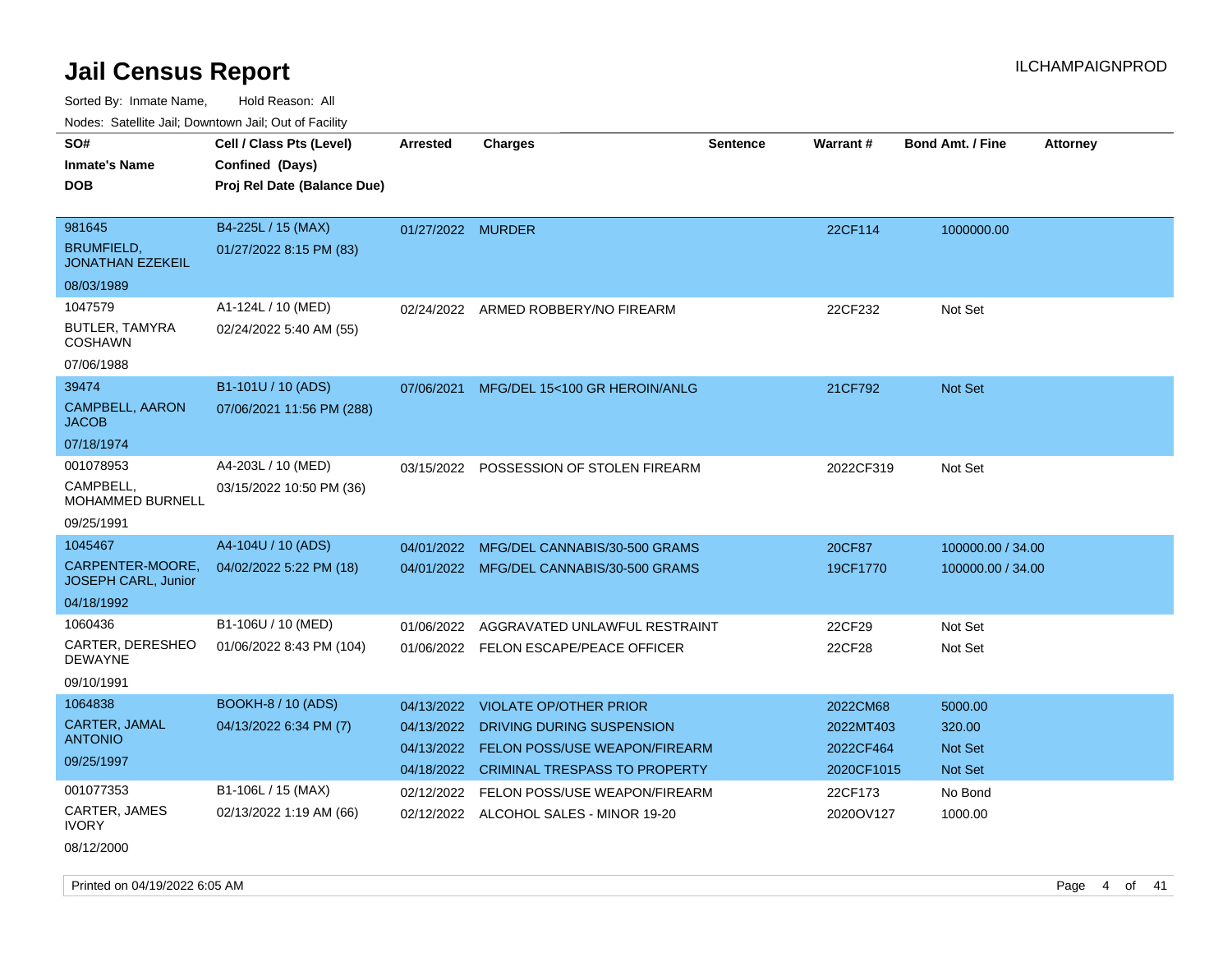# Jail Census Report

Sorted By: Inmate Name, Hold Reason: All

Nodes: Satellite Jail; Downtown Jail; Out of Facility

| SO# / Inmate's Name / DOB | Cell / Class Pts (Level) / Confined (Days) / Proj Rel Date (Balance Due) | Arrested | Charges | Sentence | Warrant # | Bond Amt. / Fine | Attorney |
|---|---|---|---|---|---|---|---|
| 981645<br>BRUMFIELD, JONATHAN EZEKEIL<br>08/03/1989 | B4-225L / 15 (MAX)<br>01/27/2022 8:15 PM (83) | 01/27/2022 | MURDER | | 22CF114 | 1000000.00 | |
| 1047579<br>BUTLER, TAMYRA COSHAWN<br>07/06/1988 | A1-124L / 10 (MED)<br>02/24/2022 5:40 AM (55) | 02/24/2022 | ARMED ROBBERY/NO FIREARM | | 22CF232 | Not Set | |
| 39474<br>CAMPBELL, AARON JACOB<br>07/18/1974 | B1-101U / 10 (ADS)<br>07/06/2021 11:56 PM (288) | 07/06/2021 | MFG/DEL 15<100 GR HEROIN/ANLG | | 21CF792 | Not Set | |
| 001078953<br>CAMPBELL, MOHAMMED BURNELL<br>09/25/1991 | A4-203L / 10 (MED)<br>03/15/2022 10:50 PM (36) | 03/15/2022 | POSSESSION OF STOLEN FIREARM | | 2022CF319 | Not Set | |
| 1045467<br>CARPENTER-MOORE, JOSEPH CARL, Junior<br>04/18/1992 | A4-104U / 10 (ADS)<br>04/02/2022 5:22 PM (18) | 04/01/2022 | MFG/DEL CANNABIS/30-500 GRAMS | | 20CF87 | 100000.00 / 34.00 | |
| | | 04/01/2022 | MFG/DEL CANNABIS/30-500 GRAMS | | 19CF1770 | 100000.00 / 34.00 | |
| 1060436<br>CARTER, DERESHEO DEWAYNE<br>09/10/1991 | B1-106U / 10 (MED)<br>01/06/2022 8:43 PM (104) | 01/06/2022 | AGGRAVATED UNLAWFUL RESTRAINT | | 22CF29 | Not Set | |
| | | 01/06/2022 | FELON ESCAPE/PEACE OFFICER | | 22CF28 | Not Set | |
| 1064838<br>CARTER, JAMAL ANTONIO<br>09/25/1997 | BOOKH-8 / 10 (ADS)<br>04/13/2022 6:34 PM (7) | 04/13/2022 | VIOLATE OP/OTHER PRIOR | | 2022CM68 | 5000.00 | |
| | | 04/13/2022 | DRIVING DURING SUSPENSION | | 2022MT403 | 320.00 | |
| | | 04/13/2022 | FELON POSS/USE WEAPON/FIREARM | | 2022CF464 | Not Set | |
| | | 04/18/2022 | CRIMINAL TRESPASS TO PROPERTY | | 2020CF1015 | Not Set | |
| 001077353<br>CARTER, JAMES IVORY<br>08/12/2000 | B1-106L / 15 (MAX)<br>02/13/2022 1:19 AM (66) | 02/12/2022 | FELON POSS/USE WEAPON/FIREARM | | 22CF173 | No Bond | |
| | | 02/12/2022 | ALCOHOL SALES - MINOR 19-20 | | 2020OV127 | 1000.00 | |

Printed on 04/19/2022 6:05 AM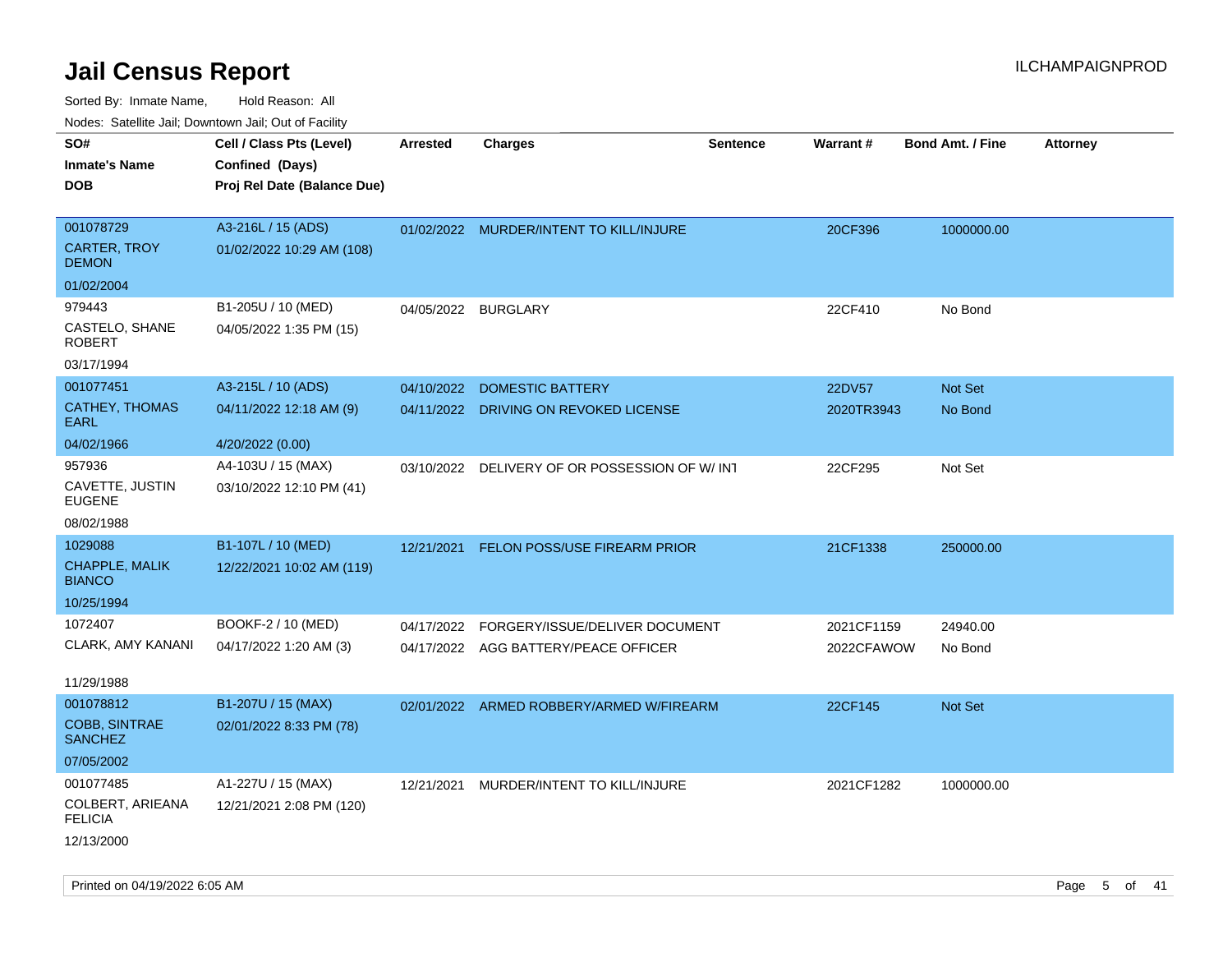# Jail Census Report

ILCHAMPAIGNPROD

Sorted By: Inmate Name, Hold Reason: All

Nodes: Satellite Jail; Downtown Jail; Out of Facility

| SO# / Inmate's Name / DOB | Cell / Class Pts (Level) / Confined (Days) / Proj Rel Date (Balance Due) | Arrested | Charges | Sentence | Warrant # | Bond Amt. / Fine | Attorney |
|---|---|---|---|---|---|---|---|
| 001078729<br>CARTER, TROY DEMON<br>01/02/2004 | A3-216L / 15 (ADS)<br>01/02/2022 10:29 AM (108) | 01/02/2022 | MURDER/INTENT TO KILL/INJURE | | 20CF396 | 1000000.00 | |
| 979443<br>CASTELO, SHANE ROBERT<br>03/17/1994 | B1-205U / 10 (MED)<br>04/05/2022 1:35 PM (15) | 04/05/2022 | BURGLARY | | 22CF410 | No Bond | |
| 001077451<br>CATHEY, THOMAS EARL<br>04/02/1966 | A3-215L / 10 (ADS)<br>04/11/2022 12:18 AM (9)<br>4/20/2022 (0.00) | 04/10/2022 | DOMESTIC BATTERY | | 22DV57 | Not Set | |
| | | 04/11/2022 | DRIVING ON REVOKED LICENSE | | 2020TR3943 | No Bond | |
| 957936<br>CAVETTE, JUSTIN EUGENE<br>08/02/1988 | A4-103U / 15 (MAX)<br>03/10/2022 12:10 PM (41) | 03/10/2022 | DELIVERY OF OR POSSESSION OF W/ INT | | 22CF295 | Not Set | |
| 1029088<br>CHAPPLE, MALIK BIANCO<br>10/25/1994 | B1-107L / 10 (MED)<br>12/22/2021 10:02 AM (119) | 12/21/2021 | FELON POSS/USE FIREARM PRIOR | | 21CF1338 | 250000.00 | |
| 1072407<br>CLARK, AMY KANANI<br>11/29/1988 | BOOKF-2 / 10 (MED)<br>04/17/2022 1:20 AM (3) | 04/17/2022 | FORGERY/ISSUE/DELIVER DOCUMENT | | 2021CF1159 | 24940.00 | |
| | | 04/17/2022 | AGG BATTERY/PEACE OFFICER | | 2022CFAWOW | No Bond | |
| 001078812<br>COBB, SINTRAE SANCHEZ<br>07/05/2002 | B1-207U / 15 (MAX)<br>02/01/2022 8:33 PM (78) | 02/01/2022 | ARMED ROBBERY/ARMED W/FIREARM | | 22CF145 | Not Set | |
| 001077485<br>COLBERT, ARIEANA FELICIA<br>12/13/2000 | A1-227U / 15 (MAX)<br>12/21/2021 2:08 PM (120) | 12/21/2021 | MURDER/INTENT TO KILL/INJURE | | 2021CF1282 | 1000000.00 | |

Printed on 04/19/2022 6:05 AM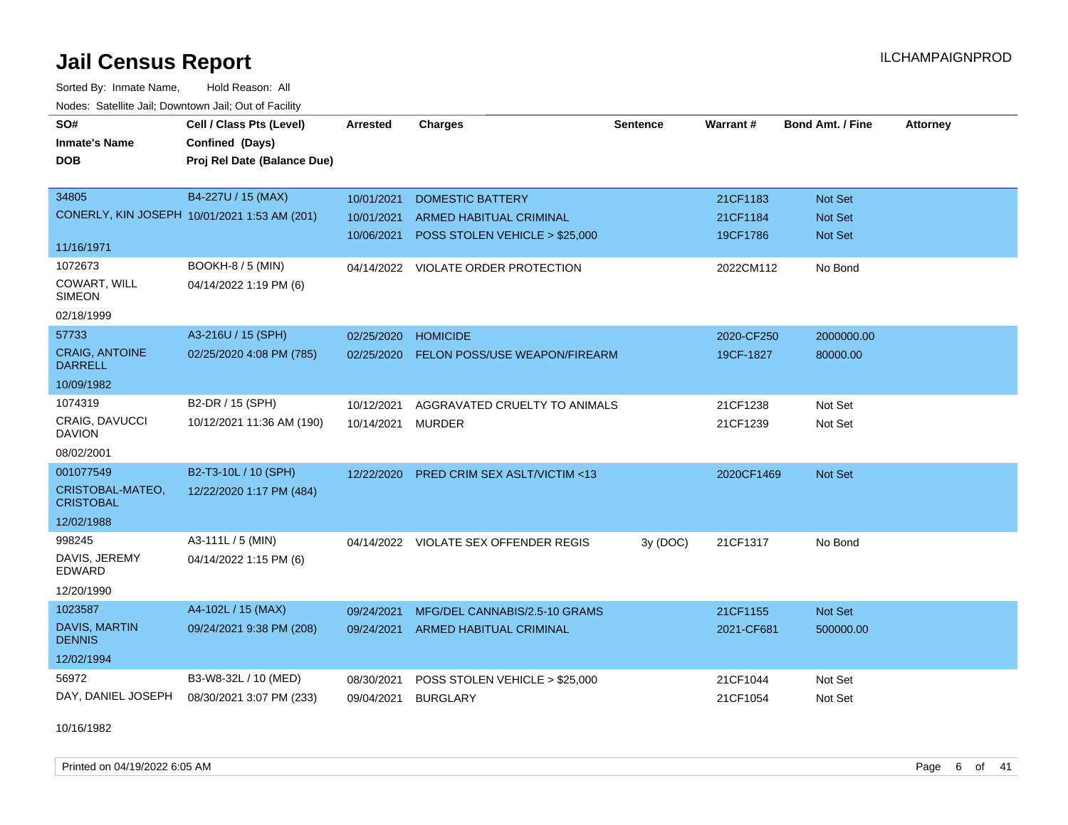# Jail Census Report

ILCHAMPAIGNPROD

Sorted By: Inmate Name, Hold Reason: All

Nodes: Satellite Jail; Downtown Jail; Out of Facility

| SO# / Inmate's Name / DOB | Cell / Class Pts (Level) / Confined (Days) / Proj Rel Date (Balance Due) | Arrested | Charges | Sentence | Warrant # | Bond Amt. / Fine | Attorney |
|---|---|---|---|---|---|---|---|
| 34805 | B4-227U / 15 (MAX) | 10/01/2021 | DOMESTIC BATTERY | | 21CF1183 | Not Set | |
| CONERLY, KIN JOSEPH | 10/01/2021 1:53 AM (201) | 10/01/2021 | ARMED HABITUAL CRIMINAL | | 21CF1184 | Not Set | |
| 11/16/1971 | | 10/06/2021 | POSS STOLEN VEHICLE > $25,000 | | 19CF1786 | Not Set | |
| 1072673 | BOOKH-8 / 5 (MIN) | 04/14/2022 | VIOLATE ORDER PROTECTION | | 2022CM112 | No Bond | |
| COWART, WILL SIMEON | 04/14/2022 1:19 PM (6) | | | | | | |
| 02/18/1999 | | | | | | | |
| 57733 | A3-216U / 15 (SPH) | 02/25/2020 | HOMICIDE | | 2020-CF250 | 2000000.00 | |
| CRAIG, ANTOINE DARRELL | 02/25/2020 4:08 PM (785) | 02/25/2020 | FELON POSS/USE WEAPON/FIREARM | | 19CF-1827 | 80000.00 | |
| 10/09/1982 | | | | | | | |
| 1074319 | B2-DR / 15 (SPH) | 10/12/2021 | AGGRAVATED CRUELTY TO ANIMALS | | 21CF1238 | Not Set | |
| CRAIG, DAVUCCI DAVION | 10/12/2021 11:36 AM (190) | 10/14/2021 | MURDER | | 21CF1239 | Not Set | |
| 08/02/2001 | | | | | | | |
| 001077549 | B2-T3-10L / 10 (SPH) | 12/22/2020 | PRED CRIM SEX ASLT/VICTIM <13 | | 2020CF1469 | Not Set | |
| CRISTOBAL-MATEO, CRISTOBAL | 12/22/2020 1:17 PM (484) | | | | | | |
| 12/02/1988 | | | | | | | |
| 998245 | A3-111L / 5 (MIN) | 04/14/2022 | VIOLATE SEX OFFENDER REGIS | 3y (DOC) | 21CF1317 | No Bond | |
| DAVIS, JEREMY EDWARD | 04/14/2022 1:15 PM (6) | | | | | | |
| 12/20/1990 | | | | | | | |
| 1023587 | A4-102L / 15 (MAX) | 09/24/2021 | MFG/DEL CANNABIS/2.5-10 GRAMS | | 21CF1155 | Not Set | |
| DAVIS, MARTIN DENNIS | 09/24/2021 9:38 PM (208) | 09/24/2021 | ARMED HABITUAL CRIMINAL | | 2021-CF681 | 500000.00 | |
| 12/02/1994 | | | | | | | |
| 56972 | B3-W8-32L / 10 (MED) | 08/30/2021 | POSS STOLEN VEHICLE > $25,000 | | 21CF1044 | Not Set | |
| DAY, DANIEL JOSEPH | 08/30/2021 3:07 PM (233) | 09/04/2021 | BURGLARY | | 21CF1054 | Not Set | |
| 10/16/1982 | | | | | | | |

Printed on 04/19/2022 6:05 AM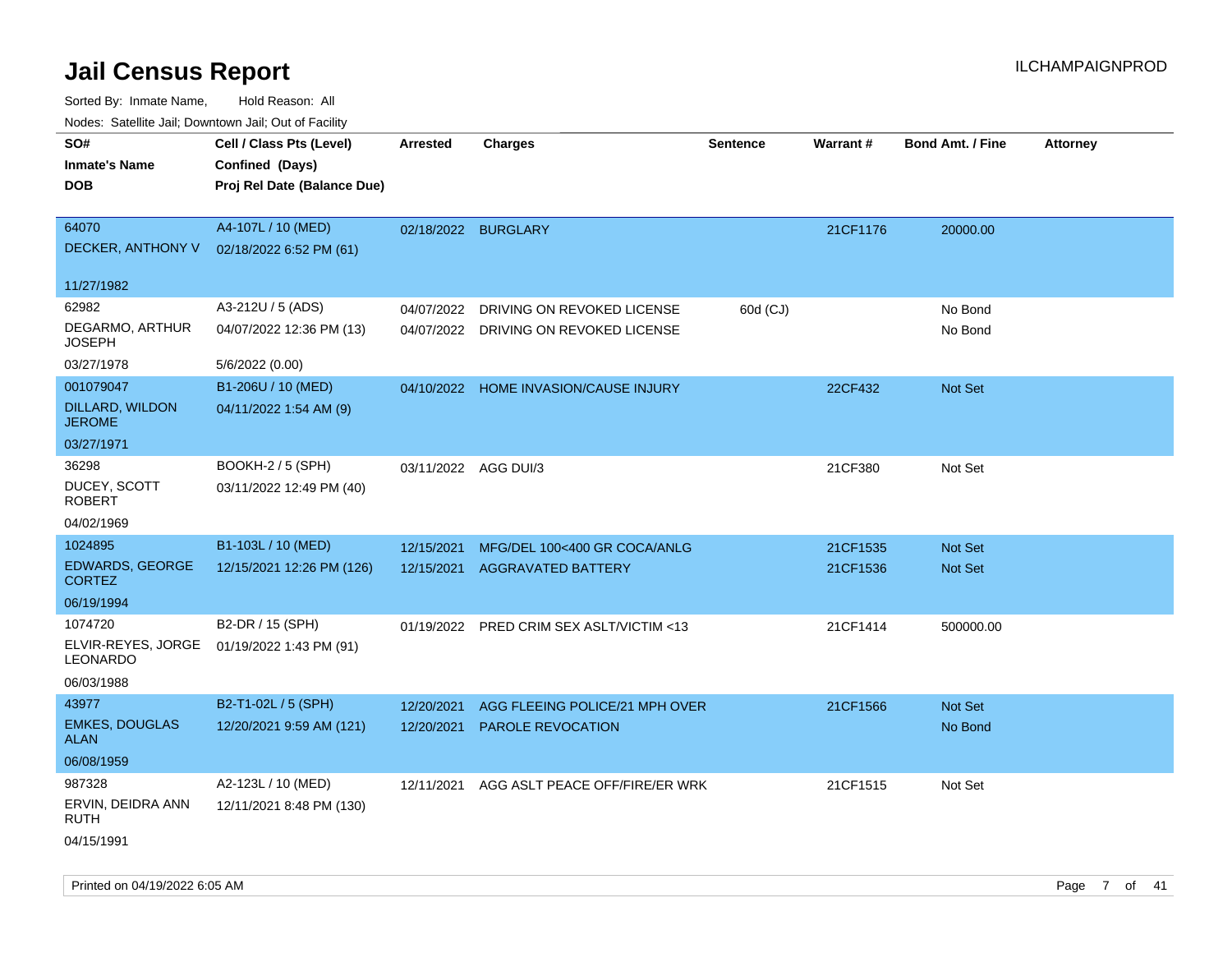# Jail Census Report

ILCHAMPAIGNPROD

Sorted By: Inmate Name, Hold Reason: All

Nodes: Satellite Jail; Downtown Jail; Out of Facility

| SO# / Inmate's Name / DOB | Cell / Class Pts (Level) / Confined (Days) / Proj Rel Date (Balance Due) | Arrested | Charges | Sentence | Warrant # | Bond Amt. / Fine | Attorney |
|---|---|---|---|---|---|---|---|
| 64070<br>DECKER, ANTHONY V<br>11/27/1982 | A4-107L / 10 (MED)<br>02/18/2022 6:52 PM (61) | 02/18/2022 | BURGLARY | | 21CF1176 | 20000.00 | |
| 62982<br>DEGARMO, ARTHUR JOSEPH<br>03/27/1978 | A3-212U / 5 (ADS)<br>04/07/2022 12:36 PM (13)<br>5/6/2022 (0.00) | 04/07/2022<br>04/07/2022 | DRIVING ON REVOKED LICENSE<br>DRIVING ON REVOKED LICENSE | 60d (CJ) | | No Bond<br>No Bond | |
| 001079047<br>DILLARD, WILDON JEROME<br>03/27/1971 | B1-206U / 10 (MED)<br>04/11/2022 1:54 AM (9) | 04/10/2022 | HOME INVASION/CAUSE INJURY | | 22CF432 | Not Set | |
| 36298<br>DUCEY, SCOTT ROBERT<br>04/02/1969 | BOOKH-2 / 5 (SPH)<br>03/11/2022 12:49 PM (40) | 03/11/2022 | AGG DUI/3 | | 21CF380 | Not Set | |
| 1024895<br>EDWARDS, GEORGE CORTEZ<br>06/19/1994 | B1-103L / 10 (MED)<br>12/15/2021 12:26 PM (126) | 12/15/2021<br>12/15/2021 | MFG/DEL 100<400 GR COCA/ANLG<br>AGGRAVATED BATTERY | | 21CF1535<br>21CF1536 | Not Set<br>Not Set | |
| 1074720<br>ELVIR-REYES, JORGE LEONARDO<br>06/03/1988 | B2-DR / 15 (SPH)<br>01/19/2022 1:43 PM (91) | 01/19/2022 | PRED CRIM SEX ASLT/VICTIM <13 | | 21CF1414 | 500000.00 | |
| 43977<br>EMKES, DOUGLAS ALAN<br>06/08/1959 | B2-T1-02L / 5 (SPH)<br>12/20/2021 9:59 AM (121) | 12/20/2021<br>12/20/2021 | AGG FLEEING POLICE/21 MPH OVER<br>PAROLE REVOCATION | | 21CF1566 | Not Set<br>No Bond | |
| 987328<br>ERVIN, DEIDRA ANN RUTH<br>04/15/1991 | A2-123L / 10 (MED)<br>12/11/2021 8:48 PM (130) | 12/11/2021 | AGG ASLT PEACE OFF/FIRE/ER WRK | | 21CF1515 | Not Set | |

Printed on 04/19/2022 6:05 AM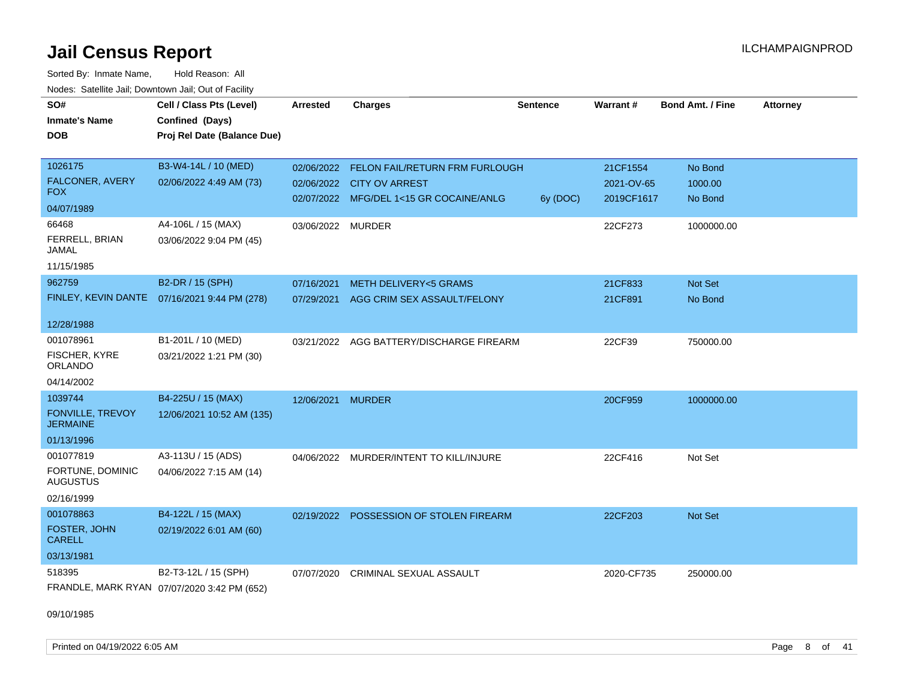# Jail Census Report

ILCHAMPAIGNPROD

Sorted By: Inmate Name, Hold Reason: All

Nodes: Satellite Jail; Downtown Jail; Out of Facility

| SO#<br>Inmate's Name<br>DOB | Cell / Class Pts (Level)<br>Confined (Days)<br>Proj Rel Date (Balance Due) | Arrested | Charges | Sentence | Warrant # | Bond Amt. / Fine | Attorney |
|---|---|---|---|---|---|---|---|
| 1026175<br>FALCONER, AVERY FOX<br>04/07/1989 | B3-W4-14L / 10 (MED)<br>02/06/2022 4:49 AM (73) | 02/06/2022 | FELON FAIL/RETURN FRM FURLOUGH | | 21CF1554 | No Bond | |
| | | 02/06/2022 | CITY OV ARREST | | 2021-OV-65 | 1000.00 | |
| | | 02/07/2022 | MFG/DEL 1<15 GR COCAINE/ANLG | 6y (DOC) | 2019CF1617 | No Bond | |
| 66468<br>FERRELL, BRIAN JAMAL<br>11/15/1985 | A4-106L / 15 (MAX)<br>03/06/2022 9:04 PM (45) | 03/06/2022 | MURDER | | 22CF273 | 1000000.00 | |
| 962759<br>FINLEY, KEVIN DANTE<br>12/28/1988 | B2-DR / 15 (SPH)<br>07/16/2021 9:44 PM (278) | 07/16/2021 | METH DELIVERY<5 GRAMS | | 21CF833 | Not Set | |
| | | 07/29/2021 | AGG CRIM SEX ASSAULT/FELONY | | 21CF891 | No Bond | |
| 001078961<br>FISCHER, KYRE ORLANDO<br>04/14/2002 | B1-201L / 10 (MED)<br>03/21/2022 1:21 PM (30) | 03/21/2022 | AGG BATTERY/DISCHARGE FIREARM | | 22CF39 | 750000.00 | |
| 1039744<br>FONVILLE, TREVOY JERMAINE<br>01/13/1996 | B4-225U / 15 (MAX)<br>12/06/2021 10:52 AM (135) | 12/06/2021 | MURDER | | 20CF959 | 1000000.00 | |
| 001077819<br>FORTUNE, DOMINIC AUGUSTUS<br>02/16/1999 | A3-113U / 15 (ADS)<br>04/06/2022 7:15 AM (14) | 04/06/2022 | MURDER/INTENT TO KILL/INJURE | | 22CF416 | Not Set | |
| 001078863<br>FOSTER, JOHN CARELL<br>03/13/1981 | B4-122L / 15 (MAX)<br>02/19/2022 6:01 AM (60) | 02/19/2022 | POSSESSION OF STOLEN FIREARM | | 22CF203 | Not Set | |
| 518395<br>FRANDLE, MARK RYAN<br>09/10/1985 | B2-T3-12L / 15 (SPH)<br>07/07/2020 3:42 PM (652) | 07/07/2020 | CRIMINAL SEXUAL ASSAULT | | 2020-CF735 | 250000.00 | |

Printed on 04/19/2022 6:05 AM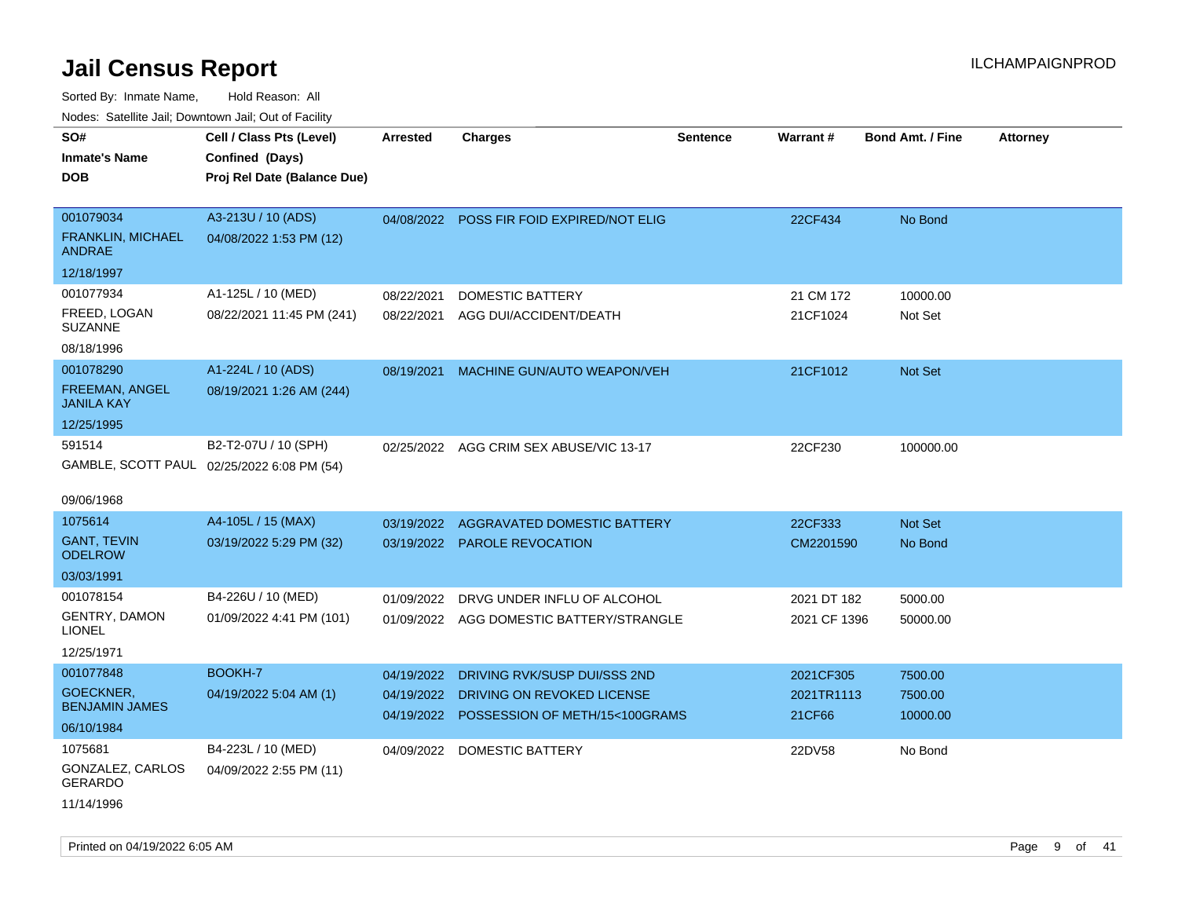# Jail Census Report

ILCHAMPAIGNPROD

Sorted By: Inmate Name, Hold Reason: All

Nodes: Satellite Jail; Downtown Jail; Out of Facility

| SO# / Inmate's Name / DOB | Cell / Class Pts (Level) / Confined (Days) / Proj Rel Date (Balance Due) | Arrested | Charges | Sentence | Warrant # | Bond Amt. / Fine | Attorney |
|---|---|---|---|---|---|---|---|
| 001079034<br>FRANKLIN, MICHAEL ANDRAE<br>12/18/1997 | A3-213U / 10 (ADS)<br>04/08/2022 1:53 PM (12) | 04/08/2022 | POSS FIR FOID EXPIRED/NOT ELIG | | 22CF434 | No Bond | |
| 001077934<br>FREED, LOGAN SUZANNE<br>08/18/1996 | A1-125L / 10 (MED)<br>08/22/2021 11:45 PM (241) | 08/22/2021<br>08/22/2021 | DOMESTIC BATTERY<br>AGG DUI/ACCIDENT/DEATH | | 21 CM 172<br>21CF1024 | 10000.00<br>Not Set | |
| 001078290<br>FREEMAN, ANGEL JANILA KAY<br>12/25/1995 | A1-224L / 10 (ADS)<br>08/19/2021 1:26 AM (244) | 08/19/2021 | MACHINE GUN/AUTO WEAPON/VEH | | 21CF1012 | Not Set | |
| 591514<br>GAMBLE, SCOTT PAUL<br>09/06/1968 | B2-T2-07U / 10 (SPH)<br>02/25/2022 6:08 PM (54) | 02/25/2022 | AGG CRIM SEX ABUSE/VIC 13-17 | | 22CF230 | 100000.00 | |
| 1075614<br>GANT, TEVIN ODELROW<br>03/03/1991 | A4-105L / 15 (MAX)<br>03/19/2022 5:29 PM (32) | 03/19/2022<br>03/19/2022 | AGGRAVATED DOMESTIC BATTERY<br>PAROLE REVOCATION | | 22CF333<br>CM2201590 | Not Set<br>No Bond | |
| 001078154<br>GENTRY, DAMON LIONEL<br>12/25/1971 | B4-226U / 10 (MED)<br>01/09/2022 4:41 PM (101) | 01/09/2022<br>01/09/2022 | DRVG UNDER INFLU OF ALCOHOL<br>AGG DOMESTIC BATTERY/STRANGLE | | 2021 DT 182<br>2021 CF 1396 | 5000.00<br>50000.00 | |
| 001077848<br>GOECKNER, BENJAMIN JAMES<br>06/10/1984 | BOOKH-7<br>04/19/2022 5:04 AM (1) | 04/19/2022<br>04/19/2022<br>04/19/2022 | DRIVING RVK/SUSP DUI/SSS 2ND<br>DRIVING ON REVOKED LICENSE<br>POSSESSION OF METH/15<100GRAMS | | 2021CF305<br>2021TR1113<br>21CF66 | 7500.00<br>7500.00<br>10000.00 | |
| 1075681<br>GONZALEZ, CARLOS GERARDO<br>11/14/1996 | B4-223L / 10 (MED)<br>04/09/2022 2:55 PM (11) | 04/09/2022 | DOMESTIC BATTERY | | 22DV58 | No Bond | |

Printed on 04/19/2022 6:05 AM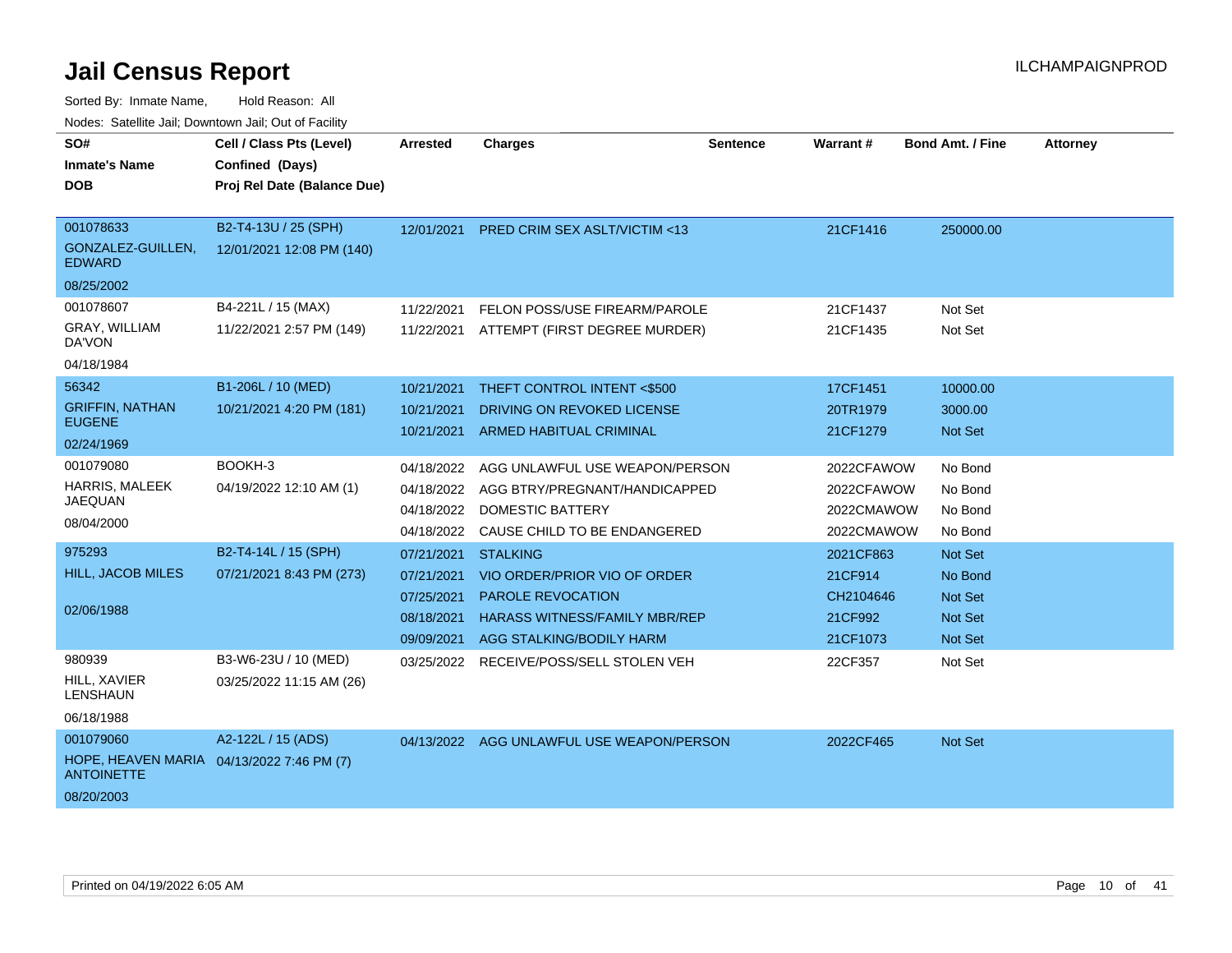# Jail Census Report

ILCHAMPAIGNPROD

Sorted By: Inmate Name, Hold Reason: All

Nodes: Satellite Jail; Downtown Jail; Out of Facility

| SO# / Inmate's Name / DOB | Cell / Class Pts (Level) / Confined (Days) / Proj Rel Date (Balance Due) | Arrested | Charges | Sentence | Warrant # | Bond Amt. / Fine | Attorney |
|---|---|---|---|---|---|---|---|
| 001078633<br>GONZALEZ-GUILLEN, EDWARD<br>08/25/2002 | B2-T4-13U / 25 (SPH)<br>12/01/2021 12:08 PM (140) | 12/01/2021 | PRED CRIM SEX ASLT/VICTIM <13 | | 21CF1416 | 250000.00 | |
| 001078607<br>GRAY, WILLIAM DA'VON<br>04/18/1984 | B4-221L / 15 (MAX)<br>11/22/2021 2:57 PM (149) | 11/22/2021 | FELON POSS/USE FIREARM/PAROLE | | 21CF1437 | Not Set | |
| | | 11/22/2021 | ATTEMPT (FIRST DEGREE MURDER) | | 21CF1435 | Not Set | |
| 56342<br>GRIFFIN, NATHAN EUGENE<br>02/24/1969 | B1-206L / 10 (MED)<br>10/21/2021 4:20 PM (181) | 10/21/2021 | THEFT CONTROL INTENT <$500 | | 17CF1451 | 10000.00 | |
| | | 10/21/2021 | DRIVING ON REVOKED LICENSE | | 20TR1979 | 3000.00 | |
| | | 10/21/2021 | ARMED HABITUAL CRIMINAL | | 21CF1279 | Not Set | |
| 001079080<br>HARRIS, MALEEK JAEQUAN<br>08/04/2000 | BOOKH-3<br>04/19/2022 12:10 AM (1) | 04/18/2022 | AGG UNLAWFUL USE WEAPON/PERSON | | 2022CFAWOW | No Bond | |
| | | 04/18/2022 | AGG BTRY/PREGNANT/HANDICAPPED | | 2022CFAWOW | No Bond | |
| | | 04/18/2022 | DOMESTIC BATTERY | | 2022CMAWOW | No Bond | |
| | | 04/18/2022 | CAUSE CHILD TO BE ENDANGERED | | 2022CMAWOW | No Bond | |
| 975293<br>HILL, JACOB MILES<br>02/06/1988 | B2-T4-14L / 15 (SPH)<br>07/21/2021 8:43 PM (273) | 07/21/2021 | STALKING | | 2021CF863 | Not Set | |
| | | 07/21/2021 | VIO ORDER/PRIOR VIO OF ORDER | | 21CF914 | No Bond | |
| | | 07/25/2021 | PAROLE REVOCATION | | CH2104646 | Not Set | |
| | | 08/18/2021 | HARASS WITNESS/FAMILY MBR/REP | | 21CF992 | Not Set | |
| | | 09/09/2021 | AGG STALKING/BODILY HARM | | 21CF1073 | Not Set | |
| 980939<br>HILL, XAVIER LENSHAUN<br>06/18/1988 | B3-W6-23U / 10 (MED)<br>03/25/2022 11:15 AM (26) | 03/25/2022 | RECEIVE/POSS/SELL STOLEN VEH | | 22CF357 | Not Set | |
| 001079060<br>HOPE, HEAVEN MARIA ANTOINETTE<br>08/20/2003 | A2-122L / 15 (ADS)<br>04/13/2022 7:46 PM (7) | 04/13/2022 | AGG UNLAWFUL USE WEAPON/PERSON | | 2022CF465 | Not Set | |

Printed on 04/19/2022 6:05 AM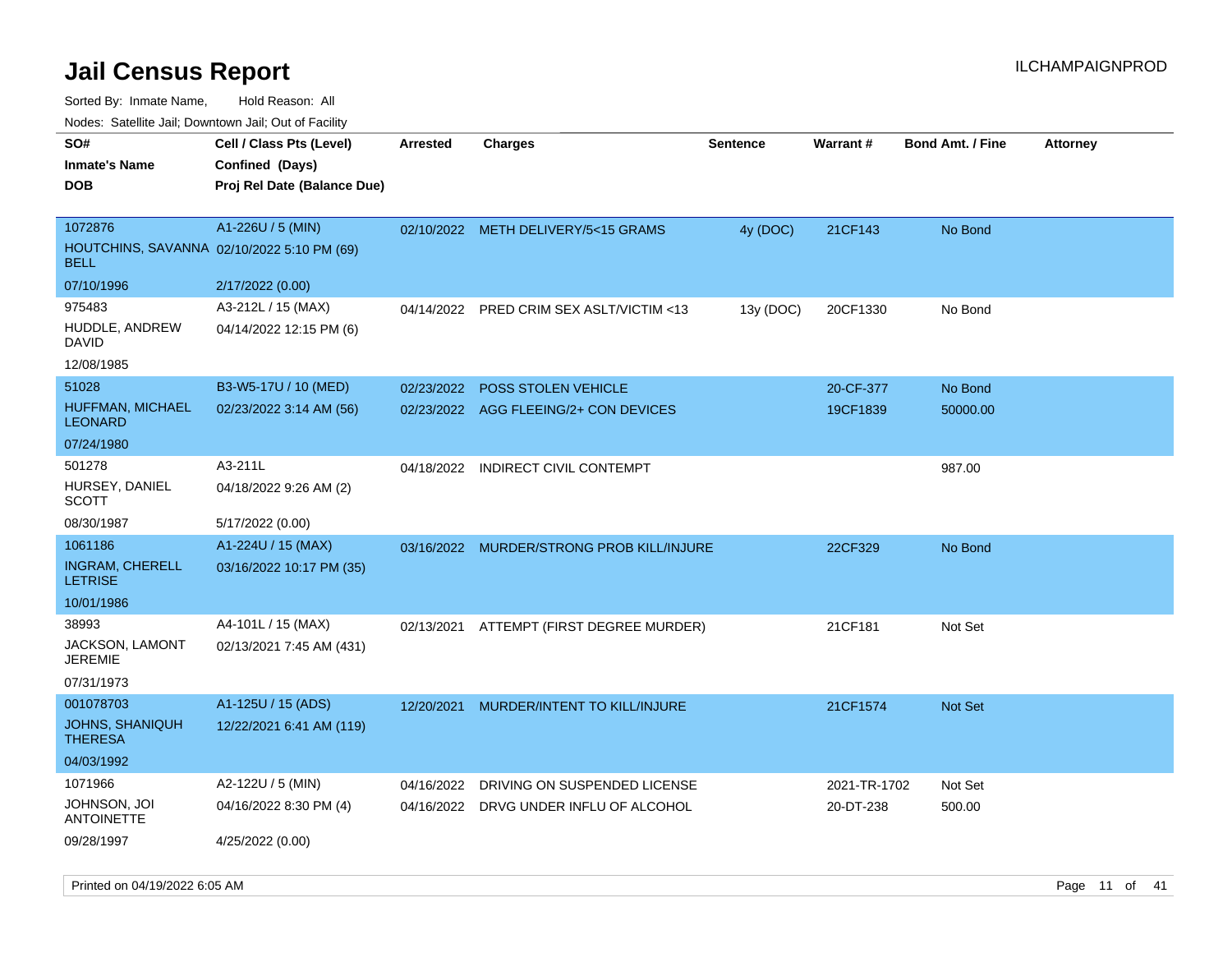# Jail Census Report

ILCHAMPAIGNPROD

Sorted By: Inmate Name, Hold Reason: All

Nodes: Satellite Jail; Downtown Jail; Out of Facility

| SO# / Inmate's Name / DOB | Cell / Class Pts (Level) / Confined (Days) / Proj Rel Date (Balance Due) | Arrested | Charges | Sentence | Warrant # | Bond Amt. / Fine | Attorney |
|---|---|---|---|---|---|---|---|
| 1072876<br>HOUTCHINS, SAVANNA BELL<br>07/10/1996 | A1-226U / 5 (MIN)<br>02/10/2022 5:10 PM (69)<br>2/17/2022 (0.00) | 02/10/2022 | METH DELIVERY/5<15 GRAMS | 4y (DOC) | 21CF143 | No Bond | |
| 975483<br>HUDDLE, ANDREW DAVID<br>12/08/1985 | A3-212L / 15 (MAX)<br>04/14/2022 12:15 PM (6) | 04/14/2022 | PRED CRIM SEX ASLT/VICTIM <13 | 13y (DOC) | 20CF1330 | No Bond | |
| 51028<br>HUFFMAN, MICHAEL LEONARD<br>07/24/1980 | B3-W5-17U / 10 (MED)<br>02/23/2022 3:14 AM (56) | 02/23/2022<br>02/23/2022 | POSS STOLEN VEHICLE<br>AGG FLEEING/2+ CON DEVICES | | 20-CF-377<br>19CF1839 | No Bond<br>50000.00 | |
| 501278<br>HURSEY, DANIEL SCOTT<br>08/30/1987 | A3-211L<br>04/18/2022 9:26 AM (2)<br>5/17/2022 (0.00) | 04/18/2022 | INDIRECT CIVIL CONTEMPT | | | 987.00 | |
| 1061186<br>INGRAM, CHERELL LETRISE<br>10/01/1986 | A1-224U / 15 (MAX)<br>03/16/2022 10:17 PM (35) | 03/16/2022 | MURDER/STRONG PROB KILL/INJURE | | 22CF329 | No Bond | |
| 38993<br>JACKSON, LAMONT JEREMIE<br>07/31/1973 | A4-101L / 15 (MAX)<br>02/13/2021 7:45 AM (431) | 02/13/2021 | ATTEMPT (FIRST DEGREE MURDER) | | 21CF181 | Not Set | |
| 001078703<br>JOHNS, SHANIQUH THERESA<br>04/03/1992 | A1-125U / 15 (ADS)<br>12/22/2021 6:41 AM (119) | 12/20/2021 | MURDER/INTENT TO KILL/INJURE | | 21CF1574 | Not Set | |
| 1071966<br>JOHNSON, JOI ANTOINETTE<br>09/28/1997 | A2-122U / 5 (MIN)<br>04/16/2022 8:30 PM (4)<br>4/25/2022 (0.00) | 04/16/2022<br>04/16/2022 | DRIVING ON SUSPENDED LICENSE<br>DRVG UNDER INFLU OF ALCOHOL | | 2021-TR-1702<br>20-DT-238 | Not Set<br>500.00 | |

Printed on 04/19/2022 6:05 AM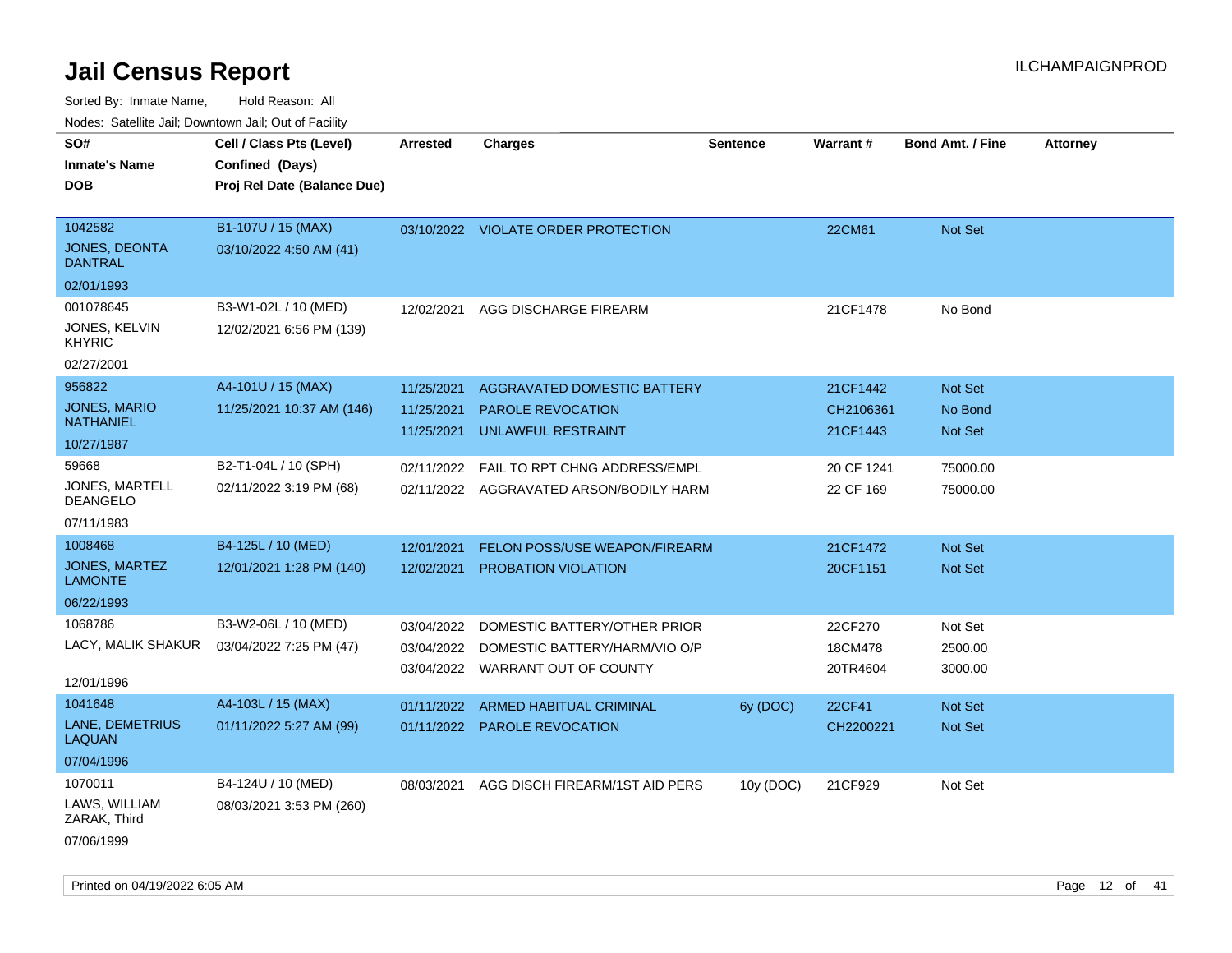# Jail Census Report

Sorted By: Inmate Name, Hold Reason: All

Nodes: Satellite Jail; Downtown Jail; Out of Facility

| SO# / Inmate's Name / DOB | Cell / Class Pts (Level) / Confined (Days) / Proj Rel Date (Balance Due) | Arrested | Charges | Sentence | Warrant # | Bond Amt. / Fine | Attorney |
|---|---|---|---|---|---|---|---|
| 1042582<br>JONES, DEONTA DANTRAL<br>02/01/1993 | B1-107U / 15 (MAX)<br>03/10/2022 4:50 AM (41) | 03/10/2022 | VIOLATE ORDER PROTECTION | | 22CM61 | Not Set | |
| 001078645<br>JONES, KELVIN KHYRIC<br>02/27/2001 | B3-W1-02L / 10 (MED)<br>12/02/2021 6:56 PM (139) | 12/02/2021 | AGG DISCHARGE FIREARM | | 21CF1478 | No Bond | |
| 956822<br>JONES, MARIO NATHANIEL<br>10/27/1987 | A4-101U / 15 (MAX)<br>11/25/2021 10:37 AM (146) | 11/25/2021 | AGGRAVATED DOMESTIC BATTERY | | 21CF1442 | Not Set | |
| | | 11/25/2021 | PAROLE REVOCATION | | CH2106361 | No Bond | |
| | | 11/25/2021 | UNLAWFUL RESTRAINT | | 21CF1443 | Not Set | |
| 59668<br>JONES, MARTELL DEANGELO<br>07/11/1983 | B2-T1-04L / 10 (SPH)<br>02/11/2022 3:19 PM (68) | 02/11/2022 | FAIL TO RPT CHNG ADDRESS/EMPL | | 20 CF 1241 | 75000.00 | |
| | | 02/11/2022 | AGGRAVATED ARSON/BODILY HARM | | 22 CF 169 | 75000.00 | |
| 1008468<br>JONES, MARTEZ LAMONTE<br>06/22/1993 | B4-125L / 10 (MED)<br>12/01/2021 1:28 PM (140) | 12/01/2021 | FELON POSS/USE WEAPON/FIREARM | | 21CF1472 | Not Set | |
| | | 12/02/2021 | PROBATION VIOLATION | | 20CF1151 | Not Set | |
| 1068786<br>LACY, MALIK SHAKUR<br>12/01/1996 | B3-W2-06L / 10 (MED)<br>03/04/2022 7:25 PM (47) | 03/04/2022 | DOMESTIC BATTERY/OTHER PRIOR | | 22CF270 | Not Set | |
| | | 03/04/2022 | DOMESTIC BATTERY/HARM/VIO O/P | | 18CM478 | 2500.00 | |
| | | 03/04/2022 | WARRANT OUT OF COUNTY | | 20TR4604 | 3000.00 | |
| 1041648<br>LANE, DEMETRIUS LAQUAN<br>07/04/1996 | A4-103L / 15 (MAX)<br>01/11/2022 5:27 AM (99) | 01/11/2022 | ARMED HABITUAL CRIMINAL | 6y (DOC) | 22CF41 | Not Set | |
| | | 01/11/2022 | PAROLE REVOCATION | | CH2200221 | Not Set | |
| 1070011<br>LAWS, WILLIAM ZARAK, Third<br>07/06/1999 | B4-124U / 10 (MED)<br>08/03/2021 3:53 PM (260) | 08/03/2021 | AGG DISCH FIREARM/1ST AID PERS | 10y (DOC) | 21CF929 | Not Set | |

Printed on 04/19/2022 6:05 AM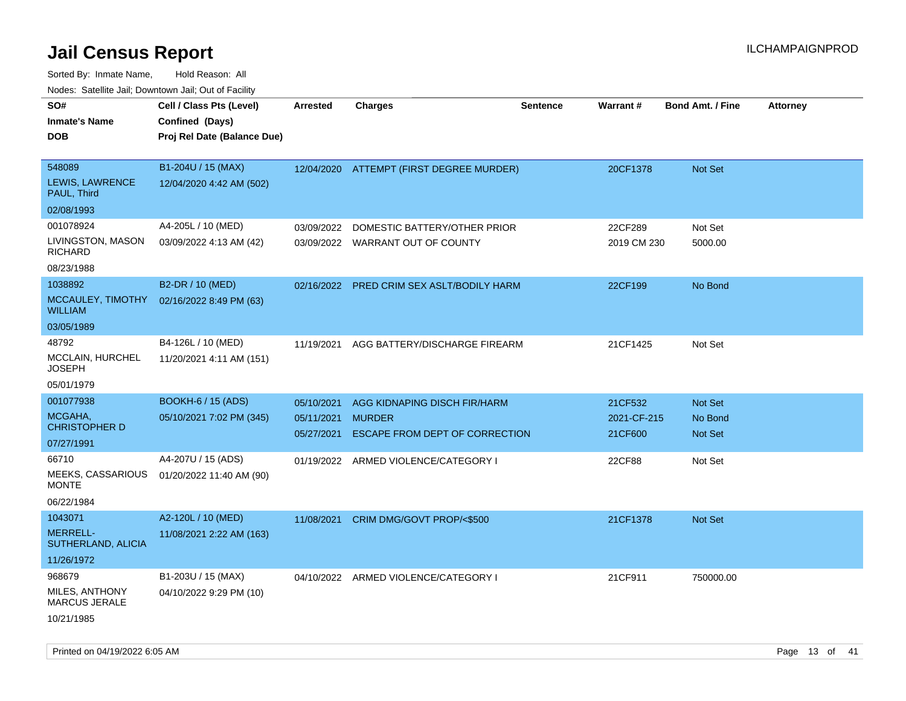# Jail Census Report

ILCHAMPAIGNPROD

Sorted By: Inmate Name, Hold Reason: All

Nodes: Satellite Jail; Downtown Jail; Out of Facility

| SO# / Inmate's Name / DOB | Cell / Class Pts (Level) / Confined (Days) / Proj Rel Date (Balance Due) | Arrested | Charges | Sentence | Warrant # | Bond Amt. / Fine | Attorney |
|---|---|---|---|---|---|---|---|
| 548089 LEWIS, LAWRENCE PAUL, Third 02/08/1993 | B1-204U / 15 (MAX) 12/04/2020 4:42 AM (502) | 12/04/2020 | ATTEMPT (FIRST DEGREE MURDER) | | 20CF1378 | Not Set | |
| 001078924 LIVINGSTON, MASON RICHARD 08/23/1988 | A4-205L / 10 (MED) 03/09/2022 4:13 AM (42) | 03/09/2022 | DOMESTIC BATTERY/OTHER PRIOR | | 22CF289 | Not Set | |
| | | 03/09/2022 | WARRANT OUT OF COUNTY | | 2019 CM 230 | 5000.00 | |
| 1038892 MCCAULEY, TIMOTHY WILLIAM 03/05/1989 | B2-DR / 10 (MED) 02/16/2022 8:49 PM (63) | 02/16/2022 | PRED CRIM SEX ASLT/BODILY HARM | | 22CF199 | No Bond | |
| 48792 MCCLAIN, HURCHEL JOSEPH 05/01/1979 | B4-126L / 10 (MED) 11/20/2021 4:11 AM (151) | 11/19/2021 | AGG BATTERY/DISCHARGE FIREARM | | 21CF1425 | Not Set | |
| 001077938 MCGAHA, CHRISTOPHER D 07/27/1991 | BOOKH-6 / 15 (ADS) 05/10/2021 7:02 PM (345) | 05/10/2021 | AGG KIDNAPING DISCH FIR/HARM | | 21CF532 | Not Set | |
| | | 05/11/2021 | MURDER | | 2021-CF-215 | No Bond | |
| | | 05/27/2021 | ESCAPE FROM DEPT OF CORRECTION | | 21CF600 | Not Set | |
| 66710 MEEKS, CASSARIOUS MONTE 06/22/1984 | A4-207U / 15 (ADS) 01/20/2022 11:40 AM (90) | 01/19/2022 | ARMED VIOLENCE/CATEGORY I | | 22CF88 | Not Set | |
| 1043071 MERRELL-SUTHERLAND, ALICIA 11/26/1972 | A2-120L / 10 (MED) 11/08/2021 2:22 AM (163) | 11/08/2021 | CRIM DMG/GOVT PROP/<$500 | | 21CF1378 | Not Set | |
| 968679 MILES, ANTHONY MARCUS JERALE 10/21/1985 | B1-203U / 15 (MAX) 04/10/2022 9:29 PM (10) | 04/10/2022 | ARMED VIOLENCE/CATEGORY I | | 21CF911 | 750000.00 | |

Printed on 04/19/2022 6:05 AM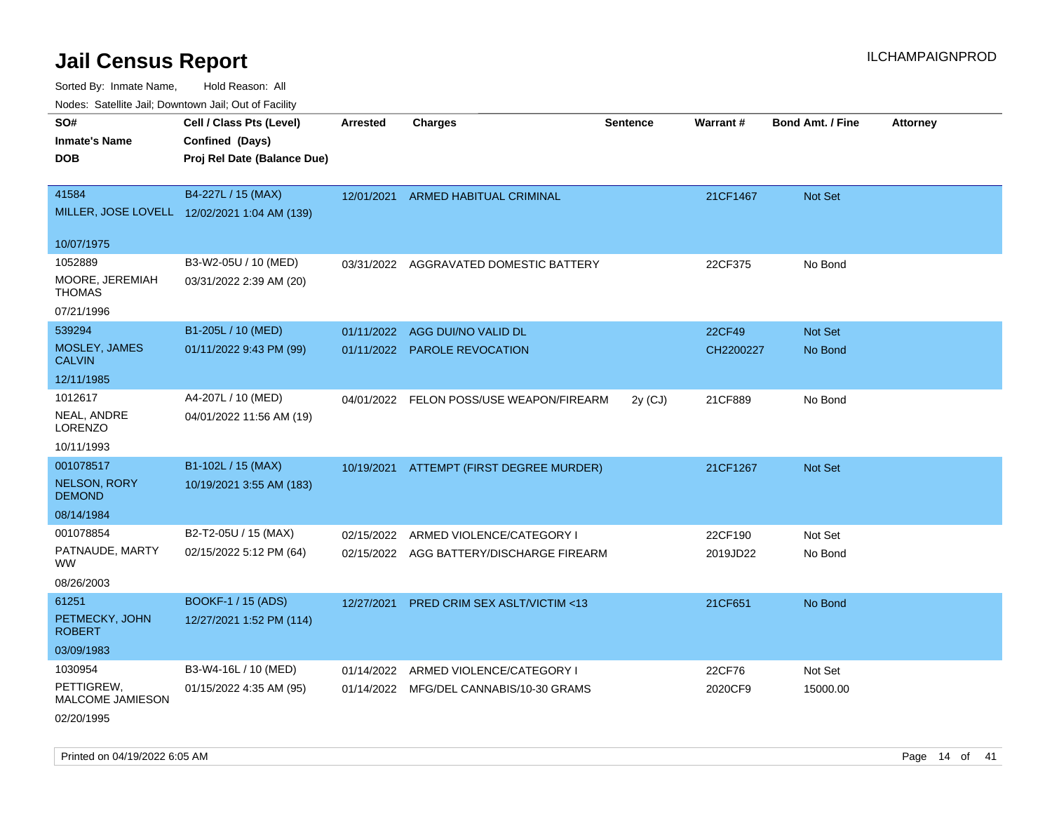# Jail Census Report

Sorted By: Inmate Name, Hold Reason: All

Nodes: Satellite Jail; Downtown Jail; Out of Facility

| SO# / Inmate's Name / DOB | Cell / Class Pts (Level) / Confined (Days) / Proj Rel Date (Balance Due) | Arrested | Charges | Sentence | Warrant # | Bond Amt. / Fine | Attorney |
|---|---|---|---|---|---|---|---|
| 41584<br>MILLER, JOSE LOVELL<br>10/07/1975 | B4-227L / 15 (MAX)<br>12/02/2021 1:04 AM (139) | 12/01/2021 | ARMED HABITUAL CRIMINAL | | 21CF1467 | Not Set | |
| 1052889<br>MOORE, JEREMIAH THOMAS<br>07/21/1996 | B3-W2-05U / 10 (MED)<br>03/31/2022 2:39 AM (20) | 03/31/2022 | AGGRAVATED DOMESTIC BATTERY | | 22CF375 | No Bond | |
| 539294<br>MOSLEY, JAMES CALVIN<br>12/11/1985 | B1-205L / 10 (MED)<br>01/11/2022 9:43 PM (99) | 01/11/2022 | AGG DUI/NO VALID DL | | 22CF49 | Not Set | |
| | | 01/11/2022 | PAROLE REVOCATION | | CH2200227 | No Bond | |
| 1012617<br>NEAL, ANDRE LORENZO<br>10/11/1993 | A4-207L / 10 (MED)<br>04/01/2022 11:56 AM (19) | 04/01/2022 | FELON POSS/USE WEAPON/FIREARM | 2y (CJ) | 21CF889 | No Bond | |
| 001078517<br>NELSON, RORY DEMOND<br>08/14/1984 | B1-102L / 15 (MAX)<br>10/19/2021 3:55 AM (183) | 10/19/2021 | ATTEMPT (FIRST DEGREE MURDER) | | 21CF1267 | Not Set | |
| 001078854<br>PATNAUDE, MARTY WW<br>08/26/2003 | B2-T2-05U / 15 (MAX)<br>02/15/2022 5:12 PM (64) | 02/15/2022 | ARMED VIOLENCE/CATEGORY I | | 22CF190 | Not Set | |
| | | 02/15/2022 | AGG BATTERY/DISCHARGE FIREARM | | 2019JD22 | No Bond | |
| 61251<br>PETMECKY, JOHN ROBERT<br>03/09/1983 | BOOKF-1 / 15 (ADS)<br>12/27/2021 1:52 PM (114) | 12/27/2021 | PRED CRIM SEX ASLT/VICTIM <13 | | 21CF651 | No Bond | |
| 1030954<br>PETTIGREW, MALCOME JAMIESON<br>02/20/1995 | B3-W4-16L / 10 (MED)<br>01/15/2022 4:35 AM (95) | 01/14/2022 | ARMED VIOLENCE/CATEGORY I | | 22CF76 | Not Set | |
| | | 01/14/2022 | MFG/DEL CANNABIS/10-30 GRAMS | | 2020CF9 | 15000.00 | |

Printed on 04/19/2022 6:05 AM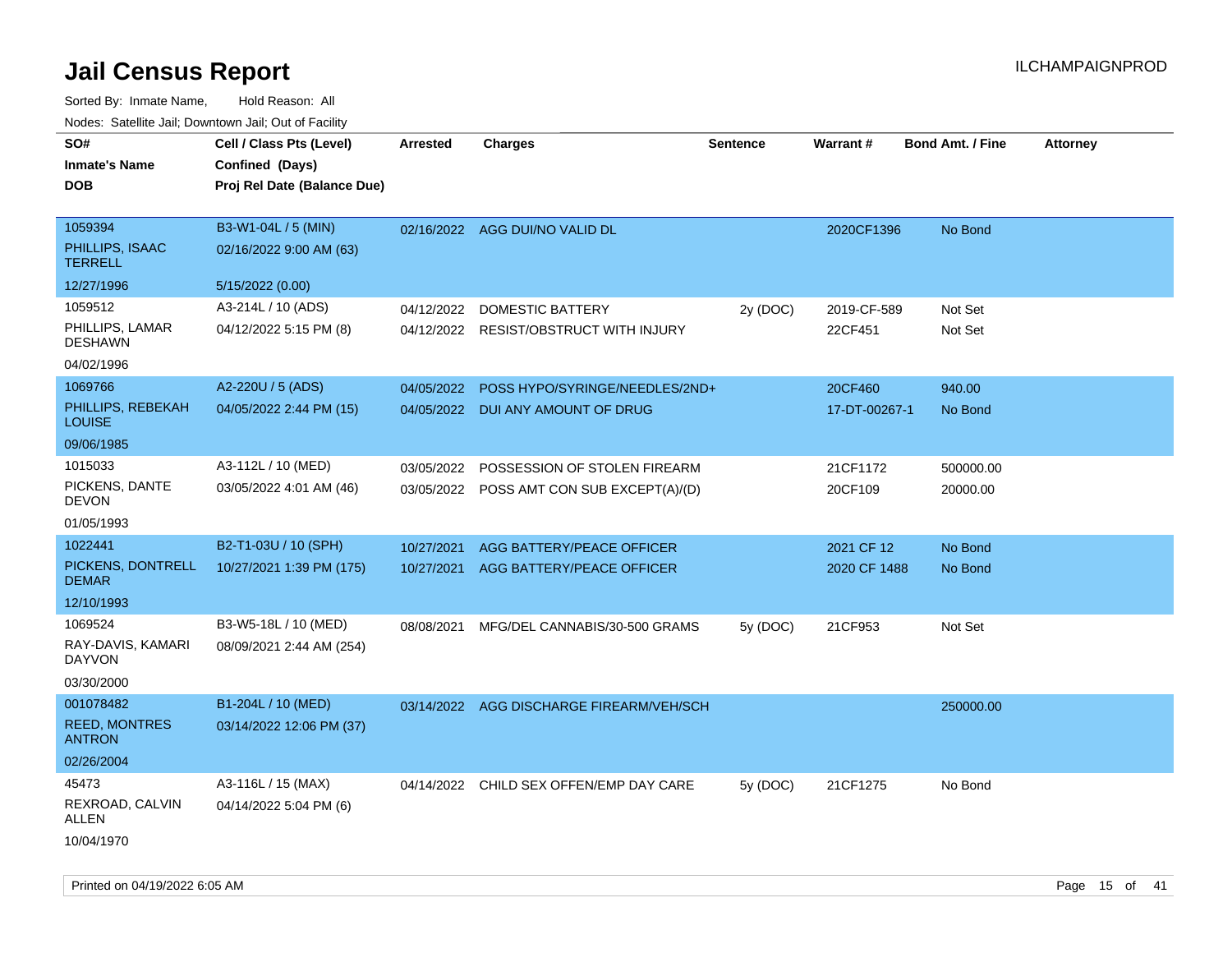# Jail Census Report

ILCHAMPAIGNPROD

Sorted By: Inmate Name, Hold Reason: All

Nodes: Satellite Jail; Downtown Jail; Out of Facility

| SO# / Inmate's Name / DOB | Cell / Class Pts (Level) / Confined (Days) / Proj Rel Date (Balance Due) | Arrested | Charges | Sentence | Warrant # | Bond Amt. / Fine | Attorney |
|---|---|---|---|---|---|---|---|
| 1059394<br>PHILLIPS, ISAAC TERRELL<br>12/27/1996 | B3-W1-04L / 5 (MIN)<br>02/16/2022 9:00 AM (63)<br>5/15/2022 (0.00) | 02/16/2022 | AGG DUI/NO VALID DL | | 2020CF1396 | No Bond | |
| 1059512<br>PHILLIPS, LAMAR DESHAWN<br>04/02/1996 | A3-214L / 10 (ADS)<br>04/12/2022 5:15 PM (8) | 04/12/2022<br>04/12/2022 | DOMESTIC BATTERY<br>RESIST/OBSTRUCT WITH INJURY | 2y (DOC) | 2019-CF-589<br>22CF451 | Not Set<br>Not Set | |
| 1069766<br>PHILLIPS, REBEKAH LOUISE<br>09/06/1985 | A2-220U / 5 (ADS)<br>04/05/2022 2:44 PM (15) | 04/05/2022<br>04/05/2022 | POSS HYPO/SYRINGE/NEEDLES/2ND+<br>DUI ANY AMOUNT OF DRUG | | 20CF460<br>17-DT-00267-1 | 940.00<br>No Bond | |
| 1015033<br>PICKENS, DANTE DEVON<br>01/05/1993 | A3-112L / 10 (MED)<br>03/05/2022 4:01 AM (46) | 03/05/2022<br>03/05/2022 | POSSESSION OF STOLEN FIREARM<br>POSS AMT CON SUB EXCEPT(A)/(D) | | 21CF1172<br>20CF109 | 500000.00<br>20000.00 | |
| 1022441<br>PICKENS, DONTRELL DEMAR<br>12/10/1993 | B2-T1-03U / 10 (SPH)<br>10/27/2021 1:39 PM (175) | 10/27/2021<br>10/27/2021 | AGG BATTERY/PEACE OFFICER<br>AGG BATTERY/PEACE OFFICER | | 2021 CF 12<br>2020 CF 1488 | No Bond<br>No Bond | |
| 1069524<br>RAY-DAVIS, KAMARI DAYVON<br>03/30/2000 | B3-W5-18L / 10 (MED)<br>08/09/2021 2:44 AM (254) | 08/08/2021 | MFG/DEL CANNABIS/30-500 GRAMS | 5y (DOC) | 21CF953 | Not Set | |
| 001078482<br>REED, MONTRES ANTRON<br>02/26/2004 | B1-204L / 10 (MED)<br>03/14/2022 12:06 PM (37) | 03/14/2022 | AGG DISCHARGE FIREARM/VEH/SCH | | | 250000.00 | |
| 45473<br>REXROAD, CALVIN ALLEN<br>10/04/1970 | A3-116L / 15 (MAX)<br>04/14/2022 5:04 PM (6) | 04/14/2022 | CHILD SEX OFFEN/EMP DAY CARE | 5y (DOC) | 21CF1275 | No Bond | |

Printed on 04/19/2022 6:05 AM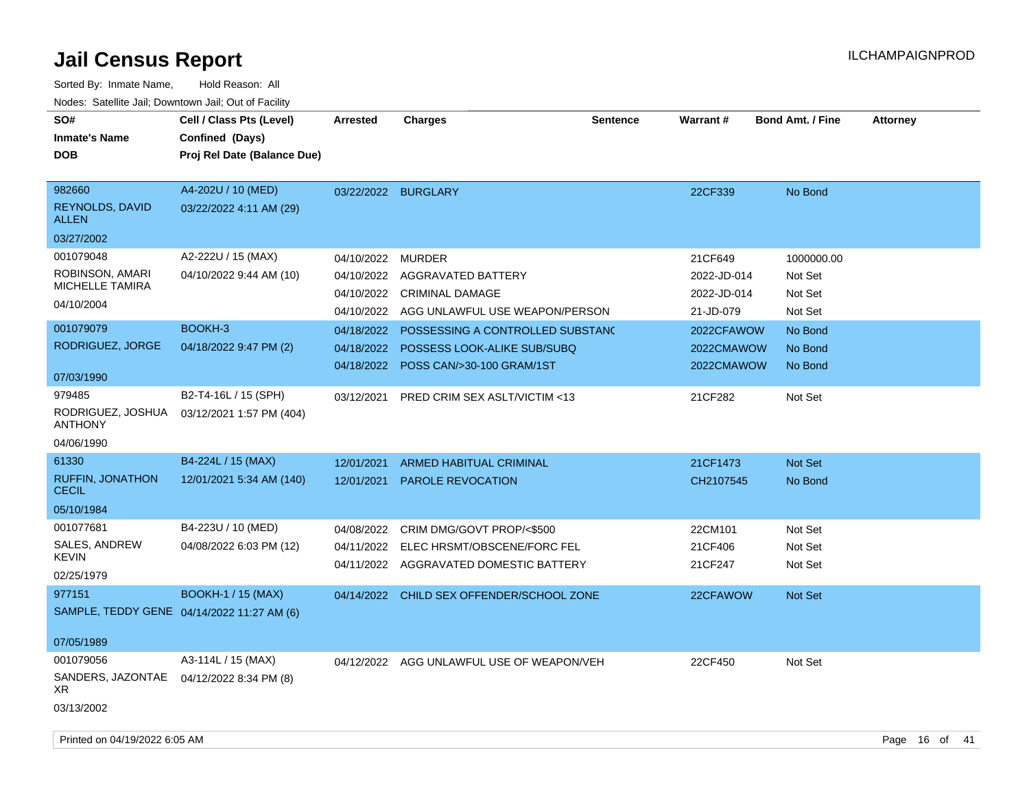# Jail Census Report

ILCHAMPAIGNPROD

Sorted By: Inmate Name, Hold Reason: All

Nodes: Satellite Jail; Downtown Jail; Out of Facility

| SO# / Inmate's Name / DOB | Cell / Class Pts (Level) / Confined (Days) / Proj Rel Date (Balance Due) | Arrested | Charges | Sentence | Warrant # | Bond Amt. / Fine | Attorney |
|---|---|---|---|---|---|---|---|
| 982660<br>REYNOLDS, DAVID ALLEN<br>03/27/2002 | A4-202U / 10 (MED)<br>03/22/2022 4:11 AM (29) | 03/22/2022 | BURGLARY | | 22CF339 | No Bond | |
| 001079048<br>ROBINSON, AMARI MICHELLE TAMIRA<br>04/10/2004 | A2-222U / 15 (MAX)<br>04/10/2022 9:44 AM (10) | 04/10/2022 | MURDER | | 21CF649 | 1000000.00 | |
| | | 04/10/2022 | AGGRAVATED BATTERY | | 2022-JD-014 | Not Set | |
| | | 04/10/2022 | CRIMINAL DAMAGE | | 2022-JD-014 | Not Set | |
| | | 04/10/2022 | AGG UNLAWFUL USE WEAPON/PERSON | | 21-JD-079 | Not Set | |
| 001079079<br>RODRIGUEZ, JORGE<br>07/03/1990 | BOOKH-3<br>04/18/2022 9:47 PM (2) | 04/18/2022 | POSSESSING A CONTROLLED SUBSTANC | | 2022CFAWOW | No Bond | |
| | | 04/18/2022 | POSSESS LOOK-ALIKE SUB/SUBQ | | 2022CMAWOW | No Bond | |
| | | 04/18/2022 | POSS CAN/>30-100 GRAM/1ST | | 2022CMAWOW | No Bond | |
| 979485<br>RODRIGUEZ, JOSHUA ANTHONY<br>04/06/1990 | B2-T4-16L / 15 (SPH)<br>03/12/2021 1:57 PM (404) | 03/12/2021 | PRED CRIM SEX ASLT/VICTIM <13 | | 21CF282 | Not Set | |
| 61330<br>RUFFIN, JONATHON CECIL<br>05/10/1984 | B4-224L / 15 (MAX)<br>12/01/2021 5:34 AM (140) | 12/01/2021 | ARMED HABITUAL CRIMINAL | | 21CF1473 | Not Set | |
| | | 12/01/2021 | PAROLE REVOCATION | | CH2107545 | No Bond | |
| 001077681<br>SALES, ANDREW KEVIN<br>02/25/1979 | B4-223U / 10 (MED)<br>04/08/2022 6:03 PM (12) | 04/08/2022 | CRIM DMG/GOVT PROP/<$500 | | 22CM101 | Not Set | |
| | | 04/11/2022 | ELEC HRSMT/OBSCENE/FORC FEL | | 21CF406 | Not Set | |
| | | 04/11/2022 | AGGRAVATED DOMESTIC BATTERY | | 21CF247 | Not Set | |
| 977151<br>SAMPLE, TEDDY GENE<br>07/05/1989 | BOOKH-1 / 15 (MAX)<br>04/14/2022 11:27 AM (6) | 04/14/2022 | CHILD SEX OFFENDER/SCHOOL ZONE | | 22CFAWOW | Not Set | |
| 001079056<br>SANDERS, JAZONTAE XR<br>03/13/2002 | A3-114L / 15 (MAX)<br>04/12/2022 8:34 PM (8) | 04/12/2022 | AGG UNLAWFUL USE OF WEAPON/VEH | | 22CF450 | Not Set | |

Printed on 04/19/2022 6:05 AM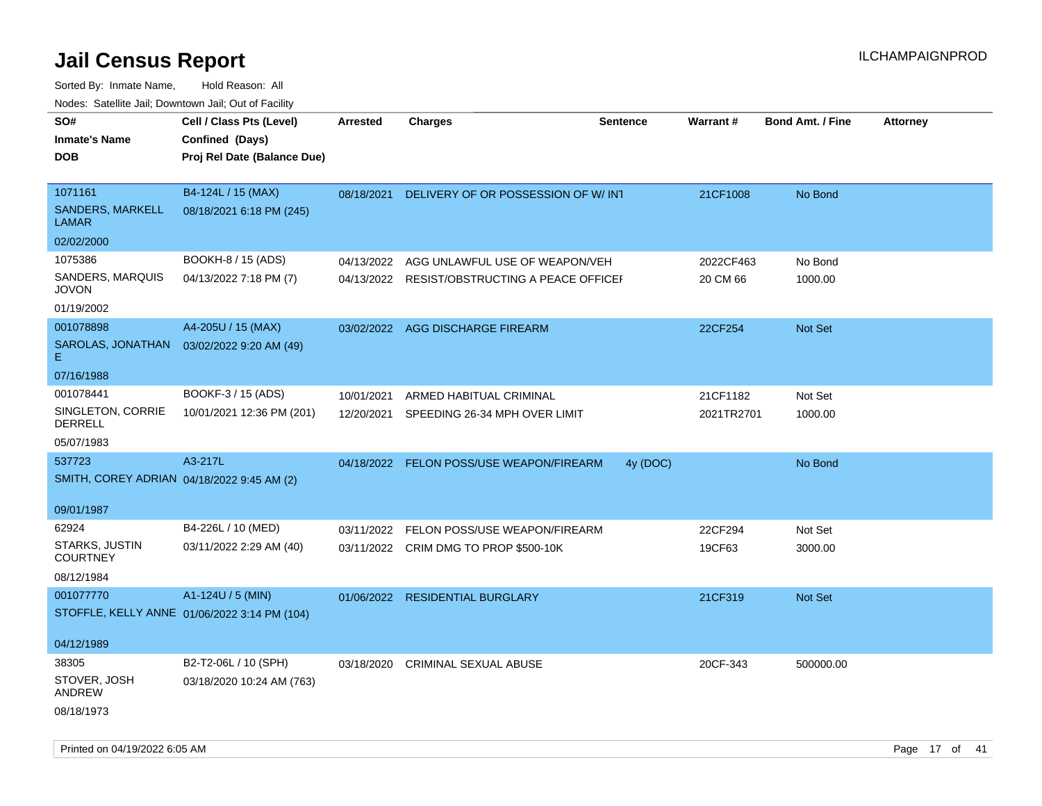# Jail Census Report

ILCHAMPAIGNPROD

Sorted By: Inmate Name, Hold Reason: All

Nodes: Satellite Jail; Downtown Jail; Out of Facility

| SO# / Inmate's Name / DOB | Cell / Class Pts (Level) / Confined (Days) / Proj Rel Date (Balance Due) | Arrested | Charges | Sentence | Warrant # | Bond Amt. / Fine | Attorney |
|---|---|---|---|---|---|---|---|
| 1071161<br>SANDERS, MARKELL LAMAR<br>02/02/2000 | B4-124L / 15 (MAX)<br>08/18/2021 6:18 PM (245) | 08/18/2021 | DELIVERY OF OR POSSESSION OF W/ INT | | 21CF1008 | No Bond | |
| 1075386<br>SANDERS, MARQUIS JOVON<br>01/19/2002 | BOOKH-8 / 15 (ADS)<br>04/13/2022 7:18 PM (7) | 04/13/2022 | AGG UNLAWFUL USE OF WEAPON/VEH | | 2022CF463 | No Bond | |
| | | 04/13/2022 | RESIST/OBSTRUCTING A PEACE OFFICEI | | 20 CM 66 | 1000.00 | |
| 001078898<br>SAROLAS, JONATHAN E<br>07/16/1988 | A4-205U / 15 (MAX)<br>03/02/2022 9:20 AM (49) | 03/02/2022 | AGG DISCHARGE FIREARM | | 22CF254 | Not Set | |
| 001078441<br>SINGLETON, CORRIE DERRELL<br>05/07/1983 | BOOKF-3 / 15 (ADS)<br>10/01/2021 12:36 PM (201) | 10/01/2021 | ARMED HABITUAL CRIMINAL | | 21CF1182 | Not Set | |
| | | 12/20/2021 | SPEEDING 26-34 MPH OVER LIMIT | | 2021TR2701 | 1000.00 | |
| 537723<br>SMITH, COREY ADRIAN<br>09/01/1987 | A3-217L<br>04/18/2022 9:45 AM (2) | 04/18/2022 | FELON POSS/USE WEAPON/FIREARM | 4y (DOC) | | No Bond | |
| 62924<br>STARKS, JUSTIN COURTNEY<br>08/12/1984 | B4-226L / 10 (MED)<br>03/11/2022 2:29 AM (40) | 03/11/2022 | FELON POSS/USE WEAPON/FIREARM | | 22CF294 | Not Set | |
| | | 03/11/2022 | CRIM DMG TO PROP $500-10K | | 19CF63 | 3000.00 | |
| 001077770<br>STOFFLE, KELLY ANNE<br>04/12/1989 | A1-124U / 5 (MIN)<br>01/06/2022 3:14 PM (104) | 01/06/2022 | RESIDENTIAL BURGLARY | | 21CF319 | Not Set | |
| 38305<br>STOVER, JOSH ANDREW<br>08/18/1973 | B2-T2-06L / 10 (SPH)<br>03/18/2020 10:24 AM (763) | 03/18/2020 | CRIMINAL SEXUAL ABUSE | | 20CF-343 | 500000.00 | |

Printed on 04/19/2022 6:05 AM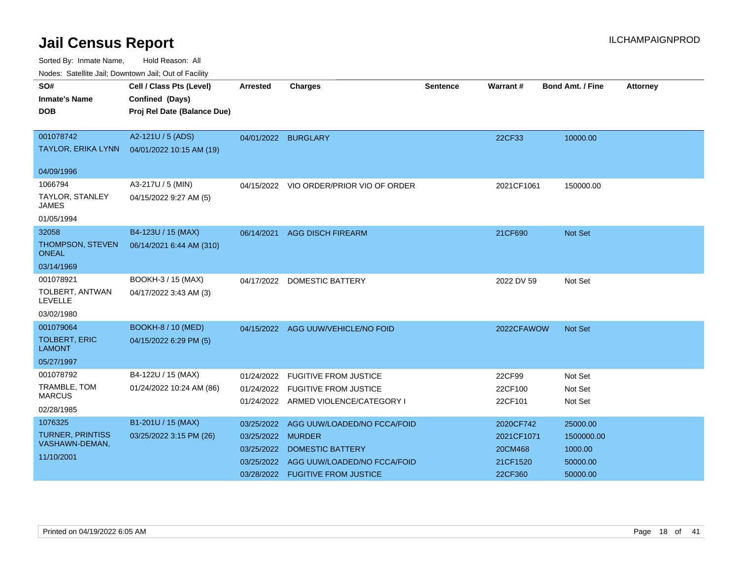# Jail Census Report

ILCHAMPAIGNPROD

Sorted By: Inmate Name, Hold Reason: All

Nodes: Satellite Jail; Downtown Jail; Out of Facility

| SO# / Inmate's Name / DOB | Cell / Class Pts (Level) / Confined (Days) / Proj Rel Date (Balance Due) | Arrested | Charges | Sentence | Warrant # | Bond Amt. / Fine | Attorney |
|---|---|---|---|---|---|---|---|
| 001078742 TAYLOR, ERIKA LYNN 04/09/1996 | A2-121U / 5 (ADS) 04/01/2022 10:15 AM (19) | 04/01/2022 | BURGLARY | | 22CF33 | 10000.00 | |
| 1066794 TAYLOR, STANLEY JAMES 01/05/1994 | A3-217U / 5 (MIN) 04/15/2022 9:27 AM (5) | 04/15/2022 | VIO ORDER/PRIOR VIO OF ORDER | | 2021CF1061 | 150000.00 | |
| 32058 THOMPSON, STEVEN ONEAL 03/14/1969 | B4-123U / 15 (MAX) 06/14/2021 6:44 AM (310) | 06/14/2021 | AGG DISCH FIREARM | | 21CF690 | Not Set | |
| 001078921 TOLBERT, ANTWAN LEVELLE 03/02/1980 | BOOKH-3 / 15 (MAX) 04/17/2022 3:43 AM (3) | 04/17/2022 | DOMESTIC BATTERY | | 2022 DV 59 | Not Set | |
| 001079064 TOLBERT, ERIC LAMONT 05/27/1997 | BOOKH-8 / 10 (MED) 04/15/2022 6:29 PM (5) | 04/15/2022 | AGG UUW/VEHICLE/NO FOID | | 2022CFAWOW | Not Set | |
| 001078792 TRAMBLE, TOM MARCUS 02/28/1985 | B4-122U / 15 (MAX) 01/24/2022 10:24 AM (86) | 01/24/2022 | FUGITIVE FROM JUSTICE | | 22CF99 | Not Set | |
| | | 01/24/2022 | FUGITIVE FROM JUSTICE | | 22CF100 | Not Set | |
| | | 01/24/2022 | ARMED VIOLENCE/CATEGORY I | | 22CF101 | Not Set | |
| 1076325 TURNER, PRINTISS VASHAWN-DEMAN, 11/10/2001 | B1-201U / 15 (MAX) 03/25/2022 3:15 PM (26) | 03/25/2022 | AGG UUW/LOADED/NO FCCA/FOID | | 2020CF742 | 25000.00 | |
| | | 03/25/2022 | MURDER | | 2021CF1071 | 1500000.00 | |
| | | 03/25/2022 | DOMESTIC BATTERY | | 20CM468 | 1000.00 | |
| | | 03/25/2022 | AGG UUW/LOADED/NO FCCA/FOID | | 21CF1520 | 50000.00 | |
| | | 03/28/2022 | FUGITIVE FROM JUSTICE | | 22CF360 | 50000.00 | |

Printed on 04/19/2022 6:05 AM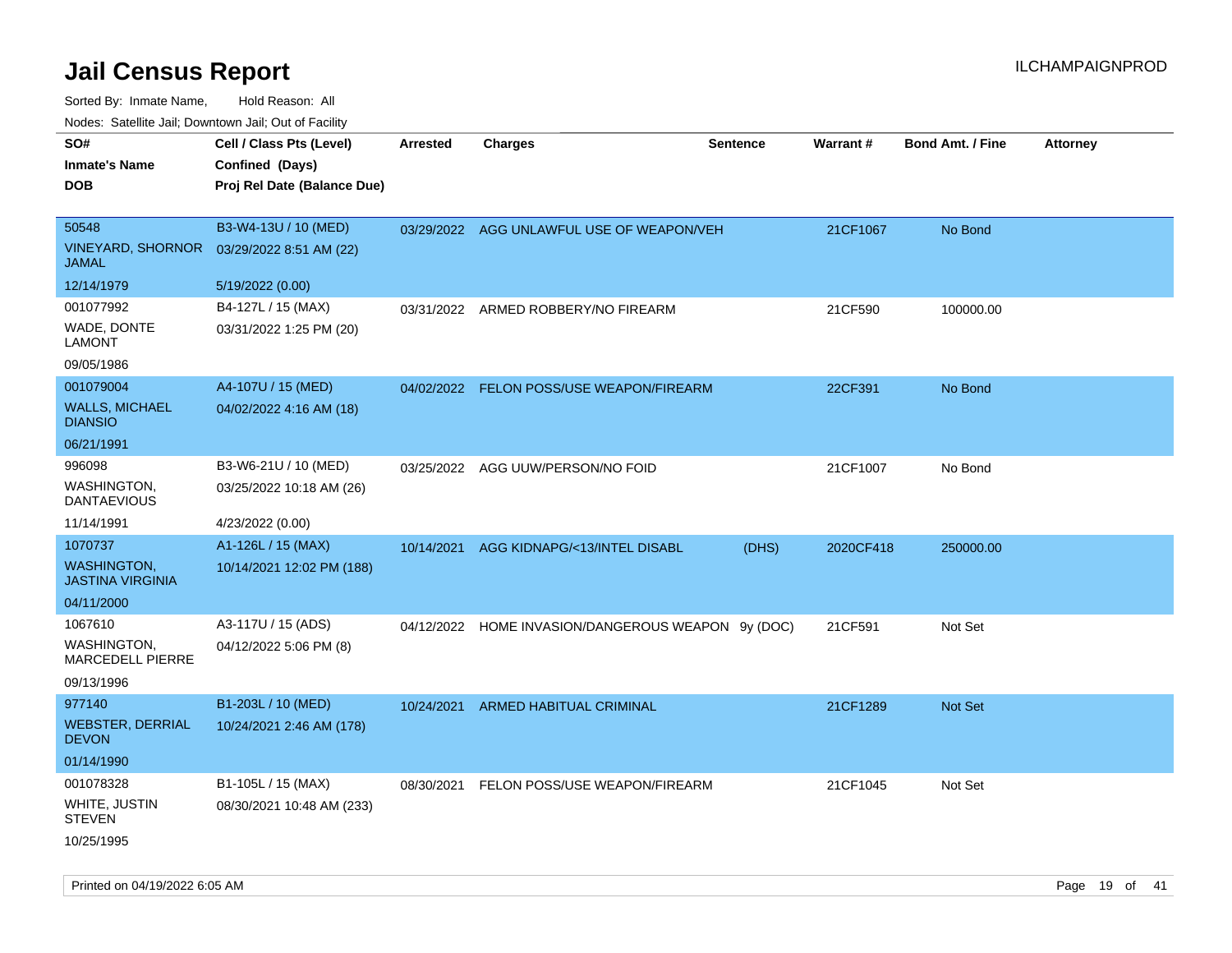# Jail Census Report

ILCHAMPAIGNPROD

Sorted By: Inmate Name, Hold Reason: All

Nodes: Satellite Jail; Downtown Jail; Out of Facility

| SO#<br>Inmate's Name<br>DOB | Cell / Class Pts (Level)<br>Confined (Days)<br>Proj Rel Date (Balance Due) | Arrested | Charges | Sentence | Warrant # | Bond Amt. / Fine | Attorney |
|---|---|---|---|---|---|---|---|
| 50548<br>VINEYARD, SHORNOR JAMAL<br>12/14/1979 | B3-W4-13U / 10 (MED)<br>03/29/2022 8:51 AM (22)<br>5/19/2022 (0.00) | 03/29/2022 | AGG UNLAWFUL USE OF WEAPON/VEH | | 21CF1067 | No Bond | |
| 001077992<br>WADE, DONTE LAMONT<br>09/05/1986 | B4-127L / 15 (MAX)<br>03/31/2022 1:25 PM (20) | 03/31/2022 | ARMED ROBBERY/NO FIREARM | | 21CF590 | 100000.00 | |
| 001079004<br>WALLS, MICHAEL DIANSIO<br>06/21/1991 | A4-107U / 15 (MED)<br>04/02/2022 4:16 AM (18) | 04/02/2022 | FELON POSS/USE WEAPON/FIREARM | | 22CF391 | No Bond | |
| 996098<br>WASHINGTON, DANTAEVIOUS<br>11/14/1991 | B3-W6-21U / 10 (MED)<br>03/25/2022 10:18 AM (26)<br>4/23/2022 (0.00) | 03/25/2022 | AGG UUW/PERSON/NO FOID | | 21CF1007 | No Bond | |
| 1070737<br>WASHINGTON, JASTINA VIRGINIA<br>04/11/2000 | A1-126L / 15 (MAX)<br>10/14/2021 12:02 PM (188) | 10/14/2021 | AGG KIDNAPG/<13/INTEL DISABL | (DHS) | 2020CF418 | 250000.00 | |
| 1067610<br>WASHINGTON, MARCEDELL PIERRE<br>09/13/1996 | A3-117U / 15 (ADS)<br>04/12/2022 5:06 PM (8) | 04/12/2022 | HOME INVASION/DANGEROUS WEAPON | 9y (DOC) | 21CF591 | Not Set | |
| 977140<br>WEBSTER, DERRIAL DEVON<br>01/14/1990 | B1-203L / 10 (MED)<br>10/24/2021 2:46 AM (178) | 10/24/2021 | ARMED HABITUAL CRIMINAL | | 21CF1289 | Not Set | |
| 001078328<br>WHITE, JUSTIN STEVEN<br>10/25/1995 | B1-105L / 15 (MAX)<br>08/30/2021 10:48 AM (233) | 08/30/2021 | FELON POSS/USE WEAPON/FIREARM | | 21CF1045 | Not Set | |

Printed on 04/19/2022 6:05 AM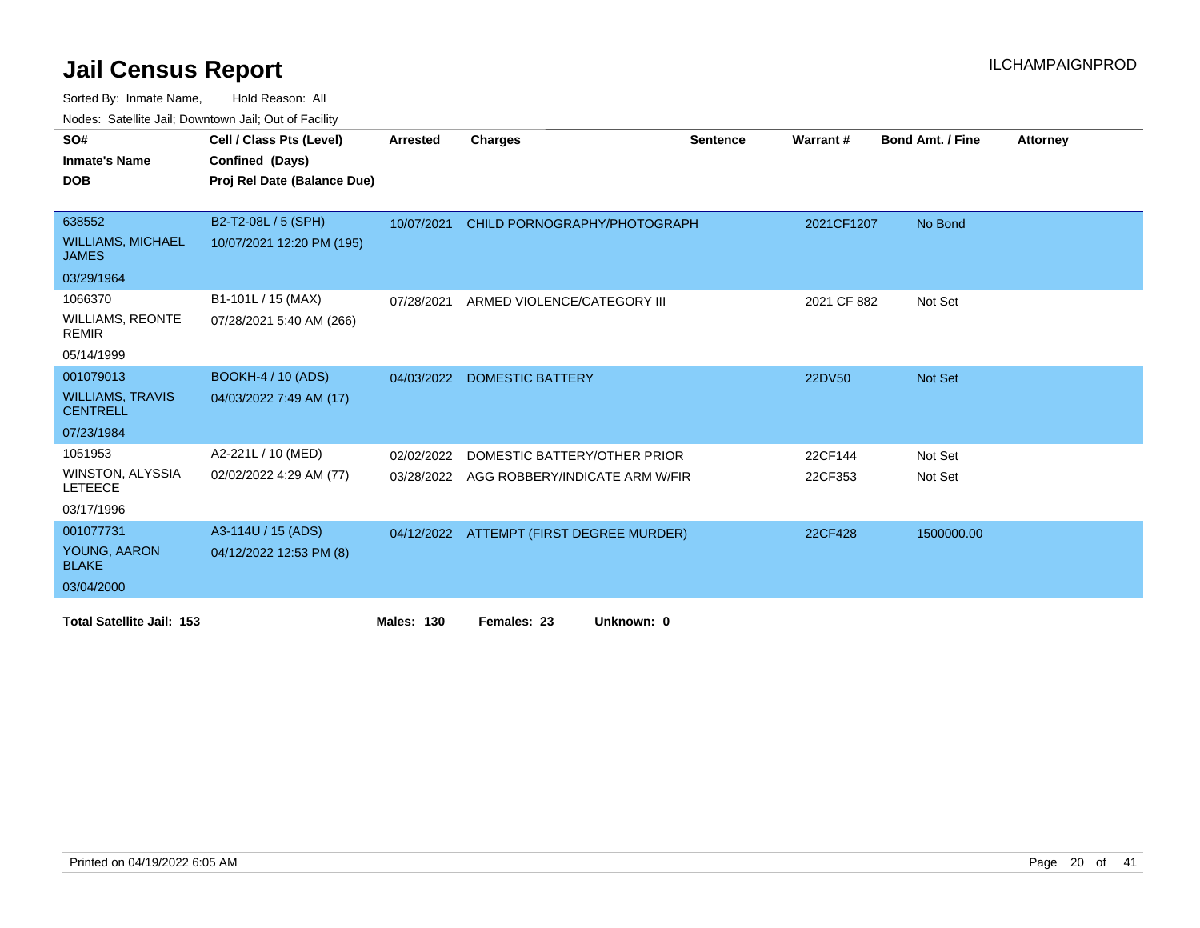# Jail Census Report

ILCHAMPAIGNPROD

Sorted By: Inmate Name, Hold Reason: All

Nodes: Satellite Jail; Downtown Jail; Out of Facility

| SO# / Inmate's Name / DOB | Cell / Class Pts (Level) / Confined (Days) / Proj Rel Date (Balance Due) | Arrested | Charges | Sentence | Warrant # | Bond Amt. / Fine | Attorney |
|---|---|---|---|---|---|---|---|
| 638552<br>WILLIAMS, MICHAEL JAMES<br>03/29/1964 | B2-T2-08L / 5 (SPH)<br>10/07/2021 12:20 PM (195) | 10/07/2021 | CHILD PORNOGRAPHY/PHOTOGRAPH | | 2021CF1207 | No Bond | |
| 1066370<br>WILLIAMS, REONTE REMIR<br>05/14/1999 | B1-101L / 15 (MAX)<br>07/28/2021 5:40 AM (266) | 07/28/2021 | ARMED VIOLENCE/CATEGORY III | | 2021 CF 882 | Not Set | |
| 001079013<br>WILLIAMS, TRAVIS CENTRELL<br>07/23/1984 | BOOKH-4 / 10 (ADS)<br>04/03/2022 7:49 AM (17) | 04/03/2022 | DOMESTIC BATTERY | | 22DV50 | Not Set | |
| 1051953<br>WINSTON, ALYSSIA LETEECE<br>03/17/1996 | A2-221L / 10 (MED)<br>02/02/2022 4:29 AM (77) | 02/02/2022<br>03/28/2022 | DOMESTIC BATTERY/OTHER PRIOR<br>AGG ROBBERY/INDICATE ARM W/FIR | | 22CF144<br>22CF353 | Not Set<br>Not Set | |
| 001077731<br>YOUNG, AARON BLAKE<br>03/04/2000 | A3-114U / 15 (ADS)<br>04/12/2022 12:53 PM (8) | 04/12/2022 | ATTEMPT (FIRST DEGREE MURDER) | | 22CF428 | 1500000.00 | |

**Total Satellite Jail: 153** **Males: 130** **Females: 23** **Unknown: 0**

Printed on 04/19/2022 6:05 AM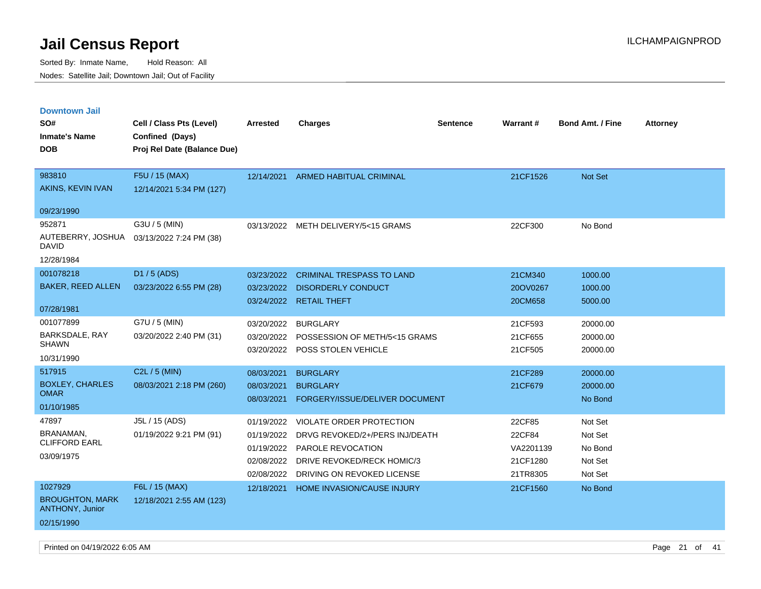# Jail Census Report

Sorted By: Inmate Name, Hold Reason: All
Nodes: Satellite Jail; Downtown Jail; Out of Facility

## Downtown Jail

| SO# / Inmate's Name / DOB | Cell / Class Pts (Level) / Confined (Days) / Proj Rel Date (Balance Due) | Arrested | Charges | Sentence | Warrant # | Bond Amt. / Fine | Attorney |
|---|---|---|---|---|---|---|---|
| 983810 AKINS, KEVIN IVAN 09/23/1990 | F5U / 15 (MAX) 12/14/2021 5:34 PM (127) | 12/14/2021 | ARMED HABITUAL CRIMINAL | | 21CF1526 | Not Set | |
| 952871 AUTEBERRY, JOSHUA DAVID 12/28/1984 | G3U / 5 (MIN) 03/13/2022 7:24 PM (38) | 03/13/2022 | METH DELIVERY/5<15 GRAMS | | 22CF300 | No Bond | |
| 001078218 BAKER, REED ALLEN 07/28/1981 | D1 / 5 (ADS) 03/23/2022 6:55 PM (28) | 03/23/2022 | CRIMINAL TRESPASS TO LAND | | 21CM340 | 1000.00 | |
| | | 03/23/2022 | DISORDERLY CONDUCT | | 20OV0267 | 1000.00 | |
| | | 03/24/2022 | RETAIL THEFT | | 20CM658 | 5000.00 | |
| 001077899 BARKSDALE, RAY SHAWN 10/31/1990 | G7U / 5 (MIN) 03/20/2022 2:40 PM (31) | 03/20/2022 | BURGLARY | | 21CF593 | 20000.00 | |
| | | 03/20/2022 | POSSESSION OF METH/5<15 GRAMS | | 21CF655 | 20000.00 | |
| | | 03/20/2022 | POSS STOLEN VEHICLE | | 21CF505 | 20000.00 | |
| 517915 BOXLEY, CHARLES OMAR 01/10/1985 | C2L / 5 (MIN) 08/03/2021 2:18 PM (260) | 08/03/2021 | BURGLARY | | 21CF289 | 20000.00 | |
| | | 08/03/2021 | BURGLARY | | 21CF679 | 20000.00 | |
| | | 08/03/2021 | FORGERY/ISSUE/DELIVER DOCUMENT | | | No Bond | |
| 47897 BRANAMAN, CLIFFORD EARL 03/09/1975 | J5L / 15 (ADS) 01/19/2022 9:21 PM (91) | 01/19/2022 | VIOLATE ORDER PROTECTION | | 22CF85 | Not Set | |
| | | 01/19/2022 | DRVG REVOKED/2+/PERS INJ/DEATH | | 22CF84 | Not Set | |
| | | 01/19/2022 | PAROLE REVOCATION | | VA2201139 | No Bond | |
| | | 02/08/2022 | DRIVE REVOKED/RECK HOMIC/3 | | 21CF1280 | Not Set | |
| | | 02/08/2022 | DRIVING ON REVOKED LICENSE | | 21TR8305 | Not Set | |
| 1027929 BROUGHTON, MARK ANTHONY, Junior 02/15/1990 | F6L / 15 (MAX) 12/18/2021 2:55 AM (123) | 12/18/2021 | HOME INVASION/CAUSE INJURY | | 21CF1560 | No Bond | |

Printed on 04/19/2022 6:05 AM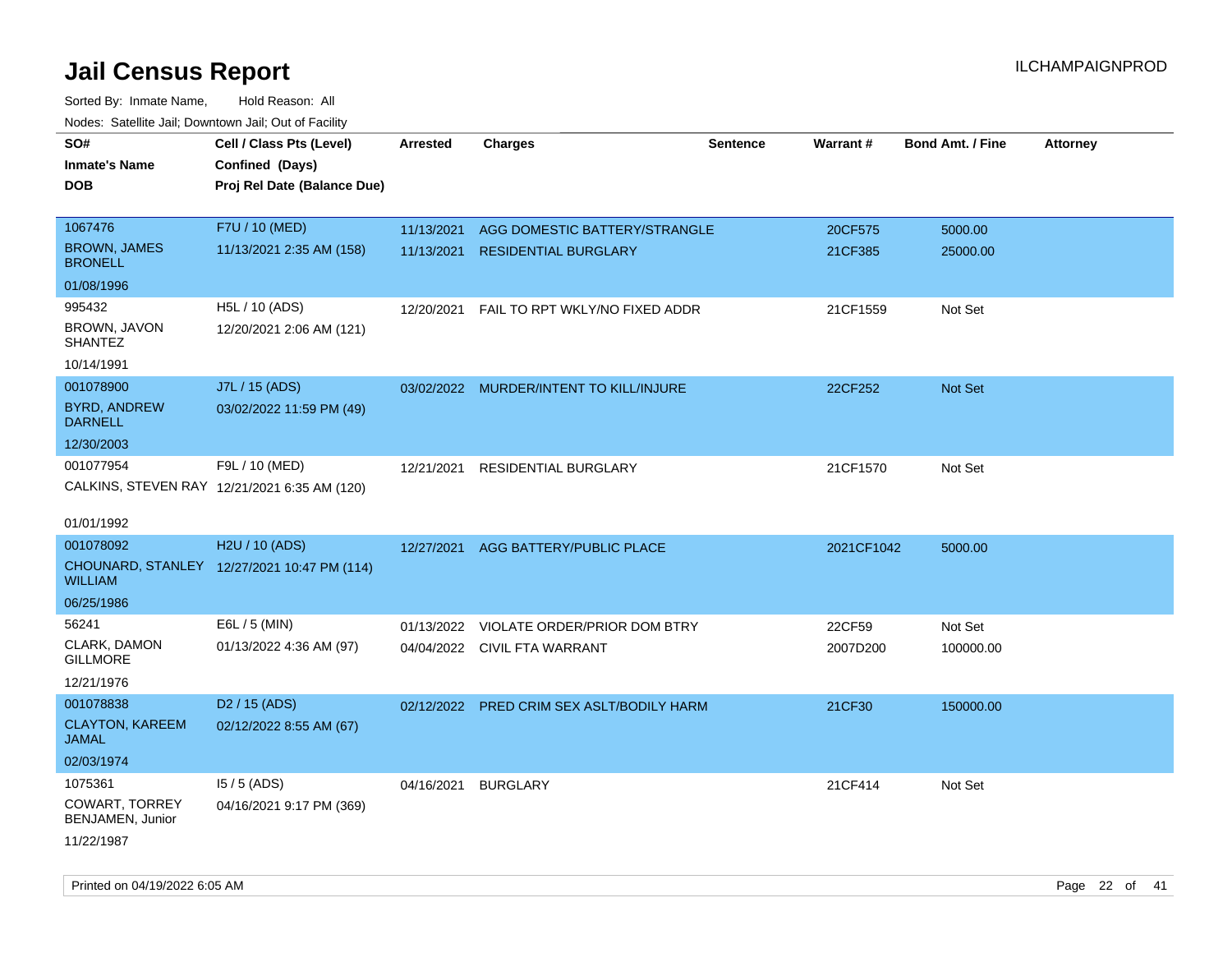# Jail Census Report

ILCHAMPAIGNPROD

Sorted By: Inmate Name, Hold Reason: All

Nodes: Satellite Jail; Downtown Jail; Out of Facility

| SO# / Inmate's Name / DOB | Cell / Class Pts (Level) / Confined (Days) / Proj Rel Date (Balance Due) | Arrested | Charges | Sentence | Warrant # | Bond Amt. / Fine | Attorney |
|---|---|---|---|---|---|---|---|
| 1067476<br>BROWN, JAMES BRONELL<br>01/08/1996 | F7U / 10 (MED)<br>11/13/2021 2:35 AM (158) | 11/13/2021<br>11/13/2021 | AGG DOMESTIC BATTERY/STRANGLE<br>RESIDENTIAL BURGLARY | | 20CF575<br>21CF385 | 5000.00<br>25000.00 | |
| 995432<br>BROWN, JAVON SHANTEZ<br>10/14/1991 | H5L / 10 (ADS)<br>12/20/2021 2:06 AM (121) | 12/20/2021 | FAIL TO RPT WKLY/NO FIXED ADDR | | 21CF1559 | Not Set | |
| 001078900<br>BYRD, ANDREW DARNELL<br>12/30/2003 | J7L / 15 (ADS)<br>03/02/2022 11:59 PM (49) | 03/02/2022 | MURDER/INTENT TO KILL/INJURE | | 22CF252 | Not Set | |
| 001077954<br>CALKINS, STEVEN RAY<br>01/01/1992 | F9L / 10 (MED)<br>12/21/2021 6:35 AM (120) | 12/21/2021 | RESIDENTIAL BURGLARY | | 21CF1570 | Not Set | |
| 001078092<br>CHOUNARD, STANLEY WILLIAM<br>06/25/1986 | H2U / 10 (ADS)<br>12/27/2021 10:47 PM (114) | 12/27/2021 | AGG BATTERY/PUBLIC PLACE | | 2021CF1042 | 5000.00 | |
| 56241<br>CLARK, DAMON GILLMORE<br>12/21/1976 | E6L / 5 (MIN)<br>01/13/2022 4:36 AM (97) | 01/13/2022<br>04/04/2022 | VIOLATE ORDER/PRIOR DOM BTRY<br>CIVIL FTA WARRANT | | 22CF59<br>2007D200 | Not Set<br>100000.00 | |
| 001078838<br>CLAYTON, KAREEM JAMAL<br>02/03/1974 | D2 / 15 (ADS)<br>02/12/2022 8:55 AM (67) | 02/12/2022 | PRED CRIM SEX ASLT/BODILY HARM | | 21CF30 | 150000.00 | |
| 1075361<br>COWART, TORREY BENJAMEN, Junior<br>11/22/1987 | I5 / 5 (ADS)<br>04/16/2021 9:17 PM (369) | 04/16/2021 | BURGLARY | | 21CF414 | Not Set | |

Printed on 04/19/2022 6:05 AM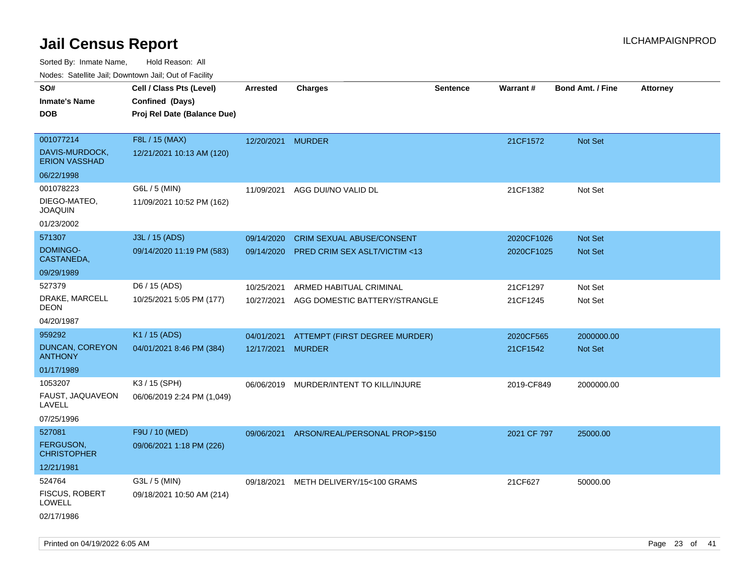# Jail Census Report

ILCHAMPAIGNPROD

Sorted By: Inmate Name, Hold Reason: All

Nodes: Satellite Jail; Downtown Jail; Out of Facility

| SO# / Inmate's Name / DOB | Cell / Class Pts (Level) / Confined (Days) / Proj Rel Date (Balance Due) | Arrested | Charges | Sentence | Warrant # | Bond Amt. / Fine | Attorney |
|---|---|---|---|---|---|---|---|
| 001077214 DAVIS-MURDOCK, ERION VASSHAD 06/22/1998 | F8L / 15 (MAX) 12/21/2021 10:13 AM (120) | 12/20/2021 | MURDER | | 21CF1572 | Not Set | |
| 001078223 DIEGO-MATEO, JOAQUIN 01/23/2002 | G6L / 5 (MIN) 11/09/2021 10:52 PM (162) | 11/09/2021 | AGG DUI/NO VALID DL | | 21CF1382 | Not Set | |
| 571307 DOMINGO-CASTANEDA, 09/29/1989 | J3L / 15 (ADS) 09/14/2020 11:19 PM (583) | 09/14/2020 | CRIM SEXUAL ABUSE/CONSENT | | 2020CF1026 | Not Set | |
| | | 09/14/2020 | PRED CRIM SEX ASLT/VICTIM <13 | | 2020CF1025 | Not Set | |
| 527379 DRAKE, MARCELL DEON 04/20/1987 | D6 / 15 (ADS) 10/25/2021 5:05 PM (177) | 10/25/2021 | ARMED HABITUAL CRIMINAL | | 21CF1297 | Not Set | |
| | | 10/27/2021 | AGG DOMESTIC BATTERY/STRANGLE | | 21CF1245 | Not Set | |
| 959292 DUNCAN, COREYON ANTHONY 01/17/1989 | K1 / 15 (ADS) 04/01/2021 8:46 PM (384) | 04/01/2021 | ATTEMPT (FIRST DEGREE MURDER) | | 2020CF565 | 2000000.00 | |
| | | 12/17/2021 | MURDER | | 21CF1542 | Not Set | |
| 1053207 FAUST, JAQUAVEON LAVELL 07/25/1996 | K3 / 15 (SPH) 06/06/2019 2:24 PM (1,049) | 06/06/2019 | MURDER/INTENT TO KILL/INJURE | | 2019-CF849 | 2000000.00 | |
| 527081 FERGUSON, CHRISTOPHER 12/21/1981 | F9U / 10 (MED) 09/06/2021 1:18 PM (226) | 09/06/2021 | ARSON/REAL/PERSONAL PROP>$150 | | 2021 CF 797 | 25000.00 | |
| 524764 FISCUS, ROBERT LOWELL 02/17/1986 | G3L / 5 (MIN) 09/18/2021 10:50 AM (214) | 09/18/2021 | METH DELIVERY/15<100 GRAMS | | 21CF627 | 50000.00 | |

Printed on 04/19/2022 6:05 AM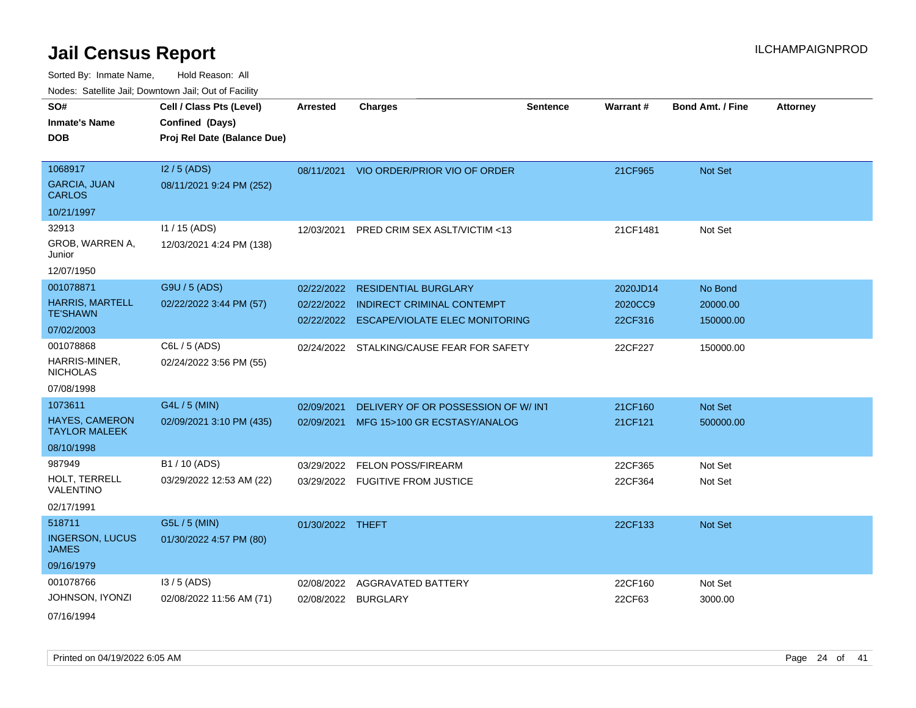# Jail Census Report

Sorted By: Inmate Name, Hold Reason: All

Nodes: Satellite Jail; Downtown Jail; Out of Facility

| SO# / Inmate's Name / DOB | Cell / Class Pts (Level) / Confined (Days) / Proj Rel Date (Balance Due) | Arrested | Charges | Sentence | Warrant # | Bond Amt. / Fine | Attorney |
|---|---|---|---|---|---|---|---|
| 1068917<br>GARCIA, JUAN CARLOS<br>10/21/1997 | I2 / 5 (ADS)<br>08/11/2021 9:24 PM (252) | 08/11/2021 | VIO ORDER/PRIOR VIO OF ORDER | | 21CF965 | Not Set | |
| 32913<br>GROB, WARREN A, Junior<br>12/07/1950 | I1 / 15 (ADS)<br>12/03/2021 4:24 PM (138) | 12/03/2021 | PRED CRIM SEX ASLT/VICTIM <13 | | 21CF1481 | Not Set | |
| 001078871<br>HARRIS, MARTELL TE'SHAWN<br>07/02/2003 | G9U / 5 (ADS)<br>02/22/2022 3:44 PM (57) | 02/22/2022<br>02/22/2022<br>02/22/2022 | RESIDENTIAL BURGLARY<br>INDIRECT CRIMINAL CONTEMPT<br>ESCAPE/VIOLATE ELEC MONITORING | | 2020JD14<br>2020CC9<br>22CF316 | No Bond<br>20000.00<br>150000.00 | |
| 001078868<br>HARRIS-MINER, NICHOLAS<br>07/08/1998 | C6L / 5 (ADS)<br>02/24/2022 3:56 PM (55) | 02/24/2022 | STALKING/CAUSE FEAR FOR SAFETY | | 22CF227 | 150000.00 | |
| 1073611<br>HAYES, CAMERON TAYLOR MALEEK<br>08/10/1998 | G4L / 5 (MIN)<br>02/09/2021 3:10 PM (435) | 02/09/2021<br>02/09/2021 | DELIVERY OF OR POSSESSION OF W/ INT<br>MFG 15>100 GR ECSTASY/ANALOG | | 21CF160<br>21CF121 | Not Set<br>500000.00 | |
| 987949<br>HOLT, TERRELL VALENTINO<br>02/17/1991 | B1 / 10 (ADS)<br>03/29/2022 12:53 AM (22) | 03/29/2022<br>03/29/2022 | FELON POSS/FIREARM<br>FUGITIVE FROM JUSTICE | | 22CF365<br>22CF364 | Not Set<br>Not Set | |
| 518711<br>INGERSON, LUCUS JAMES<br>09/16/1979 | G5L / 5 (MIN)<br>01/30/2022 4:57 PM (80) | 01/30/2022 | THEFT | | 22CF133 | Not Set | |
| 001078766<br>JOHNSON, IYONZI<br>07/16/1994 | I3 / 5 (ADS)<br>02/08/2022 11:56 AM (71) | 02/08/2022<br>02/08/2022 | AGGRAVATED BATTERY<br>BURGLARY | | 22CF160<br>22CF63 | Not Set<br>3000.00 | |

Printed on 04/19/2022 6:05 AM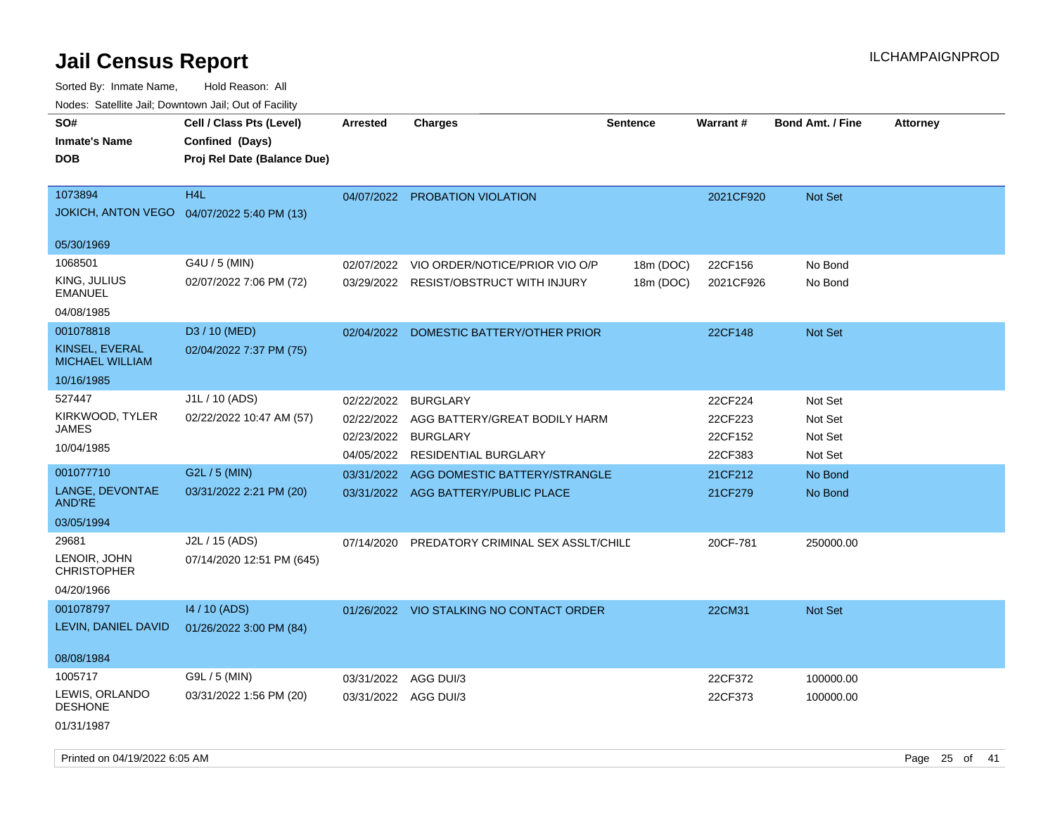# Jail Census Report

Sorted By: Inmate Name, Hold Reason: All

Nodes: Satellite Jail; Downtown Jail; Out of Facility

| SO# / Inmate's Name / DOB | Cell / Class Pts (Level) / Confined (Days) / Proj Rel Date (Balance Due) | Arrested | Charges | Sentence | Warrant # | Bond Amt. / Fine | Attorney |
|---|---|---|---|---|---|---|---|
| 1073894 JOKICH, ANTON VEGO 05/30/1969 | H4L 04/07/2022 5:40 PM (13) | 04/07/2022 | PROBATION VIOLATION | | 2021CF920 | Not Set | |
| 1068501 KING, JULIUS EMANUEL 04/08/1985 | G4U / 5 (MIN) 02/07/2022 7:06 PM (72) | 02/07/2022 | VIO ORDER/NOTICE/PRIOR VIO O/P | 18m (DOC) | 22CF156 | No Bond | |
| | | 03/29/2022 | RESIST/OBSTRUCT WITH INJURY | 18m (DOC) | 2021CF926 | No Bond | |
| 001078818 KINSEL, EVERAL MICHAEL WILLIAM 10/16/1985 | D3 / 10 (MED) 02/04/2022 7:37 PM (75) | 02/04/2022 | DOMESTIC BATTERY/OTHER PRIOR | | 22CF148 | Not Set | |
| 527447 KIRKWOOD, TYLER JAMES 10/04/1985 | J1L / 10 (ADS) 02/22/2022 10:47 AM (57) | 02/22/2022 | BURGLARY | | 22CF224 | Not Set | |
| | | 02/22/2022 | AGG BATTERY/GREAT BODILY HARM | | 22CF223 | Not Set | |
| | | 02/23/2022 | BURGLARY | | 22CF152 | Not Set | |
| | | 04/05/2022 | RESIDENTIAL BURGLARY | | 22CF383 | Not Set | |
| 001077710 LANGE, DEVONTAE AND'RE 03/05/1994 | G2L / 5 (MIN) 03/31/2022 2:21 PM (20) | 03/31/2022 | AGG DOMESTIC BATTERY/STRANGLE | | 21CF212 | No Bond | |
| | | 03/31/2022 | AGG BATTERY/PUBLIC PLACE | | 21CF279 | No Bond | |
| 29681 LENOIR, JOHN CHRISTOPHER 04/20/1966 | J2L / 15 (ADS) 07/14/2020 12:51 PM (645) | 07/14/2020 | PREDATORY CRIMINAL SEX ASSLT/CHILD | | 20CF-781 | 250000.00 | |
| 001078797 LEVIN, DANIEL DAVID 08/08/1984 | I4 / 10 (ADS) 01/26/2022 3:00 PM (84) | 01/26/2022 | VIO STALKING NO CONTACT ORDER | | 22CM31 | Not Set | |
| 1005717 LEWIS, ORLANDO DESHONE 01/31/1987 | G9L / 5 (MIN) 03/31/2022 1:56 PM (20) | 03/31/2022 | AGG DUI/3 | | 22CF372 | 100000.00 | |
| | | 03/31/2022 | AGG DUI/3 | | 22CF373 | 100000.00 | |

Printed on 04/19/2022 6:05 AM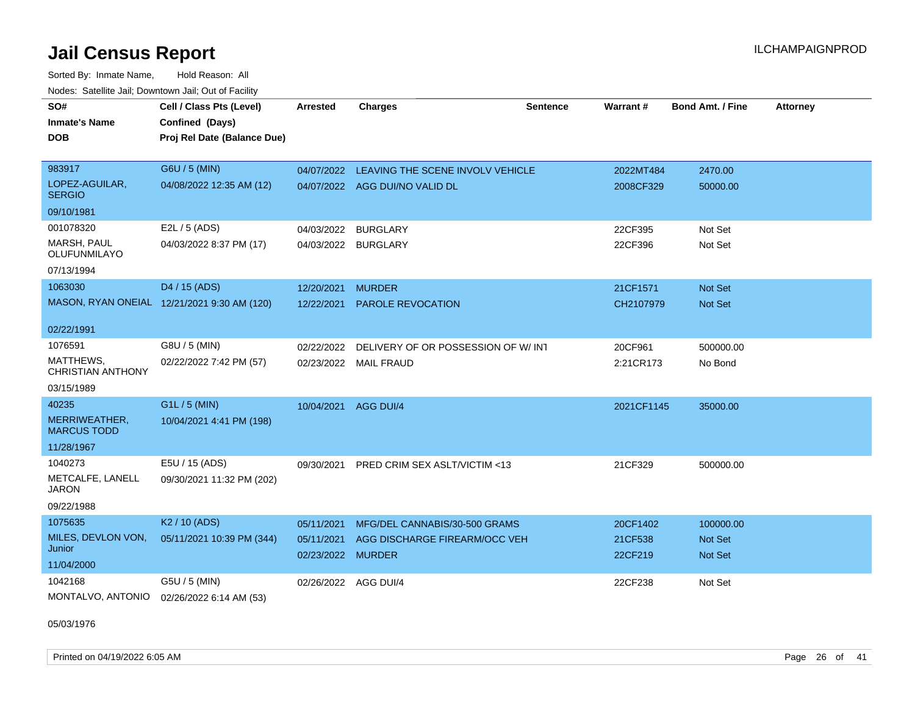# Jail Census Report

ILCHAMPAIGNPROD

Sorted By: Inmate Name, Hold Reason: All

Nodes: Satellite Jail; Downtown Jail; Out of Facility

| SO# / Inmate's Name / DOB | Cell / Class Pts (Level) / Confined (Days) / Proj Rel Date (Balance Due) | Arrested | Charges | Sentence | Warrant # | Bond Amt. / Fine | Attorney |
|---|---|---|---|---|---|---|---|
| 983917<br>LOPEZ-AGUILAR, SERGIO<br>09/10/1981 | G6U / 5 (MIN)<br>04/08/2022 12:35 AM (12) | 04/07/2022<br>04/07/2022 | LEAVING THE SCENE INVOLV VEHICLE<br>AGG DUI/NO VALID DL | | 2022MT484<br>2008CF329 | 2470.00<br>50000.00 | |
| 001078320<br>MARSH, PAUL OLUFUNMILAYO<br>07/13/1994 | E2L / 5 (ADS)<br>04/03/2022 8:37 PM (17) | 04/03/2022<br>04/03/2022 | BURGLARY<br>BURGLARY | | 22CF395<br>22CF396 | Not Set<br>Not Set | |
| 1063030<br>MASON, RYAN ONEIAL<br>02/22/1991 | D4 / 15 (ADS)<br>12/21/2021 9:30 AM (120) | 12/20/2021<br>12/22/2021 | MURDER<br>PAROLE REVOCATION | | 21CF1571<br>CH2107979 | Not Set<br>Not Set | |
| 1076591<br>MATTHEWS, CHRISTIAN ANTHONY<br>03/15/1989 | G8U / 5 (MIN)<br>02/22/2022 7:42 PM (57) | 02/22/2022<br>02/23/2022 | DELIVERY OF OR POSSESSION OF W/ INT<br>MAIL FRAUD | | 20CF961<br>2:21CR173 | 500000.00<br>No Bond | |
| 40235<br>MERRIWEATHER, MARCUS TODD<br>11/28/1967 | G1L / 5 (MIN)<br>10/04/2021 4:41 PM (198) | 10/04/2021 | AGG DUI/4 | | 2021CF1145 | 35000.00 | |
| 1040273<br>METCALFE, LANELL JARON<br>09/22/1988 | E5U / 15 (ADS)<br>09/30/2021 11:32 PM (202) | 09/30/2021 | PRED CRIM SEX ASLT/VICTIM <13 | | 21CF329 | 500000.00 | |
| 1075635<br>MILES, DEVLON VON, Junior<br>11/04/2000 | K2 / 10 (ADS)<br>05/11/2021 10:39 PM (344) | 05/11/2021<br>05/11/2021<br>02/23/2022 | MFG/DEL CANNABIS/30-500 GRAMS<br>AGG DISCHARGE FIREARM/OCC VEH<br>MURDER | | 20CF1402<br>21CF538<br>22CF219 | 100000.00<br>Not Set<br>Not Set | |
| 1042168<br>MONTALVO, ANTONIO<br>05/03/1976 | G5U / 5 (MIN)<br>02/26/2022 6:14 AM (53) | 02/26/2022 | AGG DUI/4 | | 22CF238 | Not Set | |

Printed on 04/19/2022 6:05 AM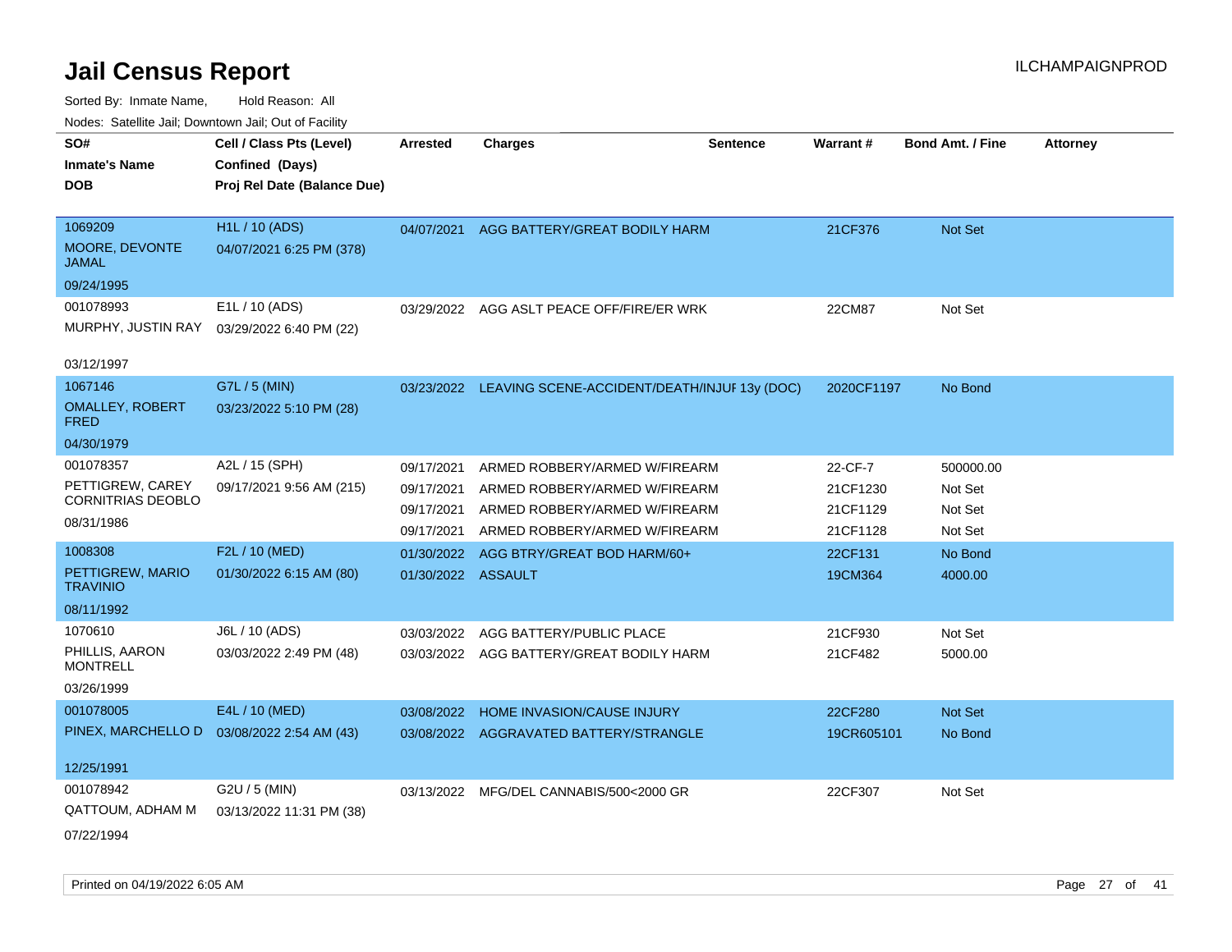# Jail Census Report

Sorted By: Inmate Name, Hold Reason: All

Nodes: Satellite Jail; Downtown Jail; Out of Facility

| SO# / Inmate's Name / DOB | Cell / Class Pts (Level) / Confined (Days) / Proj Rel Date (Balance Due) | Arrested | Charges | Sentence | Warrant # | Bond Amt. / Fine | Attorney |
|---|---|---|---|---|---|---|---|
| 1069209 MOORE, DEVONTE JAMAL 09/24/1995 | H1L / 10 (ADS) 04/07/2021 6:25 PM (378) | 04/07/2021 | AGG BATTERY/GREAT BODILY HARM | | 21CF376 | Not Set | |
| 001078993 MURPHY, JUSTIN RAY 03/12/1997 | E1L / 10 (ADS) 03/29/2022 6:40 PM (22) | 03/29/2022 | AGG ASLT PEACE OFF/FIRE/ER WRK | | 22CM87 | Not Set | |
| 1067146 OMALLEY, ROBERT FRED 04/30/1979 | G7L / 5 (MIN) 03/23/2022 5:10 PM (28) | 03/23/2022 | LEAVING SCENE-ACCIDENT/DEATH/INJUF | 13y (DOC) | 2020CF1197 | No Bond | |
| 001078357 PETTIGREW, CAREY CORNITRIAS DEOBLO 08/31/1986 | A2L / 15 (SPH) 09/17/2021 9:56 AM (215) | 09/17/2021 | ARMED ROBBERY/ARMED W/FIREARM | | 22-CF-7 | 500000.00 | |
| | | 09/17/2021 | ARMED ROBBERY/ARMED W/FIREARM | | 21CF1230 | Not Set | |
| | | 09/17/2021 | ARMED ROBBERY/ARMED W/FIREARM | | 21CF1129 | Not Set | |
| | | 09/17/2021 | ARMED ROBBERY/ARMED W/FIREARM | | 21CF1128 | Not Set | |
| 1008308 PETTIGREW, MARIO TRAVINIO 08/11/1992 | F2L / 10 (MED) 01/30/2022 6:15 AM (80) | 01/30/2022 | AGG BTRY/GREAT BOD HARM/60+ | | 22CF131 | No Bond | |
| | | 01/30/2022 | ASSAULT | | 19CM364 | 4000.00 | |
| 1070610 PHILLIS, AARON MONTRELL 03/26/1999 | J6L / 10 (ADS) 03/03/2022 2:49 PM (48) | 03/03/2022 | AGG BATTERY/PUBLIC PLACE | | 21CF930 | Not Set | |
| | | 03/03/2022 | AGG BATTERY/GREAT BODILY HARM | | 21CF482 | 5000.00 | |
| 001078005 PINEX, MARCHELLO D 12/25/1991 | E4L / 10 (MED) 03/08/2022 2:54 AM (43) | 03/08/2022 | HOME INVASION/CAUSE INJURY | | 22CF280 | Not Set | |
| | | 03/08/2022 | AGGRAVATED BATTERY/STRANGLE | | 19CR605101 | No Bond | |
| 001078942 QATTOUM, ADHAM M 07/22/1994 | G2U / 5 (MIN) 03/13/2022 11:31 PM (38) | 03/13/2022 | MFG/DEL CANNABIS/500<2000 GR | | 22CF307 | Not Set | |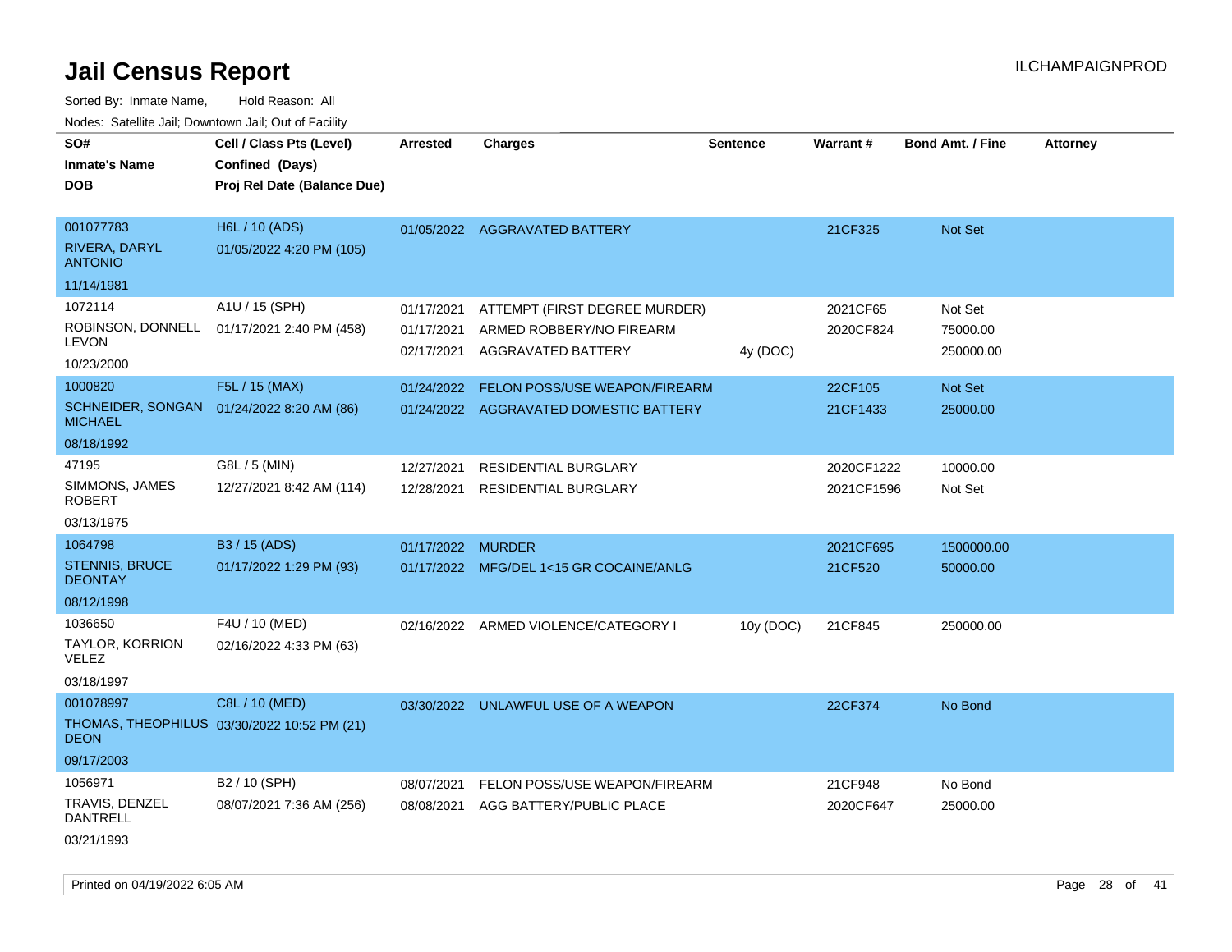# Jail Census Report

ILCHAMPAIGNPROD

Sorted By: Inmate Name, Hold Reason: All

Nodes: Satellite Jail; Downtown Jail; Out of Facility

| SO# / Inmate's Name / DOB | Cell / Class Pts (Level) / Confined (Days) / Proj Rel Date (Balance Due) | Arrested | Charges | Sentence | Warrant # | Bond Amt. / Fine | Attorney |
|---|---|---|---|---|---|---|---|
| 001077783<br>RIVERA, DARYL ANTONIO<br>11/14/1981 | H6L / 10 (ADS)<br>01/05/2022 4:20 PM (105) | 01/05/2022 | AGGRAVATED BATTERY | | 21CF325 | Not Set | |
| 1072114<br>ROBINSON, DONNELL LEVON<br>10/23/2000 | A1U / 15 (SPH)<br>01/17/2021 2:40 PM (458) | 01/17/2021 | ATTEMPT (FIRST DEGREE MURDER) | | 2021CF65 | Not Set | |
| | | 01/17/2021 | ARMED ROBBERY/NO FIREARM | | 2020CF824 | 75000.00 | |
| | | 02/17/2021 | AGGRAVATED BATTERY | 4y (DOC) | | 250000.00 | |
| 1000820<br>SCHNEIDER, SONGAN MICHAEL<br>08/18/1992 | F5L / 15 (MAX)<br>01/24/2022 8:20 AM (86) | 01/24/2022 | FELON POSS/USE WEAPON/FIREARM | | 22CF105 | Not Set | |
| | | 01/24/2022 | AGGRAVATED DOMESTIC BATTERY | | 21CF1433 | 25000.00 | |
| 47195<br>SIMMONS, JAMES ROBERT<br>03/13/1975 | G8L / 5 (MIN)<br>12/27/2021 8:42 AM (114) | 12/27/2021 | RESIDENTIAL BURGLARY | | 2020CF1222 | 10000.00 | |
| | | 12/28/2021 | RESIDENTIAL BURGLARY | | 2021CF1596 | Not Set | |
| 1064798<br>STENNIS, BRUCE DEONTAY<br>08/12/1998 | B3 / 15 (ADS)<br>01/17/2022 1:29 PM (93) | 01/17/2022 | MURDER | | 2021CF695 | 1500000.00 | |
| | | 01/17/2022 | MFG/DEL 1<15 GR COCAINE/ANLG | | 21CF520 | 50000.00 | |
| 1036650<br>TAYLOR, KORRION VELEZ<br>03/18/1997 | F4U / 10 (MED)<br>02/16/2022 4:33 PM (63) | 02/16/2022 | ARMED VIOLENCE/CATEGORY I | 10y (DOC) | 21CF845 | 250000.00 | |
| 001078997<br>THOMAS, THEOPHILUS DEON<br>09/17/2003 | C8L / 10 (MED)<br>03/30/2022 10:52 PM (21) | 03/30/2022 | UNLAWFUL USE OF A WEAPON | | 22CF374 | No Bond | |
| 1056971<br>TRAVIS, DENZEL DANTRELL<br>03/21/1993 | B2 / 10 (SPH)<br>08/07/2021 7:36 AM (256) | 08/07/2021 | FELON POSS/USE WEAPON/FIREARM | | 21CF948 | No Bond | |
| | | 08/08/2021 | AGG BATTERY/PUBLIC PLACE | | 2020CF647 | 25000.00 | |

Printed on 04/19/2022 6:05 AM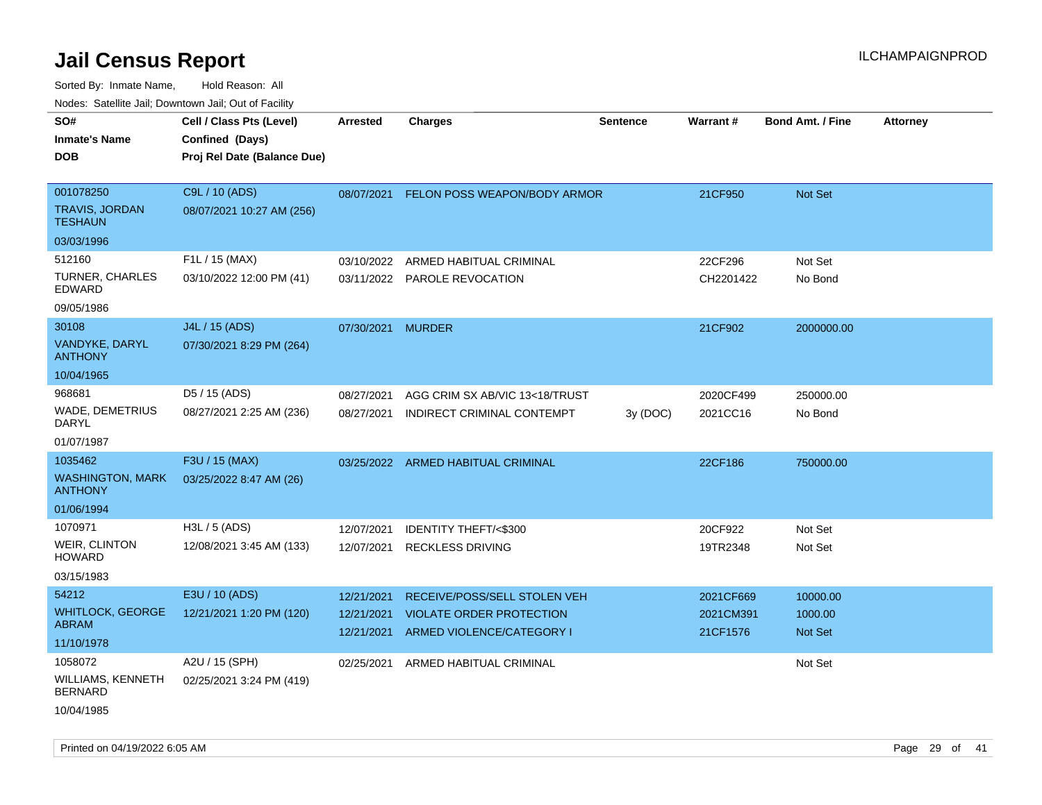# Jail Census Report

ILCHAMPAIGNPROD

Sorted By: Inmate Name, Hold Reason: All

Nodes: Satellite Jail; Downtown Jail; Out of Facility

| SO# / Inmate's Name / DOB | Cell / Class Pts (Level) / Confined (Days) / Proj Rel Date (Balance Due) | Arrested | Charges | Sentence | Warrant # | Bond Amt. / Fine | Attorney |
|---|---|---|---|---|---|---|---|
| 001078250<br>TRAVIS, JORDAN TESHAUN<br>03/03/1996 | C9L / 10 (ADS)<br>08/07/2021 10:27 AM (256) | 08/07/2021 | FELON POSS WEAPON/BODY ARMOR | | 21CF950 | Not Set | |
| 512160<br>TURNER, CHARLES EDWARD<br>09/05/1986 | F1L / 15 (MAX)<br>03/10/2022 12:00 PM (41) | 03/10/2022 | ARMED HABITUAL CRIMINAL | | 22CF296 | Not Set | |
| | | 03/11/2022 | PAROLE REVOCATION | | CH2201422 | No Bond | |
| 30108<br>VANDYKE, DARYL ANTHONY<br>10/04/1965 | J4L / 15 (ADS)<br>07/30/2021 8:29 PM (264) | 07/30/2021 | MURDER | | 21CF902 | 2000000.00 | |
| 968681<br>WADE, DEMETRIUS DARYL<br>01/07/1987 | D5 / 15 (ADS)<br>08/27/2021 2:25 AM (236) | 08/27/2021 | AGG CRIM SX AB/VIC 13<18/TRUST | | 2020CF499 | 250000.00 | |
| | | 08/27/2021 | INDIRECT CRIMINAL CONTEMPT | 3y (DOC) | 2021CC16 | No Bond | |
| 1035462<br>WASHINGTON, MARK ANTHONY<br>01/06/1994 | F3U / 15 (MAX)<br>03/25/2022 8:47 AM (26) | 03/25/2022 | ARMED HABITUAL CRIMINAL | | 22CF186 | 750000.00 | |
| 1070971<br>WEIR, CLINTON HOWARD<br>03/15/1983 | H3L / 5 (ADS)<br>12/08/2021 3:45 AM (133) | 12/07/2021 | IDENTITY THEFT/<$300 | | 20CF922 | Not Set | |
| | | 12/07/2021 | RECKLESS DRIVING | | 19TR2348 | Not Set | |
| 54212<br>WHITLOCK, GEORGE ABRAM<br>11/10/1978 | E3U / 10 (ADS)<br>12/21/2021 1:20 PM (120) | 12/21/2021 | RECEIVE/POSS/SELL STOLEN VEH | | 2021CF669 | 10000.00 | |
| | | 12/21/2021 | VIOLATE ORDER PROTECTION | | 2021CM391 | 1000.00 | |
| | | 12/21/2021 | ARMED VIOLENCE/CATEGORY I | | 21CF1576 | Not Set | |
| 1058072<br>WILLIAMS, KENNETH BERNARD<br>10/04/1985 | A2U / 15 (SPH)<br>02/25/2021 3:24 PM (419) | 02/25/2021 | ARMED HABITUAL CRIMINAL | | | Not Set | |

Printed on 04/19/2022 6:05 AM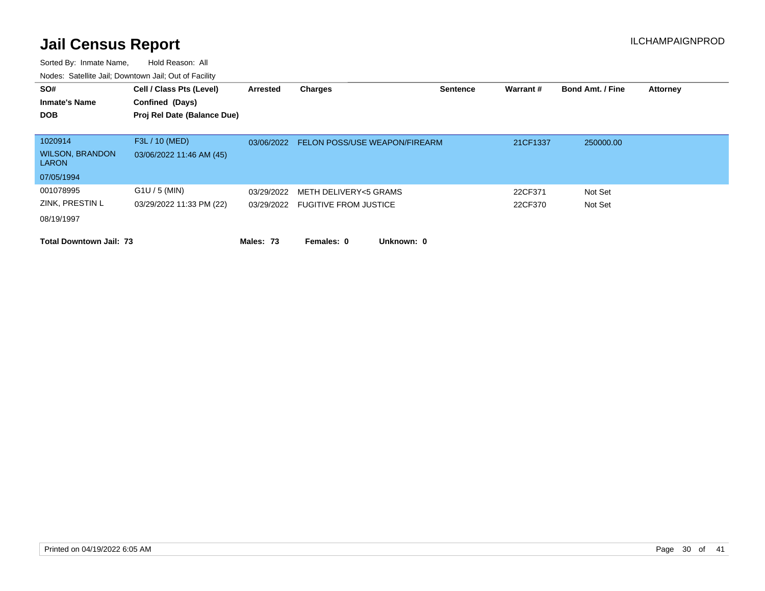# Jail Census Report

ILCHAMPAIGNPROD

Sorted By: Inmate Name, Hold Reason: All

Nodes: Satellite Jail; Downtown Jail; Out of Facility

| SO# / Inmate's Name / DOB | Cell / Class Pts (Level) / Confined (Days) / Proj Rel Date (Balance Due) | Arrested | Charges | Sentence | Warrant # | Bond Amt. / Fine | Attorney |
|---|---|---|---|---|---|---|---|
| 1020914<br>WILSON, BRANDON LARON<br>07/05/1994 | F3L / 10 (MED)<br>03/06/2022 11:46 AM (45) | 03/06/2022 | FELON POSS/USE WEAPON/FIREARM | | 21CF1337 | 250000.00 | |
| 001078995<br>ZINK, PRESTIN L<br>08/19/1997 | G1U / 5 (MIN)<br>03/29/2022 11:33 PM (22) | 03/29/2022 | METH DELIVERY<5 GRAMS | | 22CF371 | Not Set | |
| | | 03/29/2022 | FUGITIVE FROM JUSTICE | | 22CF370 | Not Set | |

**Total Downtown Jail: 73** **Males: 73** **Females: 0** **Unknown: 0**

Printed on 04/19/2022 6:05 AM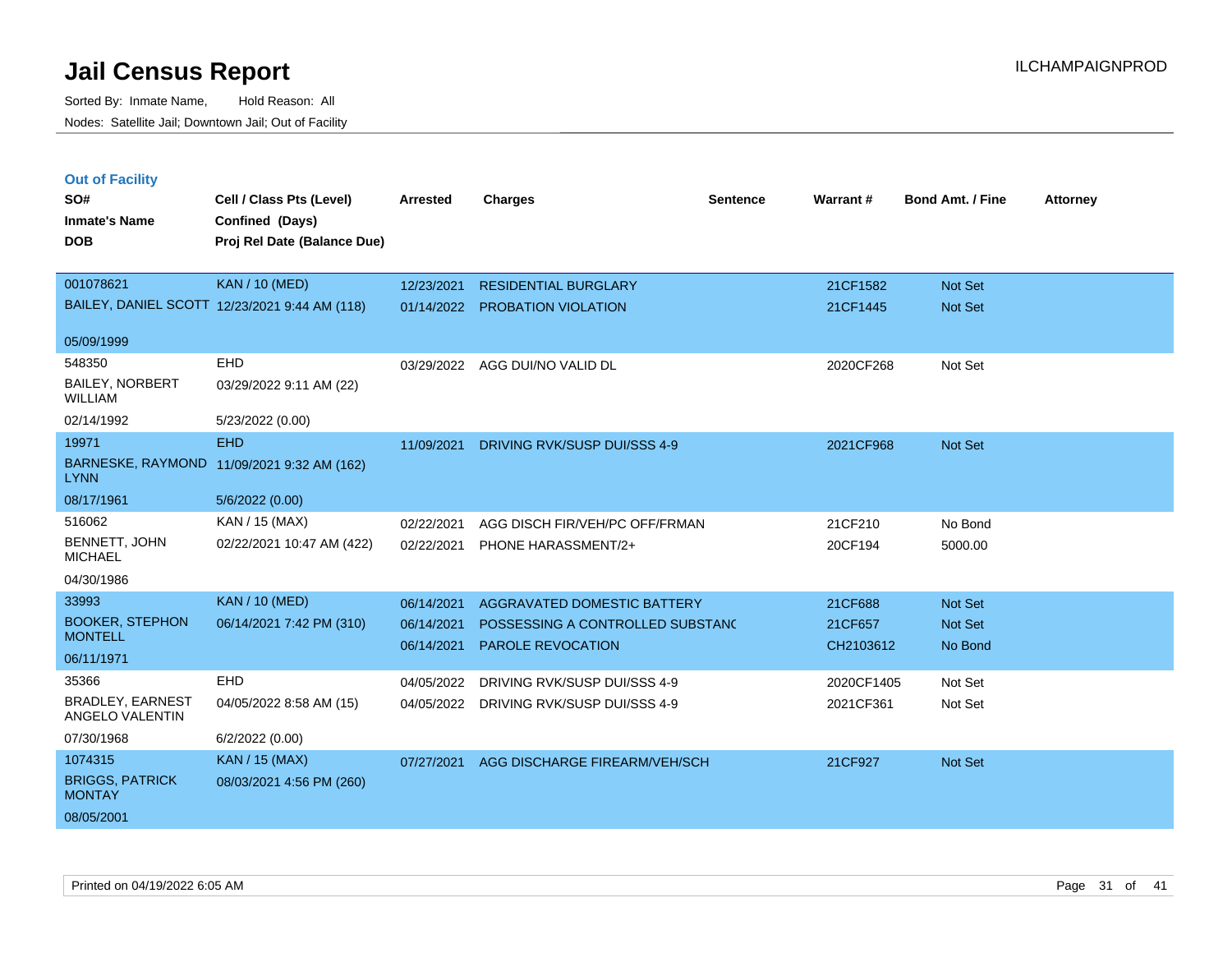# Jail Census Report

Sorted By: Inmate Name, Hold Reason: All

Nodes: Satellite Jail; Downtown Jail; Out of Facility

ILCHAMPAIGNPROD

## Out of Facility

| SO# / Inmate's Name / DOB | Cell / Class Pts (Level) / Confined (Days) / Proj Rel Date (Balance Due) | Arrested | Charges | Sentence | Warrant # | Bond Amt. / Fine | Attorney |
|---|---|---|---|---|---|---|---|
| 001078621<br>BAILEY, DANIEL SCOTT<br>05/09/1999 | KAN / 10 (MED)<br>12/23/2021 9:44 AM (118) | 12/23/2021<br>01/14/2022 | RESIDENTIAL BURGLARY<br>PROBATION VIOLATION | | 21CF1582<br>21CF1445 | Not Set<br>Not Set | |
| 548350<br>BAILEY, NORBERT WILLIAM<br>02/14/1992 | EHD<br>03/29/2022 9:11 AM (22)<br>5/23/2022 (0.00) | 03/29/2022 | AGG DUI/NO VALID DL | | 2020CF268 | Not Set | |
| 19971<br>BARNESKE, RAYMOND LYNN<br>08/17/1961 | EHD<br>11/09/2021 9:32 AM (162)<br>5/6/2022 (0.00) | 11/09/2021 | DRIVING RVK/SUSP DUI/SSS 4-9 | | 2021CF968 | Not Set | |
| 516062<br>BENNETT, JOHN MICHAEL<br>04/30/1986 | KAN / 15 (MAX)<br>02/22/2021 10:47 AM (422) | 02/22/2021<br>02/22/2021 | AGG DISCH FIR/VEH/PC OFF/FRMAN<br>PHONE HARASSMENT/2+ | | 21CF210<br>20CF194 | No Bond<br>5000.00 | |
| 33993<br>BOOKER, STEPHON MONTELL<br>06/11/1971 | KAN / 10 (MED)<br>06/14/2021 7:42 PM (310) | 06/14/2021<br>06/14/2021<br>06/14/2021 | AGGRAVATED DOMESTIC BATTERY<br>POSSESSING A CONTROLLED SUBSTANC<br>PAROLE REVOCATION | | 21CF688<br>21CF657<br>CH2103612 | Not Set<br>Not Set<br>No Bond | |
| 35366<br>BRADLEY, EARNEST ANGELO VALENTIN<br>07/30/1968 | EHD<br>04/05/2022 8:58 AM (15)<br>6/2/2022 (0.00) | 04/05/2022<br>04/05/2022 | DRIVING RVK/SUSP DUI/SSS 4-9<br>DRIVING RVK/SUSP DUI/SSS 4-9 | | 2020CF1405<br>2021CF361 | Not Set<br>Not Set | |
| 1074315<br>BRIGGS, PATRICK MONTAY<br>08/05/2001 | KAN / 15 (MAX)<br>08/03/2021 4:56 PM (260) | 07/27/2021 | AGG DISCHARGE FIREARM/VEH/SCH | | 21CF927 | Not Set | |

Printed on 04/19/2022 6:05 AM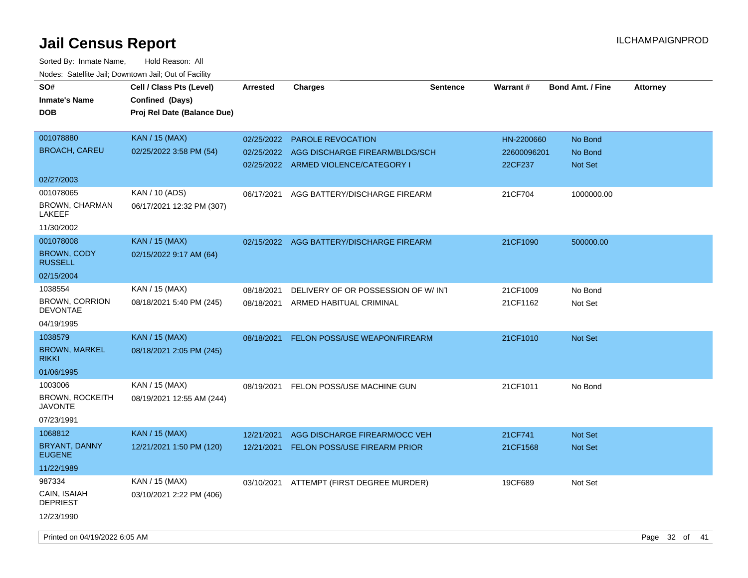# Jail Census Report

ILCHAMPAIGNPROD

Sorted By: Inmate Name, Hold Reason: All

Nodes: Satellite Jail; Downtown Jail; Out of Facility

| SO# / Inmate's Name / DOB | Cell / Class Pts (Level) / Confined (Days) / Proj Rel Date (Balance Due) | Arrested | Charges | Sentence | Warrant # | Bond Amt. / Fine | Attorney |
|---|---|---|---|---|---|---|---|
| 001078880<br>BROACH, CAREU<br>02/27/2003 | KAN / 15 (MAX)<br>02/25/2022 3:58 PM (54) | 02/25/2022<br>02/25/2022<br>02/25/2022 | PAROLE REVOCATION<br>AGG DISCHARGE FIREARM/BLDG/SCH<br>ARMED VIOLENCE/CATEGORY I | | HN-2200660<br>22600096201<br>22CF237 | No Bond<br>No Bond<br>Not Set | |
| 001078065<br>BROWN, CHARMAN LAKEEF<br>11/30/2002 | KAN / 10 (ADS)<br>06/17/2021 12:32 PM (307) | 06/17/2021 | AGG BATTERY/DISCHARGE FIREARM | | 21CF704 | 1000000.00 | |
| 001078008<br>BROWN, CODY RUSSELL<br>02/15/2004 | KAN / 15 (MAX)<br>02/15/2022 9:17 AM (64) | 02/15/2022 | AGG BATTERY/DISCHARGE FIREARM | | 21CF1090 | 500000.00 | |
| 1038554<br>BROWN, CORRION DEVONTAE<br>04/19/1995 | KAN / 15 (MAX)<br>08/18/2021 5:40 PM (245) | 08/18/2021<br>08/18/2021 | DELIVERY OF OR POSSESSION OF W/ INT<br>ARMED HABITUAL CRIMINAL | | 21CF1009<br>21CF1162 | No Bond<br>Not Set | |
| 1038579<br>BROWN, MARKEL RIKKI<br>01/06/1995 | KAN / 15 (MAX)<br>08/18/2021 2:05 PM (245) | 08/18/2021 | FELON POSS/USE WEAPON/FIREARM | | 21CF1010 | Not Set | |
| 1003006<br>BROWN, ROCKEITH JAVONTE<br>07/23/1991 | KAN / 15 (MAX)<br>08/19/2021 12:55 AM (244) | 08/19/2021 | FELON POSS/USE MACHINE GUN | | 21CF1011 | No Bond | |
| 1068812<br>BRYANT, DANNY EUGENE<br>11/22/1989 | KAN / 15 (MAX)<br>12/21/2021 1:50 PM (120) | 12/21/2021<br>12/21/2021 | AGG DISCHARGE FIREARM/OCC VEH<br>FELON POSS/USE FIREARM PRIOR | | 21CF741<br>21CF1568 | Not Set<br>Not Set | |
| 987334<br>CAIN, ISAIAH DEPRIEST<br>12/23/1990 | KAN / 15 (MAX)<br>03/10/2021 2:22 PM (406) | 03/10/2021 | ATTEMPT (FIRST DEGREE MURDER) | | 19CF689 | Not Set | |

Printed on 04/19/2022 6:05 AM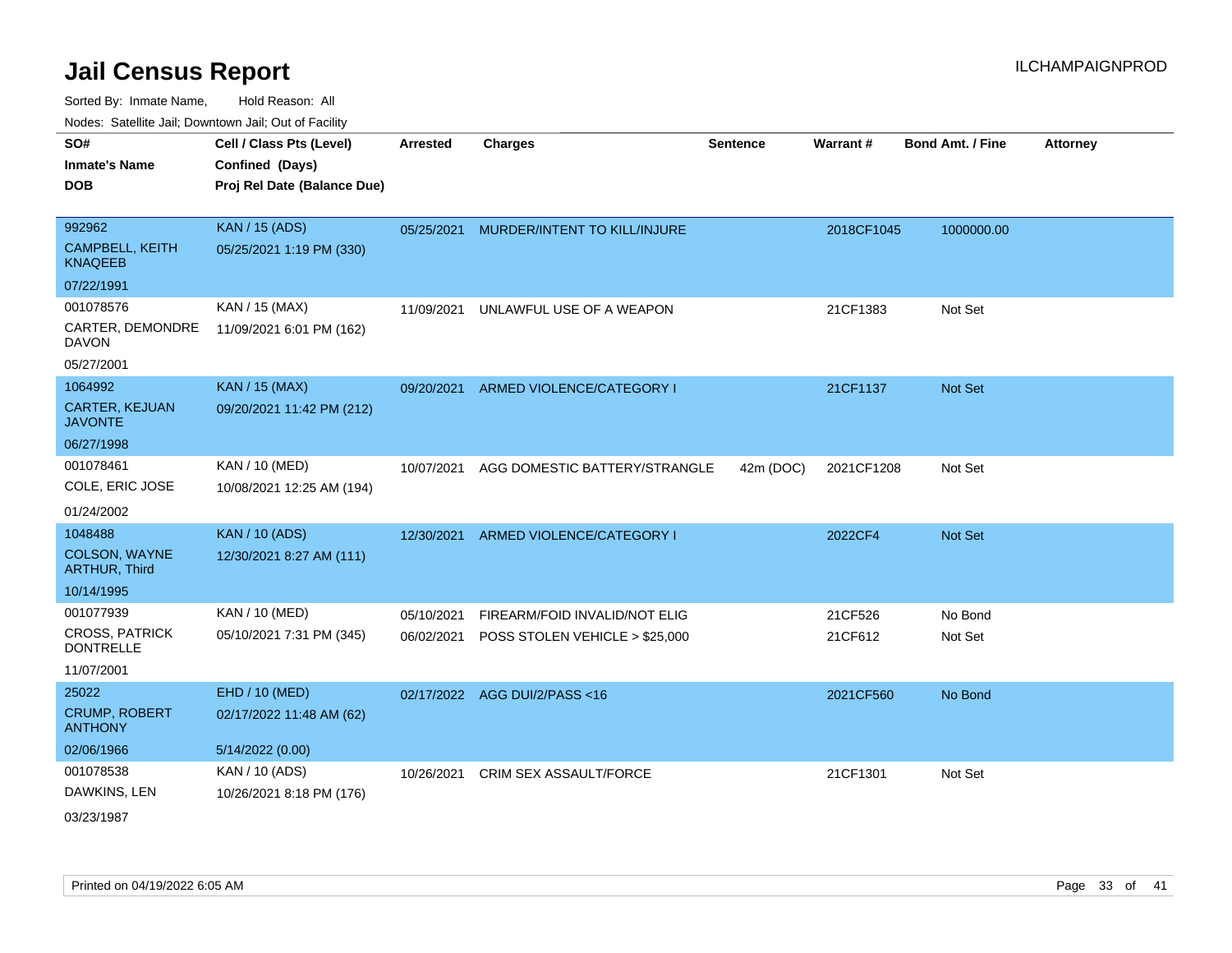# Jail Census Report

Sorted By: Inmate Name, Hold Reason: All

Nodes: Satellite Jail; Downtown Jail; Out of Facility

| SO# / Inmate's Name / DOB | Cell / Class Pts (Level) / Confined (Days) / Proj Rel Date (Balance Due) | Arrested | Charges | Sentence | Warrant # | Bond Amt. / Fine | Attorney |
|---|---|---|---|---|---|---|---|
| 992962<br>CAMPBELL, KEITH KNAQEEB<br>07/22/1991 | KAN / 15 (ADS)<br>05/25/2021 1:19 PM (330) | 05/25/2021 | MURDER/INTENT TO KILL/INJURE | | 2018CF1045 | 1000000.00 | |
| 001078576<br>CARTER, DEMONDRE DAVON<br>05/27/2001 | KAN / 15 (MAX)<br>11/09/2021 6:01 PM (162) | 11/09/2021 | UNLAWFUL USE OF A WEAPON | | 21CF1383 | Not Set | |
| 1064992<br>CARTER, KEJUAN JAVONTE<br>06/27/1998 | KAN / 15 (MAX)<br>09/20/2021 11:42 PM (212) | 09/20/2021 | ARMED VIOLENCE/CATEGORY I | | 21CF1137 | Not Set | |
| 001078461<br>COLE, ERIC JOSE<br>01/24/2002 | KAN / 10 (MED)<br>10/08/2021 12:25 AM (194) | 10/07/2021 | AGG DOMESTIC BATTERY/STRANGLE | 42m (DOC) | 2021CF1208 | Not Set | |
| 1048488<br>COLSON, WAYNE ARTHUR, Third<br>10/14/1995 | KAN / 10 (ADS)<br>12/30/2021 8:27 AM (111) | 12/30/2021 | ARMED VIOLENCE/CATEGORY I | | 2022CF4 | Not Set | |
| 001077939<br>CROSS, PATRICK DONTRELLE<br>11/07/2001 | KAN / 10 (MED)<br>05/10/2021 7:31 PM (345) | 05/10/2021<br>06/02/2021 | FIREARM/FOID INVALID/NOT ELIG<br>POSS STOLEN VEHICLE > $25,000 | | 21CF526<br>21CF612 | No Bond<br>Not Set | |
| 25022<br>CRUMP, ROBERT ANTHONY<br>02/06/1966 | EHD / 10 (MED)<br>02/17/2022 11:48 AM (62)<br>5/14/2022 (0.00) | 02/17/2022 | AGG DUI/2/PASS <16 | | 2021CF560 | No Bond | |
| 001078538<br>DAWKINS, LEN<br>03/23/1987 | KAN / 10 (ADS)<br>10/26/2021 8:18 PM (176) | 10/26/2021 | CRIM SEX ASSAULT/FORCE | | 21CF1301 | Not Set | |

Printed on 04/19/2022 6:05 AM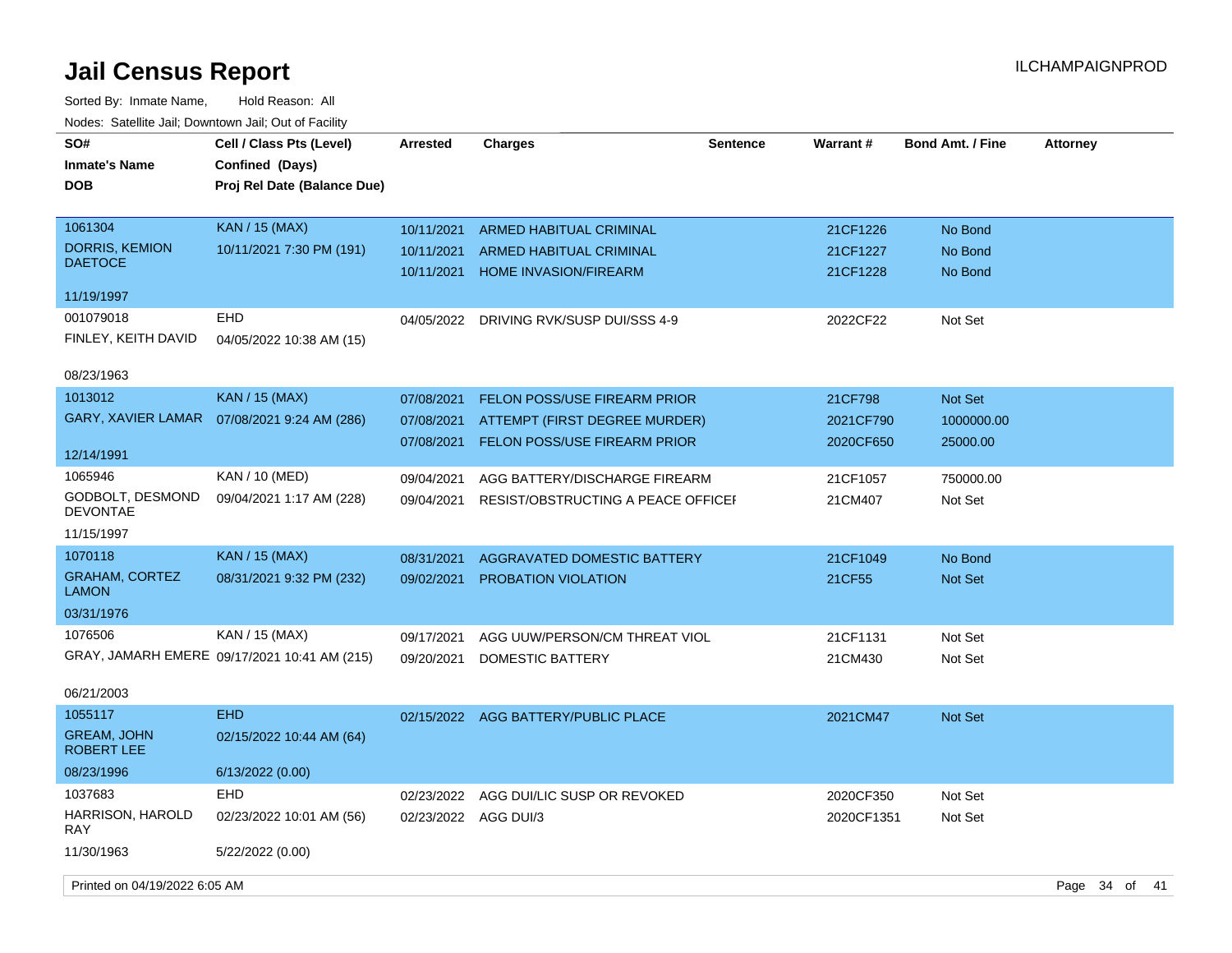# Jail Census Report

Sorted By: Inmate Name, Hold Reason: All

Nodes: Satellite Jail; Downtown Jail; Out of Facility

| SO# / Inmate's Name / DOB | Cell / Class Pts (Level) / Confined (Days) / Proj Rel Date (Balance Due) | Arrested | Charges | Sentence | Warrant # | Bond Amt. / Fine | Attorney |
|---|---|---|---|---|---|---|---|
| 1061304 DORRIS, KEMION DAETOCE 11/19/1997 | KAN / 15 (MAX) 10/11/2021 7:30 PM (191) | 10/11/2021 | ARMED HABITUAL CRIMINAL | | 21CF1226 | No Bond | |
| | | 10/11/2021 | ARMED HABITUAL CRIMINAL | | 21CF1227 | No Bond | |
| | | 10/11/2021 | HOME INVASION/FIREARM | | 21CF1228 | No Bond | |
| 001079018 FINLEY, KEITH DAVID 08/23/1963 | EHD 04/05/2022 10:38 AM (15) | 04/05/2022 | DRIVING RVK/SUSP DUI/SSS 4-9 | | 2022CF22 | Not Set | |
| 1013012 GARY, XAVIER LAMAR 12/14/1991 | KAN / 15 (MAX) 07/08/2021 9:24 AM (286) | 07/08/2021 | FELON POSS/USE FIREARM PRIOR | | 21CF798 | Not Set | |
| | | 07/08/2021 | ATTEMPT (FIRST DEGREE MURDER) | | 2021CF790 | 1000000.00 | |
| | | 07/08/2021 | FELON POSS/USE FIREARM PRIOR | | 2020CF650 | 25000.00 | |
| 1065946 GODBOLT, DESMOND DEVONTAE 11/15/1997 | KAN / 10 (MED) 09/04/2021 1:17 AM (228) | 09/04/2021 | AGG BATTERY/DISCHARGE FIREARM | | 21CF1057 | 750000.00 | |
| | | 09/04/2021 | RESIST/OBSTRUCTING A PEACE OFFICEI | | 21CM407 | Not Set | |
| 1070118 GRAHAM, CORTEZ LAMON 03/31/1976 | KAN / 15 (MAX) 08/31/2021 9:32 PM (232) | 08/31/2021 | AGGRAVATED DOMESTIC BATTERY | | 21CF1049 | No Bond | |
| | | 09/02/2021 | PROBATION VIOLATION | | 21CF55 | Not Set | |
| 1076506 GRAY, JAMARH EMERE 06/21/2003 | KAN / 15 (MAX) 09/17/2021 10:41 AM (215) | 09/17/2021 | AGG UUW/PERSON/CM THREAT VIOL | | 21CF1131 | Not Set | |
| | | 09/20/2021 | DOMESTIC BATTERY | | 21CM430 | Not Set | |
| 1055117 GREAM, JOHN ROBERT LEE 08/23/1996 | EHD 02/15/2022 10:44 AM (64) 6/13/2022 (0.00) | 02/15/2022 | AGG BATTERY/PUBLIC PLACE | | 2021CM47 | Not Set | |
| 1037683 HARRISON, HAROLD RAY 11/30/1963 | EHD 02/23/2022 10:01 AM (56) 5/22/2022 (0.00) | 02/23/2022 | AGG DUI/LIC SUSP OR REVOKED | | 2020CF350 | Not Set | |
| | | 02/23/2022 | AGG DUI/3 | | 2020CF1351 | Not Set | |

Printed on 04/19/2022 6:05 AM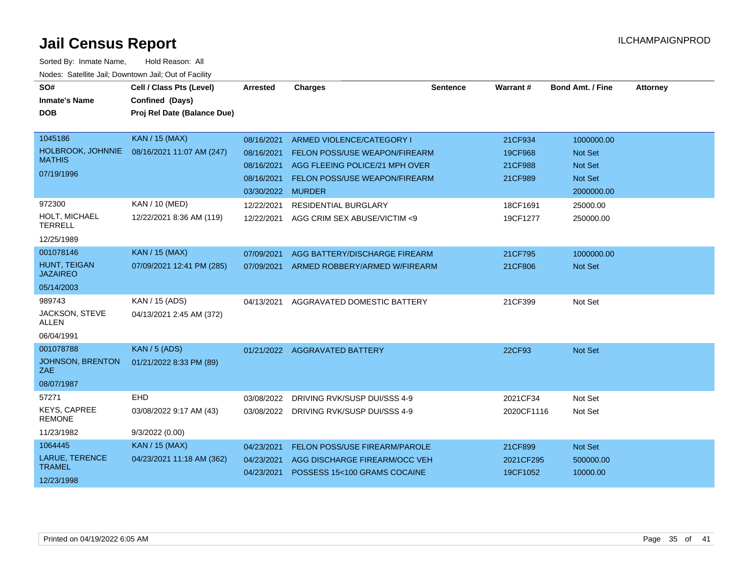# Jail Census Report

ILCHAMPAIGNPROD

Sorted By: Inmate Name, Hold Reason: All

Nodes: Satellite Jail; Downtown Jail; Out of Facility

| SO# / Inmate's Name / DOB | Cell / Class Pts (Level) / Confined (Days) / Proj Rel Date (Balance Due) | Arrested | Charges | Sentence | Warrant # | Bond Amt. / Fine | Attorney |
|---|---|---|---|---|---|---|---|
| 1045186 | KAN / 15 (MAX) | 08/16/2021 | ARMED VIOLENCE/CATEGORY I | | 21CF934 | 1000000.00 | |
| HOLBROOK, JOHNNIE MATHIS | 08/16/2021 11:07 AM (247) | 08/16/2021 | FELON POSS/USE WEAPON/FIREARM | | 19CF968 | Not Set | |
| 07/19/1996 | | 08/16/2021 | AGG FLEEING POLICE/21 MPH OVER | | 21CF988 | Not Set | |
| | | 08/16/2021 | FELON POSS/USE WEAPON/FIREARM | | 21CF989 | Not Set | |
| | | 03/30/2022 | MURDER | | | 2000000.00 | |
| 972300 | KAN / 10 (MED) | 12/22/2021 | RESIDENTIAL BURGLARY | | 18CF1691 | 25000.00 | |
| HOLT, MICHAEL TERRELL | 12/22/2021 8:36 AM (119) | 12/22/2021 | AGG CRIM SEX ABUSE/VICTIM <9 | | 19CF1277 | 250000.00 | |
| 12/25/1989 | | | | | | | |
| 001078146 | KAN / 15 (MAX) | 07/09/2021 | AGG BATTERY/DISCHARGE FIREARM | | 21CF795 | 1000000.00 | |
| HUNT, TEIGAN JAZAIREO | 07/09/2021 12:41 PM (285) | 07/09/2021 | ARMED ROBBERY/ARMED W/FIREARM | | 21CF806 | Not Set | |
| 05/14/2003 | | | | | | | |
| 989743 | KAN / 15 (ADS) | 04/13/2021 | AGGRAVATED DOMESTIC BATTERY | | 21CF399 | Not Set | |
| JACKSON, STEVE ALLEN | 04/13/2021 2:45 AM (372) | | | | | | |
| 06/04/1991 | | | | | | | |
| 001078788 | KAN / 5 (ADS) | 01/21/2022 | AGGRAVATED BATTERY | | 22CF93 | Not Set | |
| JOHNSON, BRENTON ZAE | 01/21/2022 8:33 PM (89) | | | | | | |
| 08/07/1987 | | | | | | | |
| 57271 | EHD | 03/08/2022 | DRIVING RVK/SUSP DUI/SSS 4-9 | | 2021CF34 | Not Set | |
| KEYS, CAPREE REMONE | 03/08/2022 9:17 AM (43) | 03/08/2022 | DRIVING RVK/SUSP DUI/SSS 4-9 | | 2020CF1116 | Not Set | |
| 11/23/1982 | 9/3/2022 (0.00) | | | | | | |
| 1064445 | KAN / 15 (MAX) | 04/23/2021 | FELON POSS/USE FIREARM/PAROLE | | 21CF899 | Not Set | |
| LARUE, TERENCE TRAMEL | 04/23/2021 11:18 AM (362) | 04/23/2021 | AGG DISCHARGE FIREARM/OCC VEH | | 2021CF295 | 500000.00 | |
| 12/23/1998 | | 04/23/2021 | POSSESS 15<100 GRAMS COCAINE | | 19CF1052 | 10000.00 | |

Printed on 04/19/2022 6:05 AM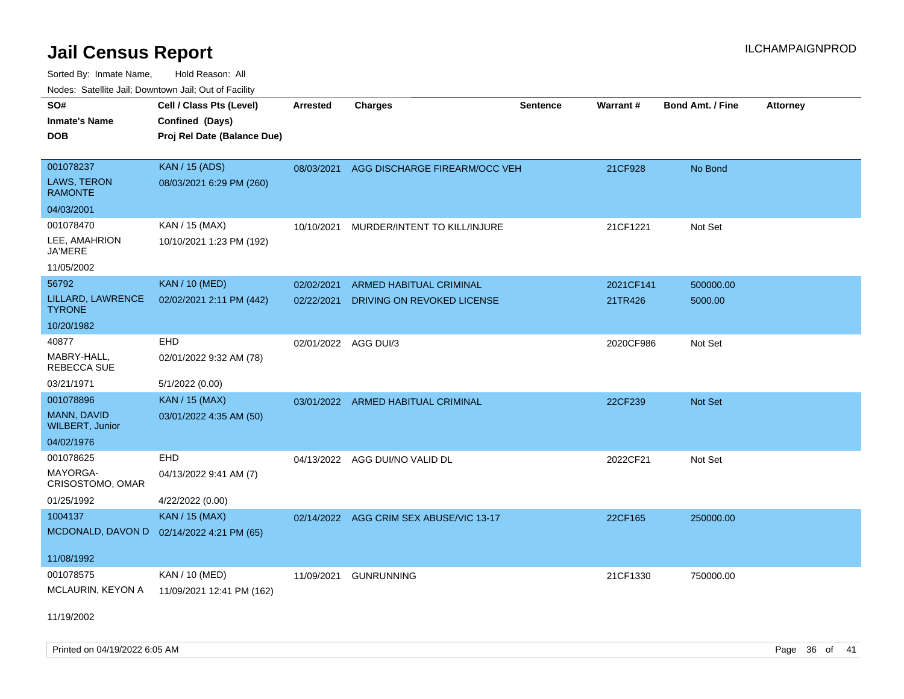# Jail Census Report

ILCHAMPAIGNPROD

Sorted By: Inmate Name, Hold Reason: All

Nodes: Satellite Jail; Downtown Jail; Out of Facility

| SO# / Inmate's Name / DOB | Cell / Class Pts (Level) / Confined (Days) / Proj Rel Date (Balance Due) | Arrested | Charges | Sentence | Warrant # | Bond Amt. / Fine | Attorney |
|---|---|---|---|---|---|---|---|
| 001078237<br>LAWS, TERON RAMONTE<br>04/03/2001 | KAN / 15 (ADS)<br>08/03/2021 6:29 PM (260) | 08/03/2021 | AGG DISCHARGE FIREARM/OCC VEH | | 21CF928 | No Bond | |
| 001078470<br>LEE, AMAHRION JA'MERE<br>11/05/2002 | KAN / 15 (MAX)<br>10/10/2021 1:23 PM (192) | 10/10/2021 | MURDER/INTENT TO KILL/INJURE | | 21CF1221 | Not Set | |
| 56792<br>LILLARD, LAWRENCE TYRONE<br>10/20/1982 | KAN / 10 (MED)<br>02/02/2021 2:11 PM (442) | 02/02/2021 | ARMED HABITUAL CRIMINAL | | 2021CF141 | 500000.00 | |
| | | 02/22/2021 | DRIVING ON REVOKED LICENSE | | 21TR426 | 5000.00 | |
| 40877<br>MABRY-HALL, REBECCA SUE<br>03/21/1971 | EHD<br>02/01/2022 9:32 AM (78)<br>5/1/2022 (0.00) | 02/01/2022 | AGG DUI/3 | | 2020CF986 | Not Set | |
| 001078896<br>MANN, DAVID WILBERT, Junior<br>04/02/1976 | KAN / 15 (MAX)<br>03/01/2022 4:35 AM (50) | 03/01/2022 | ARMED HABITUAL CRIMINAL | | 22CF239 | Not Set | |
| 001078625<br>MAYORGA-CRISOSTOMO, OMAR<br>01/25/1992 | EHD<br>04/13/2022 9:41 AM (7)<br>4/22/2022 (0.00) | 04/13/2022 | AGG DUI/NO VALID DL | | 2022CF21 | Not Set | |
| 1004137<br>MCDONALD, DAVON D<br>11/08/1992 | KAN / 15 (MAX)<br>02/14/2022 4:21 PM (65) | 02/14/2022 | AGG CRIM SEX ABUSE/VIC 13-17 | | 22CF165 | 250000.00 | |
| 001078575<br>MCLAURIN, KEYON A<br>11/19/2002 | KAN / 10 (MED)<br>11/09/2021 12:41 PM (162) | 11/09/2021 | GUNRUNNING | | 21CF1330 | 750000.00 | |

Printed on 04/19/2022 6:05 AM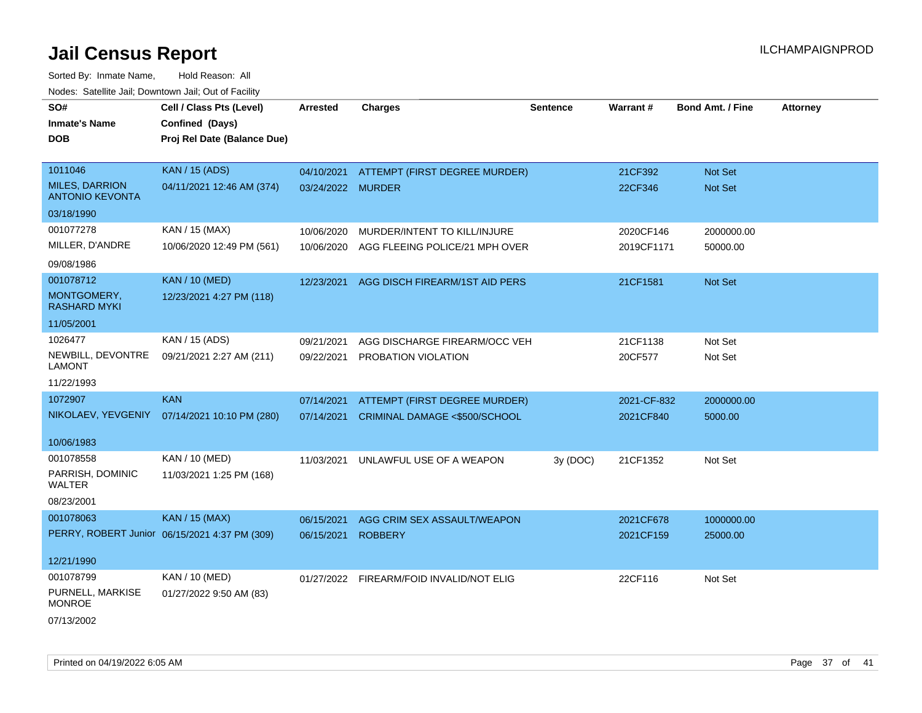# Jail Census Report

Sorted By: Inmate Name, Hold Reason: All

Nodes: Satellite Jail; Downtown Jail; Out of Facility

ILCHAMPAIGNPROD

| SO# / Inmate's Name / DOB | Cell / Class Pts (Level) / Confined (Days) / Proj Rel Date (Balance Due) | Arrested | Charges | Sentence | Warrant # | Bond Amt. / Fine | Attorney |
|---|---|---|---|---|---|---|---|
| 1011046<br>MILES, DARRION ANTONIO KEVONTA<br>03/18/1990 | KAN / 15 (ADS)<br>04/11/2021 12:46 AM (374) | 04/10/2021<br>03/24/2022 | ATTEMPT (FIRST DEGREE MURDER)<br>MURDER | | 21CF392<br>22CF346 | Not Set<br>Not Set | |
| 001077278<br>MILLER, D'ANDRE<br>09/08/1986 | KAN / 15 (MAX)<br>10/06/2020 12:49 PM (561) | 10/06/2020<br>10/06/2020 | MURDER/INTENT TO KILL/INJURE<br>AGG FLEEING POLICE/21 MPH OVER | | 2020CF146<br>2019CF1171 | 2000000.00<br>50000.00 | |
| 001078712<br>MONTGOMERY, RASHARD MYKI<br>11/05/2001 | KAN / 10 (MED)<br>12/23/2021 4:27 PM (118) | 12/23/2021 | AGG DISCH FIREARM/1ST AID PERS | | 21CF1581 | Not Set | |
| 1026477<br>NEWBILL, DEVONTRE LAMONT<br>11/22/1993 | KAN / 15 (ADS)<br>09/21/2021 2:27 AM (211) | 09/21/2021<br>09/22/2021 | AGG DISCHARGE FIREARM/OCC VEH<br>PROBATION VIOLATION | | 21CF1138<br>20CF577 | Not Set<br>Not Set | |
| 1072907<br>NIKOLAEV, YEVGENIY<br>10/06/1983 | KAN<br>07/14/2021 10:10 PM (280) | 07/14/2021<br>07/14/2021 | ATTEMPT (FIRST DEGREE MURDER)<br>CRIMINAL DAMAGE <$500/SCHOOL | | 2021-CF-832<br>2021CF840 | 2000000.00<br>5000.00 | |
| 001078558<br>PARRISH, DOMINIC WALTER<br>08/23/2001 | KAN / 10 (MED)<br>11/03/2021 1:25 PM (168) | 11/03/2021 | UNLAWFUL USE OF A WEAPON | 3y (DOC) | 21CF1352 | Not Set | |
| 001078063<br>PERRY, ROBERT Junior<br>12/21/1990 | KAN / 15 (MAX)<br>06/15/2021 4:37 PM (309) | 06/15/2021<br>06/15/2021 | AGG CRIM SEX ASSAULT/WEAPON<br>ROBBERY | | 2021CF678<br>2021CF159 | 1000000.00<br>25000.00 | |
| 001078799<br>PURNELL, MARKISE MONROE<br>07/13/2002 | KAN / 10 (MED)<br>01/27/2022 9:50 AM (83) | 01/27/2022 | FIREARM/FOID INVALID/NOT ELIG | | 22CF116 | Not Set | |

Printed on 04/19/2022 6:05 AM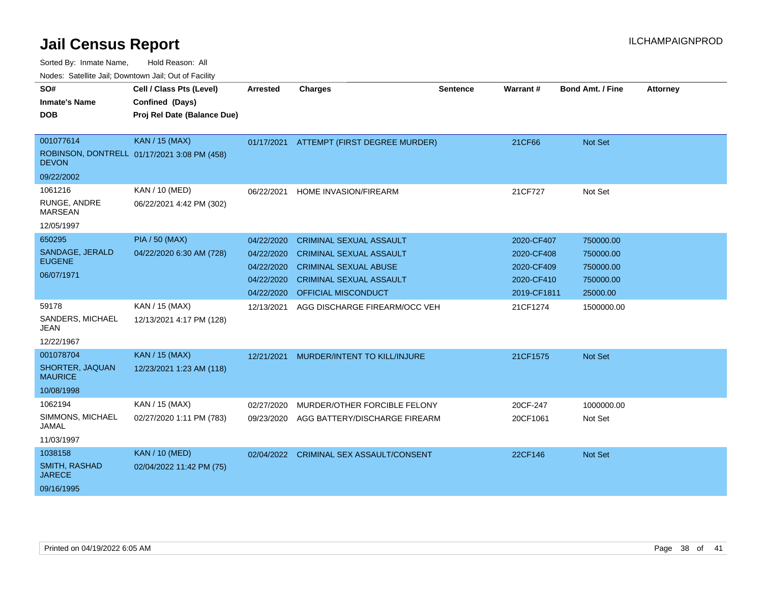# Jail Census Report

ILCHAMPAIGNPROD

Sorted By: Inmate Name, Hold Reason: All

Nodes: Satellite Jail; Downtown Jail; Out of Facility

| SO# / Inmate's Name / DOB | Cell / Class Pts (Level) / Confined (Days) / Proj Rel Date (Balance Due) | Arrested | Charges | Sentence | Warrant # | Bond Amt. / Fine | Attorney |
|---|---|---|---|---|---|---|---|
| 001077614 ROBINSON, DONTRELL DEVON 09/22/2002 | KAN / 15 (MAX) 01/17/2021 3:08 PM (458) | 01/17/2021 | ATTEMPT (FIRST DEGREE MURDER) | | 21CF66 | Not Set | |
| 1061216 RUNGE, ANDRE MARSEAN 12/05/1997 | KAN / 10 (MED) 06/22/2021 4:42 PM (302) | 06/22/2021 | HOME INVASION/FIREARM | | 21CF727 | Not Set | |
| 650295 SANDAGE, JERALD EUGENE 06/07/1971 | PIA / 50 (MAX) 04/22/2020 6:30 AM (728) | 04/22/2020 | CRIMINAL SEXUAL ASSAULT | | 2020-CF407 | 750000.00 | |
| | | 04/22/2020 | CRIMINAL SEXUAL ASSAULT | | 2020-CF408 | 750000.00 | |
| | | 04/22/2020 | CRIMINAL SEXUAL ABUSE | | 2020-CF409 | 750000.00 | |
| | | 04/22/2020 | CRIMINAL SEXUAL ASSAULT | | 2020-CF410 | 750000.00 | |
| | | 04/22/2020 | OFFICIAL MISCONDUCT | | 2019-CF1811 | 25000.00 | |
| 59178 SANDERS, MICHAEL JEAN 12/22/1967 | KAN / 15 (MAX) 12/13/2021 4:17 PM (128) | 12/13/2021 | AGG DISCHARGE FIREARM/OCC VEH | | 21CF1274 | 1500000.00 | |
| 001078704 SHORTER, JAQUAN MAURICE 10/08/1998 | KAN / 15 (MAX) 12/23/2021 1:23 AM (118) | 12/21/2021 | MURDER/INTENT TO KILL/INJURE | | 21CF1575 | Not Set | |
| 1062194 SIMMONS, MICHAEL JAMAL 11/03/1997 | KAN / 15 (MAX) 02/27/2020 1:11 PM (783) | 02/27/2020 | MURDER/OTHER FORCIBLE FELONY | | 20CF-247 | 1000000.00 | |
| | | 09/23/2020 | AGG BATTERY/DISCHARGE FIREARM | | 20CF1061 | Not Set | |
| 1038158 SMITH, RASHAD JARECE 09/16/1995 | KAN / 10 (MED) 02/04/2022 11:42 PM (75) | 02/04/2022 | CRIMINAL SEX ASSAULT/CONSENT | | 22CF146 | Not Set | |

Printed on 04/19/2022 6:05 AM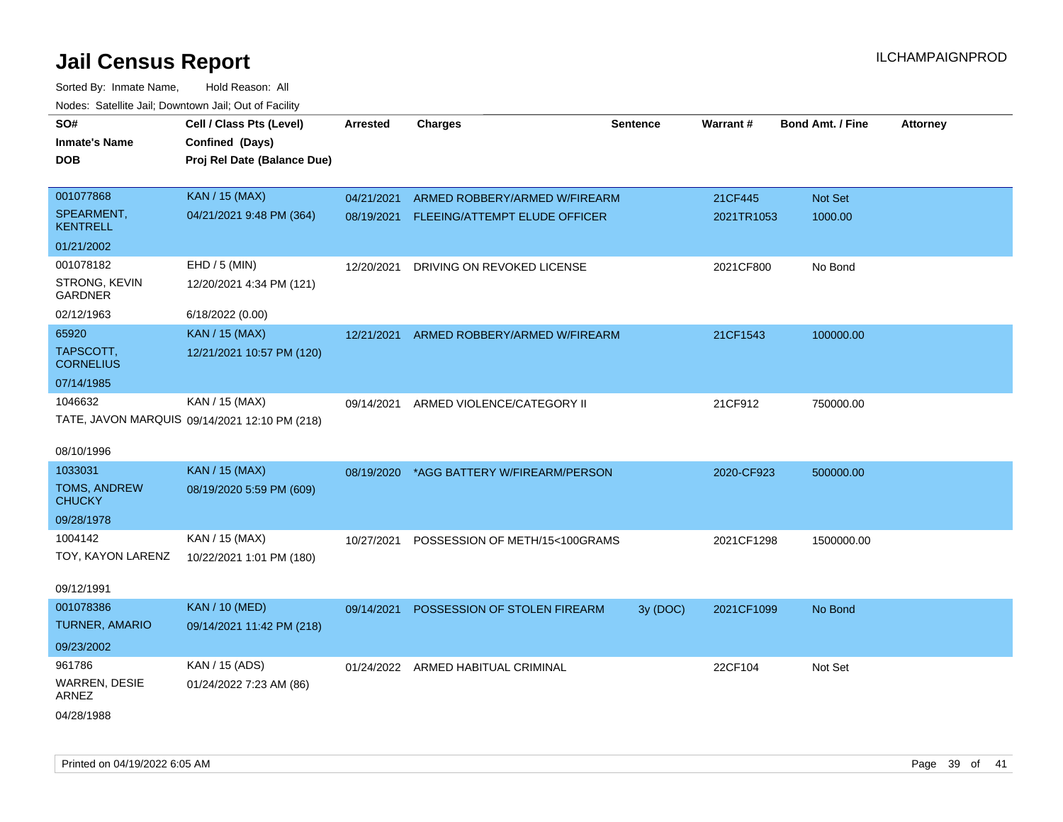# Jail Census Report

ILCHAMPAIGNPROD

Sorted By: Inmate Name, Hold Reason: All

Nodes: Satellite Jail; Downtown Jail; Out of Facility

| SO# / Inmate's Name / DOB | Cell / Class Pts (Level) / Confined (Days) / Proj Rel Date (Balance Due) | Arrested | Charges | Sentence | Warrant # | Bond Amt. / Fine | Attorney |
|---|---|---|---|---|---|---|---|
| 001077868<br>SPEARMENT, KENTRELL<br>01/21/2002 | KAN / 15 (MAX)<br>04/21/2021 9:48 PM (364) | 04/21/2021 | ARMED ROBBERY/ARMED W/FIREARM | | 21CF445 | Not Set | |
| | | 08/19/2021 | FLEEING/ATTEMPT ELUDE OFFICER | | 2021TR1053 | 1000.00 | |
| 001078182<br>STRONG, KEVIN GARDNER<br>02/12/1963 | EHD / 5 (MIN)<br>12/20/2021 4:34 PM (121)<br>6/18/2022 (0.00) | 12/20/2021 | DRIVING ON REVOKED LICENSE | | 2021CF800 | No Bond | |
| 65920<br>TAPSCOTT, CORNELIUS<br>07/14/1985 | KAN / 15 (MAX)<br>12/21/2021 10:57 PM (120) | 12/21/2021 | ARMED ROBBERY/ARMED W/FIREARM | | 21CF1543 | 100000.00 | |
| 1046632<br>TATE, JAVON MARQUIS<br>08/10/1996 | KAN / 15 (MAX)<br>09/14/2021 12:10 PM (218) | 09/14/2021 | ARMED VIOLENCE/CATEGORY II | | 21CF912 | 750000.00 | |
| 1033031<br>TOMS, ANDREW CHUCKY<br>09/28/1978 | KAN / 15 (MAX)<br>08/19/2020 5:59 PM (609) | 08/19/2020 | *AGG BATTERY W/FIREARM/PERSON | | 2020-CF923 | 500000.00 | |
| 1004142<br>TOY, KAYON LARENZ<br>09/12/1991 | KAN / 15 (MAX)<br>10/22/2021 1:01 PM (180) | 10/27/2021 | POSSESSION OF METH/15<100GRAMS | | 2021CF1298 | 1500000.00 | |
| 001078386<br>TURNER, AMARIO<br>09/23/2002 | KAN / 10 (MED)<br>09/14/2021 11:42 PM (218) | 09/14/2021 | POSSESSION OF STOLEN FIREARM | 3y (DOC) | 2021CF1099 | No Bond | |
| 961786<br>WARREN, DESIE ARNEZ<br>04/28/1988 | KAN / 15 (ADS)<br>01/24/2022 7:23 AM (86) | 01/24/2022 | ARMED HABITUAL CRIMINAL | | 22CF104 | Not Set | |

Printed on 04/19/2022 6:05 AM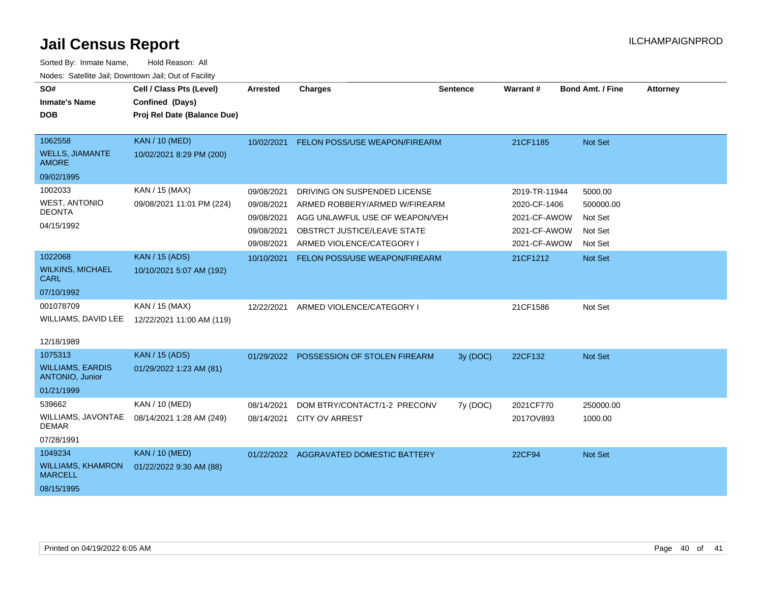# Jail Census Report

ILCHAMPAIGNPROD

Sorted By: Inmate Name, Hold Reason: All

Nodes: Satellite Jail; Downtown Jail; Out of Facility

| SO# / Inmate's Name / DOB | Cell / Class Pts (Level) / Confined (Days) / Proj Rel Date (Balance Due) | Arrested | Charges | Sentence | Warrant # | Bond Amt. / Fine | Attorney |
|---|---|---|---|---|---|---|---|
| 1062558<br>WELLS, JIAMANTE AMORE<br>09/02/1995 | KAN / 10 (MED)<br>10/02/2021 8:29 PM (200) | 10/02/2021 | FELON POSS/USE WEAPON/FIREARM | | 21CF1185 | Not Set | |
| 1002033<br>WEST, ANTONIO DEONTA<br>04/15/1992 | KAN / 15 (MAX)<br>09/08/2021 11:01 PM (224) | 09/08/2021 | DRIVING ON SUSPENDED LICENSE | | 2019-TR-11944 | 5000.00 | |
| | | 09/08/2021 | ARMED ROBBERY/ARMED W/FIREARM | | 2020-CF-1406 | 500000.00 | |
| | | 09/08/2021 | AGG UNLAWFUL USE OF WEAPON/VEH | | 2021-CF-AWOW | Not Set | |
| | | 09/08/2021 | OBSTRCT JUSTICE/LEAVE STATE | | 2021-CF-AWOW | Not Set | |
| | | 09/08/2021 | ARMED VIOLENCE/CATEGORY I | | 2021-CF-AWOW | Not Set | |
| 1022068<br>WILKINS, MICHAEL CARL<br>07/10/1992 | KAN / 15 (ADS)<br>10/10/2021 5:07 AM (192) | 10/10/2021 | FELON POSS/USE WEAPON/FIREARM | | 21CF1212 | Not Set | |
| 001078709<br>WILLIAMS, DAVID LEE<br>12/18/1989 | KAN / 15 (MAX)<br>12/22/2021 11:00 AM (119) | 12/22/2021 | ARMED VIOLENCE/CATEGORY I | | 21CF1586 | Not Set | |
| 1075313<br>WILLIAMS, EARDIS ANTONIO, Junior<br>01/21/1999 | KAN / 15 (ADS)<br>01/29/2022 1:23 AM (81) | 01/29/2022 | POSSESSION OF STOLEN FIREARM | 3y (DOC) | 22CF132 | Not Set | |
| 539662<br>WILLIAMS, JAVONTAE DEMAR<br>07/28/1991 | KAN / 10 (MED)<br>08/14/2021 1:28 AM (249) | 08/14/2021 | DOM BTRY/CONTACT/1-2 PRECONV | 7y (DOC) | 2021CF770 | 250000.00 | |
| | | 08/14/2021 | CITY OV ARREST | | 2017OV893 | 1000.00 | |
| 1049234<br>WILLIAMS, KHAMRON MARCELL<br>08/15/1995 | KAN / 10 (MED)<br>01/22/2022 9:30 AM (88) | 01/22/2022 | AGGRAVATED DOMESTIC BATTERY | | 22CF94 | Not Set | |

Printed on 04/19/2022 6:05 AM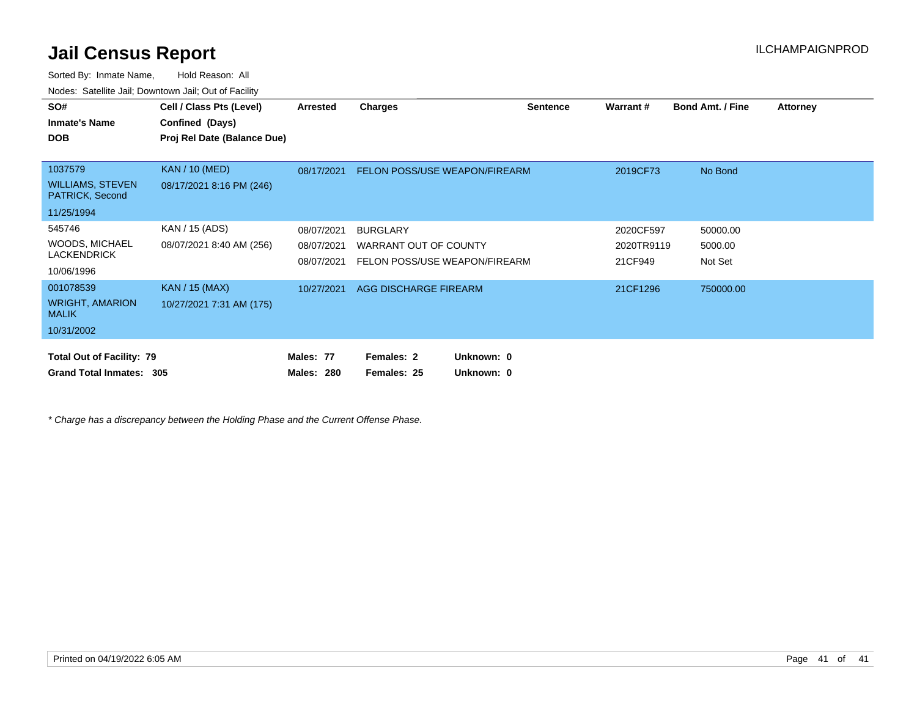# Jail Census Report

ILCHAMPAIGNPROD

Sorted By: Inmate Name, Hold Reason: All

Nodes: Satellite Jail; Downtown Jail; Out of Facility

| SO#<br>Inmate's Name<br>DOB | Cell / Class Pts (Level)<br>Confined (Days)<br>Proj Rel Date (Balance Due) | Arrested | Charges | Sentence | Warrant # | Bond Amt. / Fine | Attorney |
|---|---|---|---|---|---|---|---|
| 1037579<br>WILLIAMS, STEVEN PATRICK, Second<br>11/25/1994 | KAN / 10 (MED)<br>08/17/2021 8:16 PM (246) | 08/17/2021 | FELON POSS/USE WEAPON/FIREARM | | 2019CF73 | No Bond | |
| 545746<br>WOODS, MICHAEL LACKENDRICK<br>10/06/1996 | KAN / 15 (ADS)<br>08/07/2021 8:40 AM (256) | 08/07/2021 | BURGLARY | | 2020CF597 | 50000.00 | |
| | | 08/07/2021 | WARRANT OUT OF COUNTY | | 2020TR9119 | 5000.00 | |
| | | 08/07/2021 | FELON POSS/USE WEAPON/FIREARM | | 21CF949 | Not Set | |
| 001078539<br>WRIGHT, AMARION MALIK<br>10/31/2002 | KAN / 15 (MAX)<br>10/27/2021 7:31 AM (175) | 10/27/2021 | AGG DISCHARGE FIREARM | | 21CF1296 | 750000.00 | |

**Total Out of Facility: 79** **Males: 77** **Females: 2** **Unknown: 0**

**Grand Total Inmates: 305** **Males: 280** **Females: 25** **Unknown: 0**

*\* Charge has a discrepancy between the Holding Phase and the Current Offense Phase.*

Printed on 04/19/2022 6:05 AM